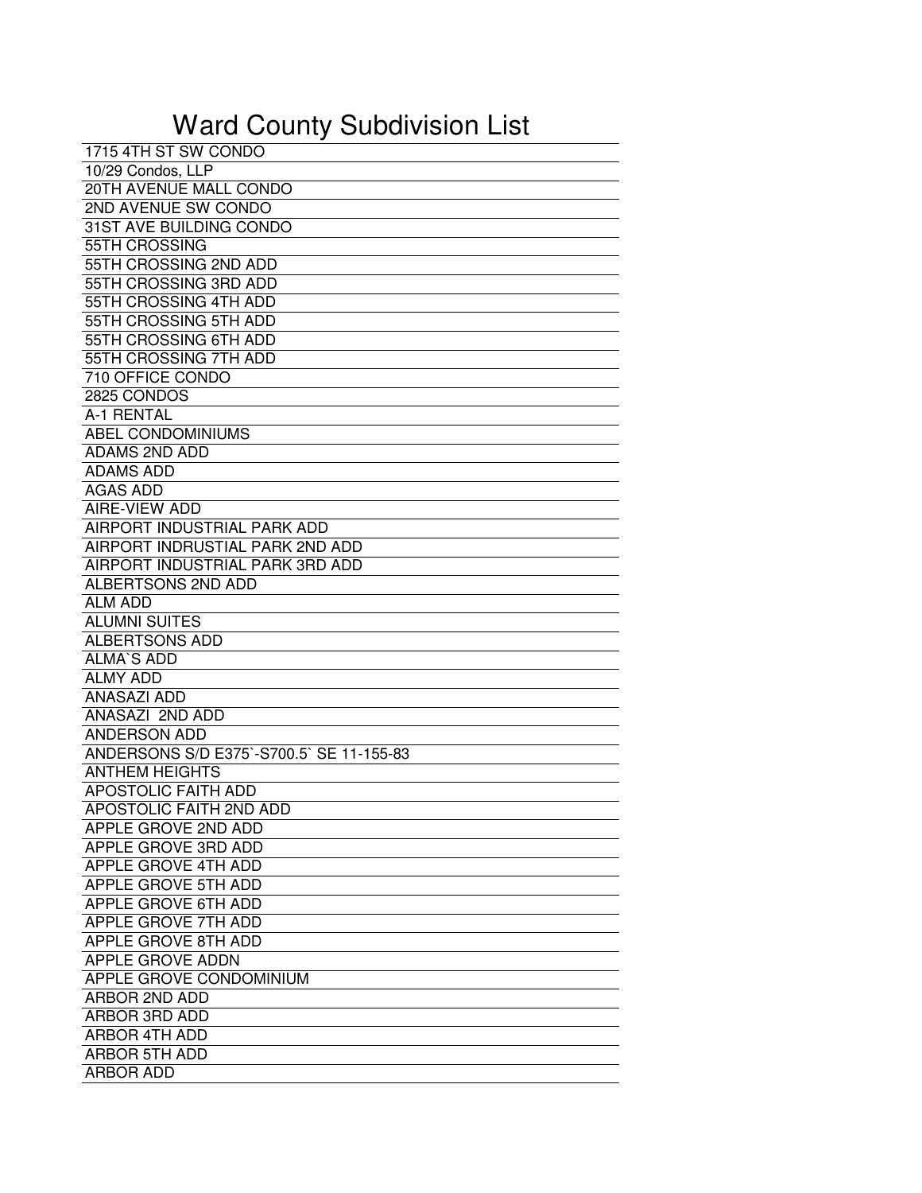# Ward County Subdivision List

| |
|---|
| 1715 4TH ST SW CONDO |
| 10/29 Condos, LLP |
| 20TH AVENUE MALL CONDO |
| 2ND AVENUE SW CONDO |
| 31ST AVE BUILDING CONDO |
| 55TH CROSSING |
| 55TH CROSSING 2ND ADD |
| 55TH CROSSING 3RD ADD |
| 55TH CROSSING 4TH ADD |
| 55TH CROSSING 5TH ADD |
| 55TH CROSSING 6TH ADD |
| 55TH CROSSING 7TH ADD |
| 710 OFFICE CONDO |
| 2825 CONDOS |
| A-1 RENTAL |
| ABEL CONDOMINIUMS |
| ADAMS 2ND ADD |
| ADAMS ADD |
| AGAS ADD |
| AIRE-VIEW ADD |
| AIRPORT INDUSTRIAL PARK ADD |
| AIRPORT INDRUSTIAL PARK 2ND ADD |
| AIRPORT INDUSTRIAL PARK 3RD ADD |
| ALBERTSONS 2ND ADD |
| ALM ADD |
| ALUMNI SUITES |
| ALBERTSONS ADD |
| ALMA`S ADD |
| ALMY ADD |
| ANASAZI ADD |
| ANASAZI 2ND ADD |
| ANDERSON ADD |
| ANDERSONS S/D E375`-S700.5` SE 11-155-83 |
| ANTHEM HEIGHTS |
| APOSTOLIC FAITH ADD |
| APOSTOLIC FAITH 2ND ADD |
| APPLE GROVE 2ND ADD |
| APPLE GROVE 3RD ADD |
| APPLE GROVE 4TH ADD |
| APPLE GROVE 5TH ADD |
| APPLE GROVE 6TH ADD |
| APPLE GROVE 7TH ADD |
| APPLE GROVE 8TH ADD |
| APPLE GROVE ADDN |
| APPLE GROVE CONDOMINIUM |
| ARBOR 2ND ADD |
| ARBOR 3RD ADD |
| ARBOR 4TH ADD |
| ARBOR 5TH ADD |
| ARBOR ADD |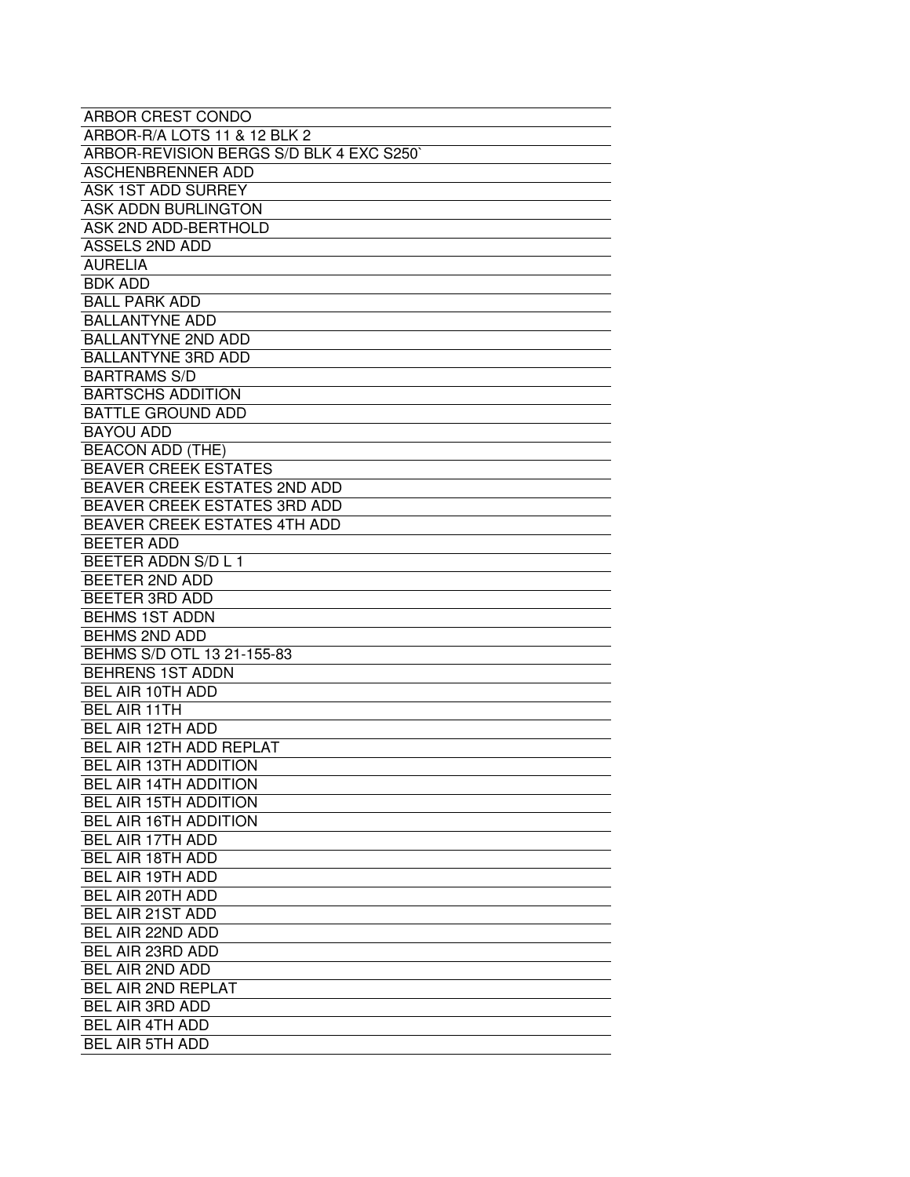| ARBOR CREST CONDO |
| --- |
| ARBOR-R/A LOTS 11 & 12 BLK 2 |
| ARBOR-REVISION BERGS S/D BLK 4 EXC S250` |
| ASCHENBRENNER ADD |
| ASK 1ST ADD SURREY |
| ASK ADDN BURLINGTON |
| ASK 2ND ADD-BERTHOLD |
| ASSELS 2ND ADD |
| AURELIA |
| BDK ADD |
| BALL PARK ADD |
| BALLANTYNE ADD |
| BALLANTYNE 2ND ADD |
| BALLANTYNE 3RD ADD |
| BARTRAMS S/D |
| BARTSCHS ADDITION |
| BATTLE GROUND ADD |
| BAYOU ADD |
| BEACON ADD (THE) |
| BEAVER CREEK ESTATES |
| BEAVER CREEK ESTATES 2ND ADD |
| BEAVER CREEK ESTATES 3RD ADD |
| BEAVER CREEK ESTATES 4TH ADD |
| BEETER ADD |
| BEETER ADDN S/D L 1 |
| BEETER 2ND ADD |
| BEETER 3RD ADD |
| BEHMS 1ST ADDN |
| BEHMS 2ND ADD |
| BEHMS S/D OTL 13 21-155-83 |
| BEHRENS 1ST ADDN |
| BEL AIR 10TH ADD |
| BEL AIR 11TH |
| BEL AIR 12TH ADD |
| BEL AIR 12TH ADD REPLAT |
| BEL AIR 13TH ADDITION |
| BEL AIR 14TH ADDITION |
| BEL AIR 15TH ADDITION |
| BEL AIR 16TH ADDITION |
| BEL AIR 17TH ADD |
| BEL AIR 18TH ADD |
| BEL AIR 19TH ADD |
| BEL AIR 20TH ADD |
| BEL AIR 21ST ADD |
| BEL AIR 22ND ADD |
| BEL AIR 23RD ADD |
| BEL AIR 2ND ADD |
| BEL AIR 2ND REPLAT |
| BEL AIR 3RD ADD |
| BEL AIR 4TH ADD |
| BEL AIR 5TH ADD |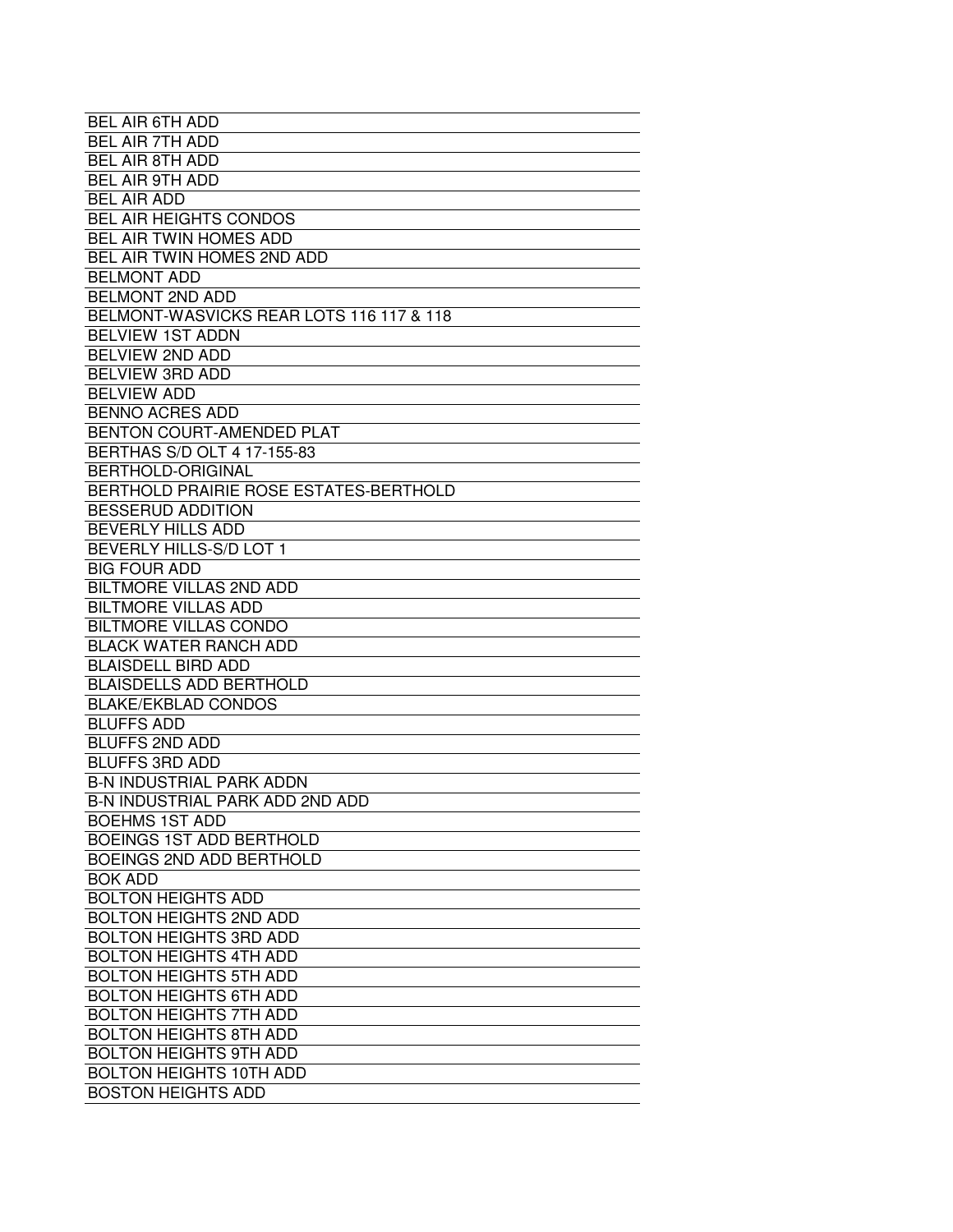| BEL AIR 6TH ADD |
|---|
| BEL AIR 7TH ADD |
| BEL AIR 8TH ADD |
| BEL AIR 9TH ADD |
| BEL AIR ADD |
| BEL AIR HEIGHTS CONDOS |
| BEL AIR TWIN HOMES ADD |
| BEL AIR TWIN HOMES 2ND ADD |
| BELMONT ADD |
| BELMONT 2ND ADD |
| BELMONT-WASVICKS REAR LOTS 116 117 & 118 |
| BELVIEW 1ST ADDN |
| BELVIEW 2ND ADD |
| BELVIEW 3RD ADD |
| BELVIEW ADD |
| BENNO ACRES ADD |
| BENTON COURT-AMENDED PLAT |
| BERTHAS S/D OLT 4 17-155-83 |
| BERTHOLD-ORIGINAL |
| BERTHOLD PRAIRIE ROSE ESTATES-BERTHOLD |
| BESSERUD ADDITION |
| BEVERLY HILLS ADD |
| BEVERLY HILLS-S/D LOT 1 |
| BIG FOUR ADD |
| BILTMORE VILLAS 2ND ADD |
| BILTMORE VILLAS ADD |
| BILTMORE VILLAS CONDO |
| BLACK WATER RANCH ADD |
| BLAISDELL BIRD ADD |
| BLAISDELLS ADD BERTHOLD |
| BLAKE/EKBLAD CONDOS |
| BLUFFS ADD |
| BLUFFS 2ND ADD |
| BLUFFS 3RD ADD |
| B-N INDUSTRIAL PARK ADDN |
| B-N INDUSTRIAL PARK ADD 2ND ADD |
| BOEHMS 1ST ADD |
| BOEINGS 1ST ADD BERTHOLD |
| BOEINGS 2ND ADD BERTHOLD |
| BOK ADD |
| BOLTON HEIGHTS ADD |
| BOLTON HEIGHTS 2ND ADD |
| BOLTON HEIGHTS 3RD ADD |
| BOLTON HEIGHTS 4TH ADD |
| BOLTON HEIGHTS 5TH ADD |
| BOLTON HEIGHTS 6TH ADD |
| BOLTON HEIGHTS 7TH ADD |
| BOLTON HEIGHTS 8TH ADD |
| BOLTON HEIGHTS 9TH ADD |
| BOLTON HEIGHTS 10TH ADD |
| BOSTON HEIGHTS ADD |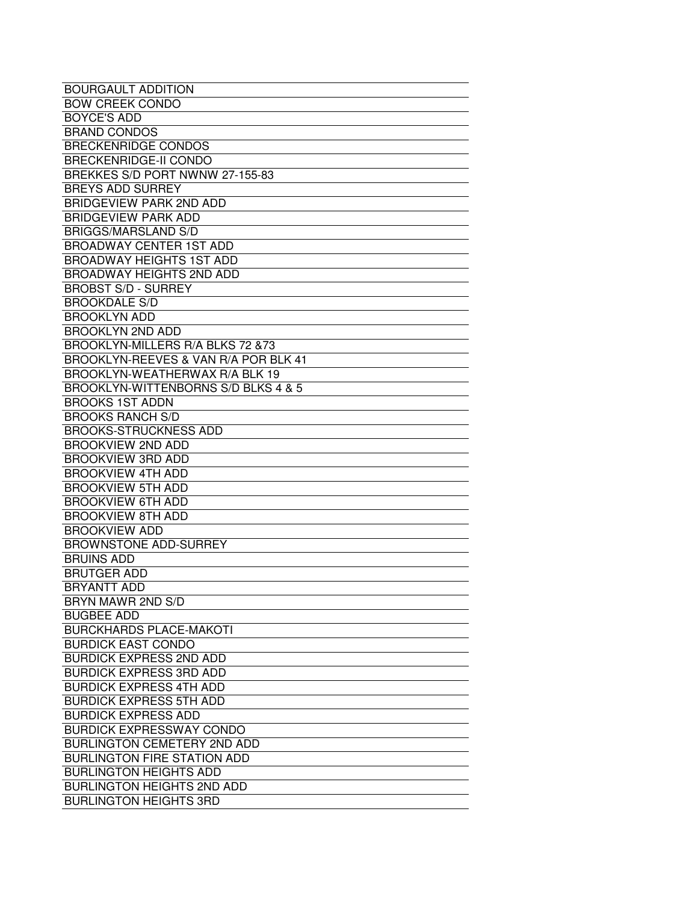| BOURGAULT ADDITION |
|---|
| BOW CREEK CONDO |
| BOYCE'S ADD |
| BRAND CONDOS |
| BRECKENRIDGE CONDOS |
| BRECKENRIDGE-II CONDO |
| BREKKES S/D PORT NWNW 27-155-83 |
| BREYS ADD SURREY |
| BRIDGEVIEW PARK 2ND ADD |
| BRIDGEVIEW PARK ADD |
| BRIGGS/MARSLAND S/D |
| BROADWAY CENTER 1ST ADD |
| BROADWAY HEIGHTS 1ST ADD |
| BROADWAY HEIGHTS 2ND ADD |
| BROBST S/D - SURREY |
| BROOKDALE S/D |
| BROOKLYN ADD |
| BROOKLYN 2ND ADD |
| BROOKLYN-MILLERS R/A BLKS 72 &73 |
| BROOKLYN-REEVES & VAN R/A POR BLK 41 |
| BROOKLYN-WEATHERWAX R/A BLK 19 |
| BROOKLYN-WITTENBORNS S/D BLKS 4 & 5 |
| BROOKS 1ST ADDN |
| BROOKS RANCH S/D |
| BROOKS-STRUCKNESS ADD |
| BROOKVIEW 2ND ADD |
| BROOKVIEW 3RD ADD |
| BROOKVIEW 4TH ADD |
| BROOKVIEW 5TH ADD |
| BROOKVIEW 6TH ADD |
| BROOKVIEW 8TH ADD |
| BROOKVIEW ADD |
| BROWNSTONE ADD-SURREY |
| BRUINS ADD |
| BRUTGER ADD |
| BRYANTT ADD |
| BRYN MAWR 2ND S/D |
| BUGBEE ADD |
| BURCKHARDS PLACE-MAKOTI |
| BURDICK EAST CONDO |
| BURDICK EXPRESS 2ND ADD |
| BURDICK EXPRESS 3RD ADD |
| BURDICK EXPRESS 4TH ADD |
| BURDICK EXPRESS 5TH ADD |
| BURDICK EXPRESS ADD |
| BURDICK EXPRESSWAY CONDO |
| BURLINGTON CEMETERY 2ND ADD |
| BURLINGTON FIRE STATION ADD |
| BURLINGTON HEIGHTS ADD |
| BURLINGTON HEIGHTS 2ND ADD |
| BURLINGTON HEIGHTS 3RD |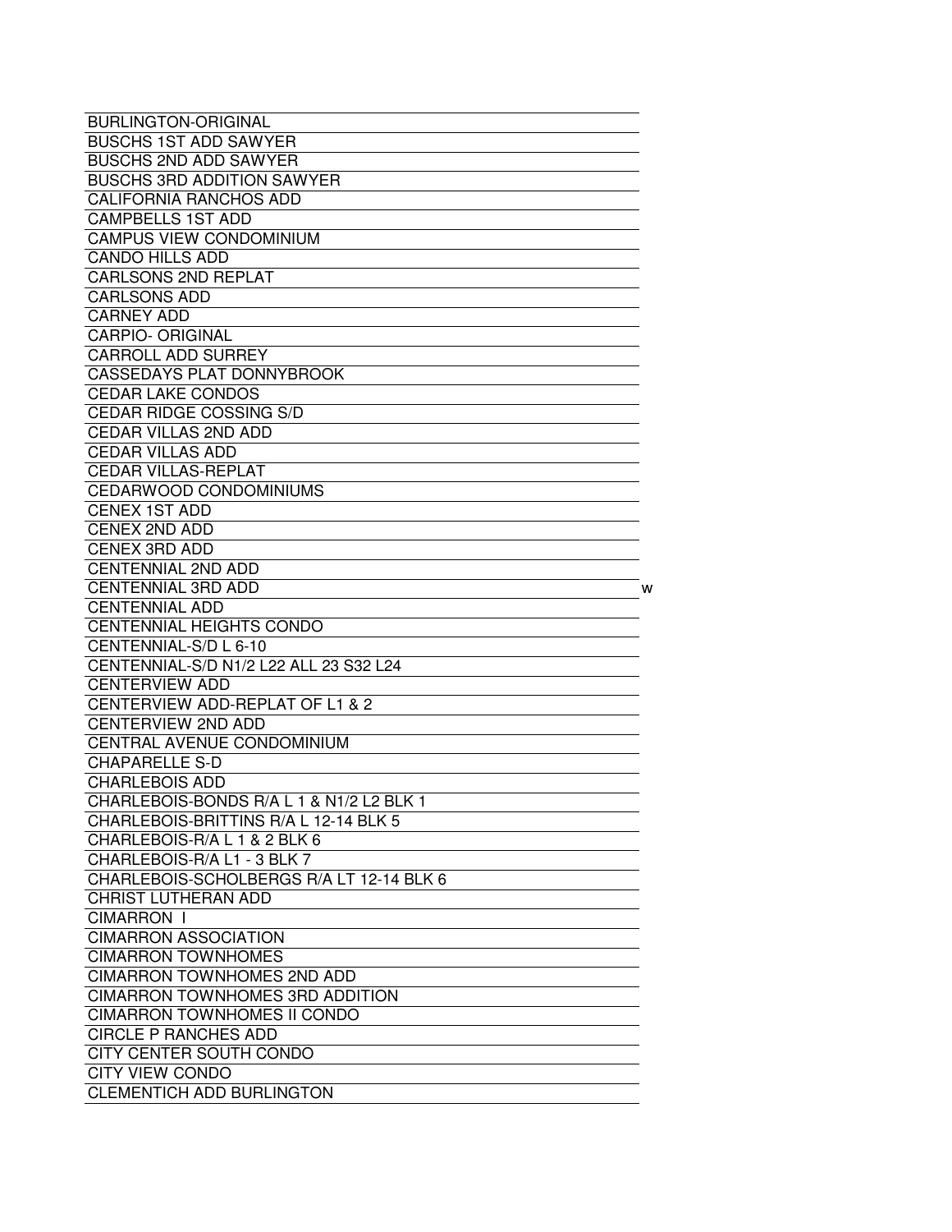BURLINGTON-ORIGINAL
BUSCHS 1ST ADD SAWYER
BUSCHS 2ND ADD SAWYER
BUSCHS 3RD ADDITION SAWYER
CALIFORNIA RANCHOS ADD
CAMPBELLS 1ST ADD
CAMPUS VIEW CONDOMINIUM
CANDO HILLS ADD
CARLSONS 2ND REPLAT
CARLSONS ADD
CARNEY ADD
CARPIO- ORIGINAL
CARROLL ADD SURREY
CASSEDAYS PLAT DONNYBROOK
CEDAR LAKE CONDOS
CEDAR RIDGE COSSING S/D
CEDAR VILLAS 2ND ADD
CEDAR VILLAS ADD
CEDAR VILLAS-REPLAT
CEDARWOOD CONDOMINIUMS
CENEX 1ST ADD
CENEX 2ND ADD
CENEX 3RD ADD
CENTENNIAL 2ND ADD
CENTENNIAL 3RD ADD w
CENTENNIAL ADD
CENTENNIAL HEIGHTS CONDO
CENTENNIAL-S/D L 6-10
CENTENNIAL-S/D N1/2 L22 ALL 23 S32 L24
CENTERVIEW ADD
CENTERVIEW ADD-REPLAT OF L1 & 2
CENTERVIEW 2ND ADD
CENTRAL AVENUE CONDOMINIUM
CHAPARELLE S-D
CHARLEBOIS ADD
CHARLEBOIS-BONDS R/A L 1 & N1/2 L2 BLK 1
CHARLEBOIS-BRITTINS R/A L 12-14 BLK 5
CHARLEBOIS-R/A L 1 & 2 BLK 6
CHARLEBOIS-R/A L1 - 3 BLK 7
CHARLEBOIS-SCHOLBERGS R/A LT 12-14 BLK 6
CHRIST LUTHERAN ADD
CIMARRON I
CIMARRON ASSOCIATION
CIMARRON TOWNHOMES
CIMARRON TOWNHOMES 2ND ADD
CIMARRON TOWNHOMES 3RD ADDITION
CIMARRON TOWNHOMES II CONDO
CIRCLE P RANCHES ADD
CITY CENTER SOUTH CONDO
CITY VIEW CONDO
CLEMENTICH ADD BURLINGTON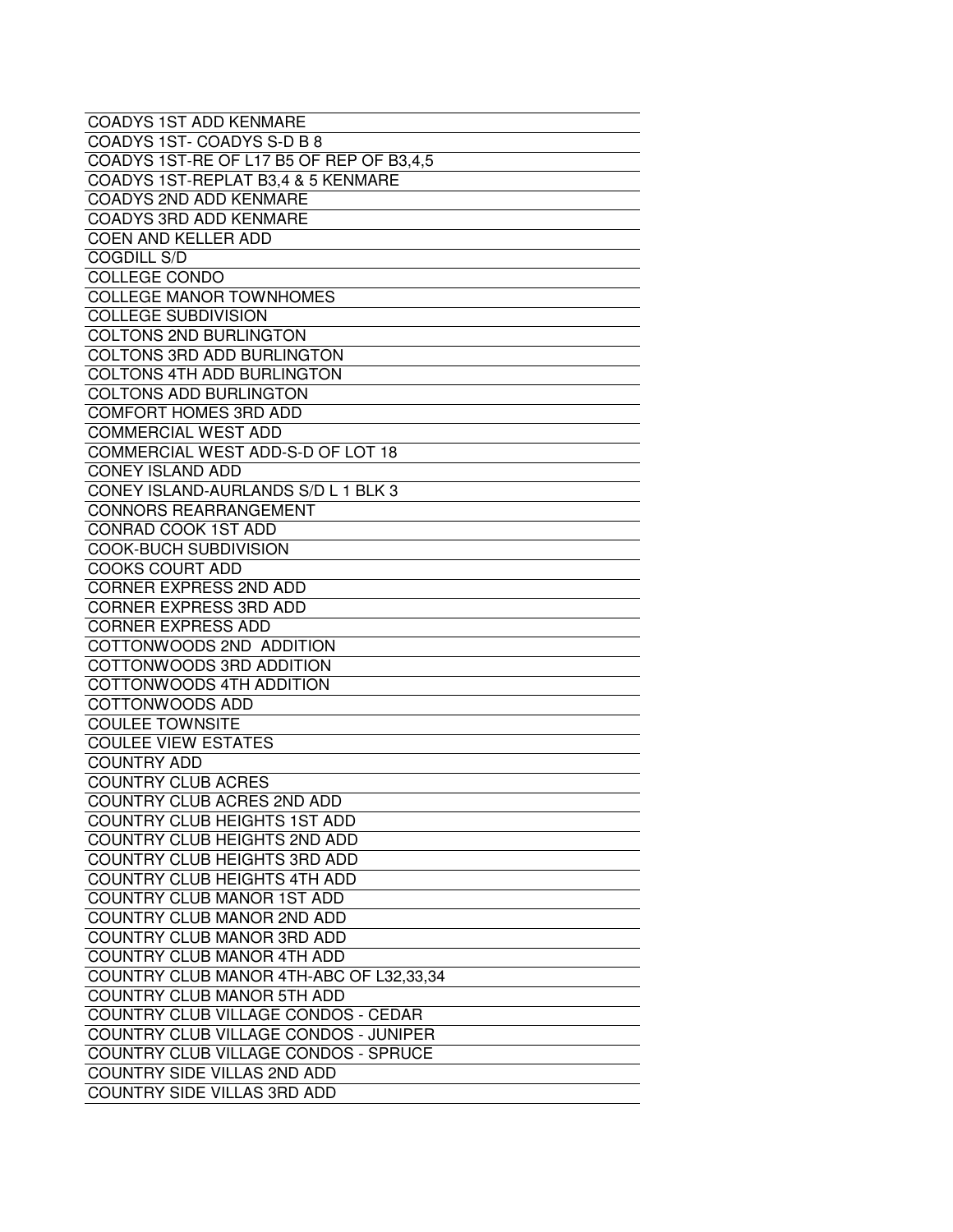| COADYS 1ST ADD KENMARE |
|---|
| COADYS 1ST- COADYS S-D B 8 |
| COADYS 1ST-RE OF L17 B5 OF REP OF B3,4,5 |
| COADYS 1ST-REPLAT B3,4 & 5 KENMARE |
| COADYS 2ND ADD KENMARE |
| COADYS 3RD ADD KENMARE |
| COEN AND KELLER ADD |
| COGDILL S/D |
| COLLEGE CONDO |
| COLLEGE MANOR TOWNHOMES |
| COLLEGE SUBDIVISION |
| COLTONS 2ND BURLINGTON |
| COLTONS 3RD ADD BURLINGTON |
| COLTONS 4TH ADD BURLINGTON |
| COLTONS ADD BURLINGTON |
| COMFORT HOMES 3RD ADD |
| COMMERCIAL WEST ADD |
| COMMERCIAL WEST ADD-S-D OF LOT 18 |
| CONEY ISLAND ADD |
| CONEY ISLAND-AURLANDS S/D L 1 BLK 3 |
| CONNORS REARRANGEMENT |
| CONRAD COOK 1ST ADD |
| COOK-BUCH SUBDIVISION |
| COOKS COURT ADD |
| CORNER EXPRESS 2ND ADD |
| CORNER EXPRESS 3RD ADD |
| CORNER EXPRESS ADD |
| COTTONWOODS 2ND ADDITION |
| COTTONWOODS 3RD ADDITION |
| COTTONWOODS 4TH ADDITION |
| COTTONWOODS ADD |
| COULEE TOWNSITE |
| COULEE VIEW ESTATES |
| COUNTRY ADD |
| COUNTRY CLUB ACRES |
| COUNTRY CLUB ACRES 2ND ADD |
| COUNTRY CLUB HEIGHTS 1ST ADD |
| COUNTRY CLUB HEIGHTS 2ND ADD |
| COUNTRY CLUB HEIGHTS 3RD ADD |
| COUNTRY CLUB HEIGHTS 4TH ADD |
| COUNTRY CLUB MANOR 1ST ADD |
| COUNTRY CLUB MANOR 2ND ADD |
| COUNTRY CLUB MANOR 3RD ADD |
| COUNTRY CLUB MANOR 4TH ADD |
| COUNTRY CLUB MANOR 4TH-ABC OF L32,33,34 |
| COUNTRY CLUB MANOR 5TH ADD |
| COUNTRY CLUB VILLAGE CONDOS - CEDAR |
| COUNTRY CLUB VILLAGE CONDOS - JUNIPER |
| COUNTRY CLUB VILLAGE CONDOS - SPRUCE |
| COUNTRY SIDE VILLAS 2ND ADD |
| COUNTRY SIDE VILLAS 3RD ADD |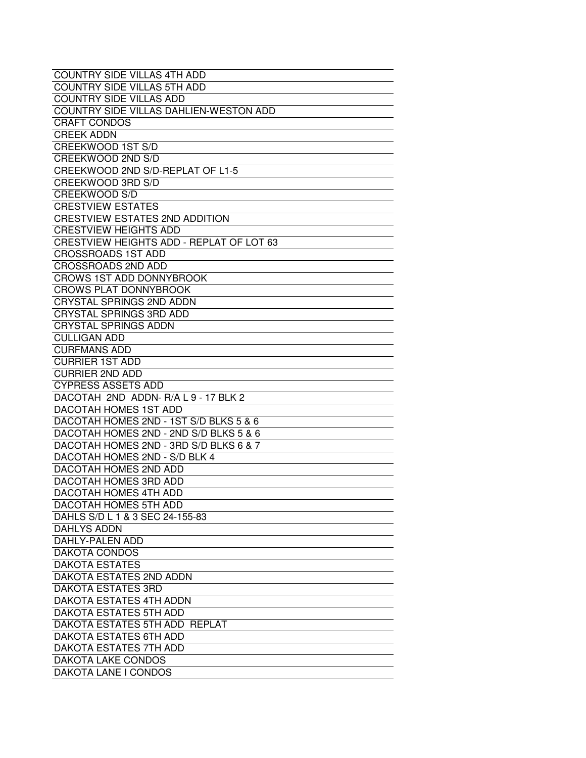| COUNTRY SIDE VILLAS 4TH ADD |
|---|
| COUNTRY SIDE VILLAS 5TH ADD |
| COUNTRY SIDE VILLAS ADD |
| COUNTRY SIDE VILLAS DAHLIEN-WESTON ADD |
| CRAFT CONDOS |
| CREEK ADDN |
| CREEKWOOD 1ST S/D |
| CREEKWOOD 2ND S/D |
| CREEKWOOD 2ND S/D-REPLAT OF L1-5 |
| CREEKWOOD 3RD S/D |
| CREEKWOOD S/D |
| CRESTVIEW ESTATES |
| CRESTVIEW ESTATES 2ND ADDITION |
| CRESTVIEW HEIGHTS ADD |
| CRESTVIEW HEIGHTS ADD - REPLAT OF LOT 63 |
| CROSSROADS 1ST ADD |
| CROSSROADS 2ND ADD |
| CROWS 1ST ADD DONNYBROOK |
| CROWS PLAT DONNYBROOK |
| CRYSTAL SPRINGS 2ND ADDN |
| CRYSTAL SPRINGS 3RD ADD |
| CRYSTAL SPRINGS ADDN |
| CULLIGAN ADD |
| CURFMANS ADD |
| CURRIER 1ST ADD |
| CURRIER 2ND ADD |
| CYPRESS ASSETS ADD |
| DACOTAH 2ND ADDN- R/A L 9 - 17 BLK 2 |
| DACOTAH HOMES 1ST ADD |
| DACOTAH HOMES 2ND - 1ST S/D BLKS 5 & 6 |
| DACOTAH HOMES 2ND - 2ND S/D BLKS 5 & 6 |
| DACOTAH HOMES 2ND - 3RD S/D BLKS 6 & 7 |
| DACOTAH HOMES 2ND - S/D BLK 4 |
| DACOTAH HOMES 2ND ADD |
| DACOTAH HOMES 3RD ADD |
| DACOTAH HOMES 4TH ADD |
| DACOTAH HOMES 5TH ADD |
| DAHLS S/D L 1 & 3 SEC 24-155-83 |
| DAHLYS ADDN |
| DAHLY-PALEN ADD |
| DAKOTA CONDOS |
| DAKOTA ESTATES |
| DAKOTA ESTATES 2ND ADDN |
| DAKOTA ESTATES 3RD |
| DAKOTA ESTATES 4TH ADDN |
| DAKOTA ESTATES 5TH ADD |
| DAKOTA ESTATES 5TH ADD REPLAT |
| DAKOTA ESTATES 6TH ADD |
| DAKOTA ESTATES 7TH ADD |
| DAKOTA LAKE CONDOS |
| DAKOTA LANE I CONDOS |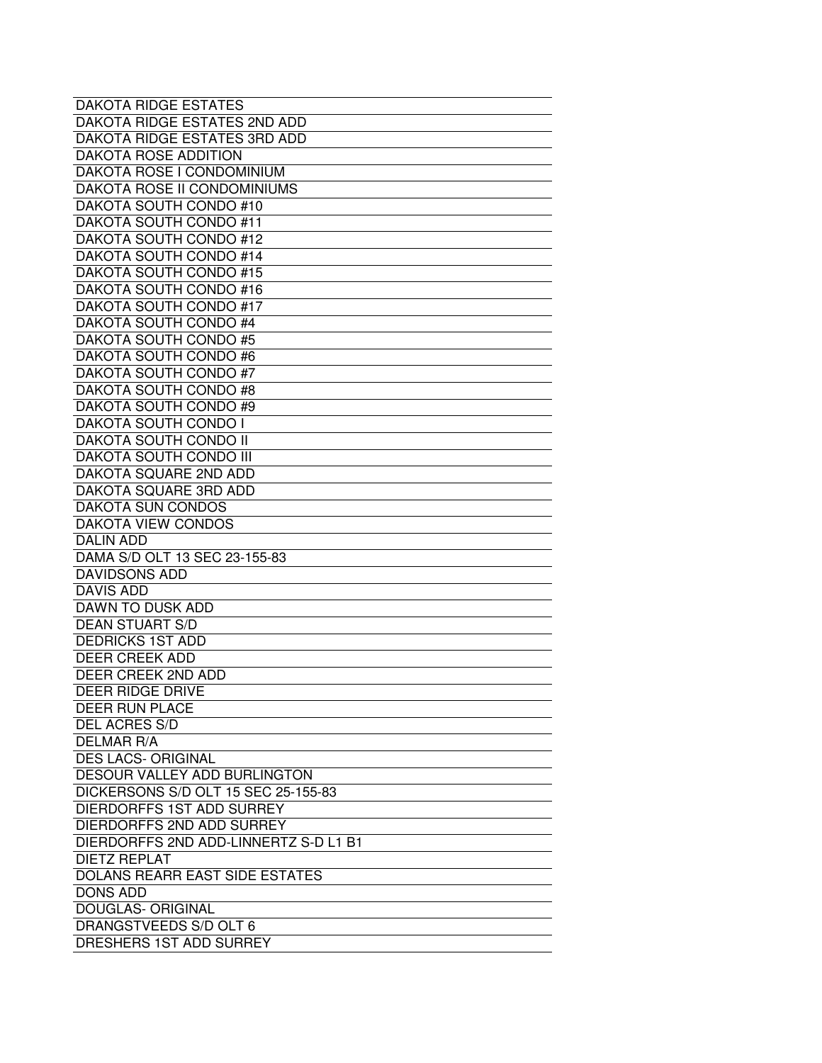| DAKOTA RIDGE ESTATES |
|---|
| DAKOTA RIDGE ESTATES 2ND ADD |
| DAKOTA RIDGE ESTATES 3RD ADD |
| DAKOTA ROSE ADDITION |
| DAKOTA ROSE I CONDOMINIUM |
| DAKOTA ROSE II CONDOMINIUMS |
| DAKOTA SOUTH CONDO #10 |
| DAKOTA SOUTH CONDO #11 |
| DAKOTA SOUTH CONDO #12 |
| DAKOTA SOUTH CONDO #14 |
| DAKOTA SOUTH CONDO #15 |
| DAKOTA SOUTH CONDO #16 |
| DAKOTA SOUTH CONDO #17 |
| DAKOTA SOUTH CONDO #4 |
| DAKOTA SOUTH CONDO #5 |
| DAKOTA SOUTH CONDO #6 |
| DAKOTA SOUTH CONDO #7 |
| DAKOTA SOUTH CONDO #8 |
| DAKOTA SOUTH CONDO #9 |
| DAKOTA SOUTH CONDO I |
| DAKOTA SOUTH CONDO II |
| DAKOTA SOUTH CONDO III |
| DAKOTA SQUARE 2ND ADD |
| DAKOTA SQUARE 3RD ADD |
| DAKOTA SUN CONDOS |
| DAKOTA VIEW CONDOS |
| DALIN ADD |
| DAMA S/D OLT 13 SEC 23-155-83 |
| DAVIDSONS ADD |
| DAVIS ADD |
| DAWN TO DUSK ADD |
| DEAN STUART S/D |
| DEDRICKS 1ST ADD |
| DEER CREEK ADD |
| DEER CREEK 2ND ADD |
| DEER RIDGE DRIVE |
| DEER RUN PLACE |
| DEL ACRES S/D |
| DELMAR R/A |
| DES LACS- ORIGINAL |
| DESOUR VALLEY ADD BURLINGTON |
| DICKERSONS S/D OLT 15 SEC 25-155-83 |
| DIERDORFFS 1ST ADD SURREY |
| DIERDORFFS 2ND ADD SURREY |
| DIERDORFFS 2ND ADD-LINNERTZ S-D L1 B1 |
| DIETZ REPLAT |
| DOLANS REARR EAST SIDE ESTATES |
| DONS ADD |
| DOUGLAS- ORIGINAL |
| DRANGSTVEEDS S/D OLT 6 |
| DRESHERS 1ST ADD SURREY |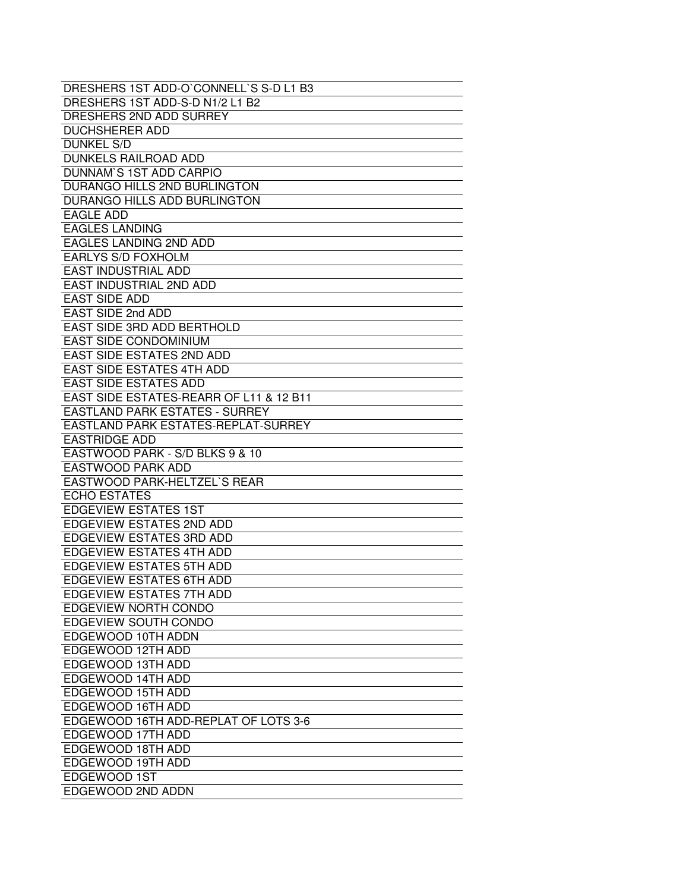| DRESHERS 1ST ADD-O`CONNELL`S S-D L1 B3 |
|---|
| DRESHERS 1ST ADD-S-D N1/2 L1 B2 |
| DRESHERS 2ND ADD SURREY |
| DUCHSHERER ADD |
| DUNKEL S/D |
| DUNKELS RAILROAD ADD |
| DUNNAM`S 1ST ADD CARPIO |
| DURANGO HILLS 2ND BURLINGTON |
| DURANGO HILLS ADD BURLINGTON |
| EAGLE ADD |
| EAGLES LANDING |
| EAGLES LANDING 2ND ADD |
| EARLYS S/D FOXHOLM |
| EAST INDUSTRIAL ADD |
| EAST INDUSTRIAL 2ND ADD |
| EAST SIDE ADD |
| EAST SIDE 2nd ADD |
| EAST SIDE 3RD ADD BERTHOLD |
| EAST SIDE CONDOMINIUM |
| EAST SIDE ESTATES 2ND ADD |
| EAST SIDE ESTATES 4TH ADD |
| EAST SIDE ESTATES ADD |
| EAST SIDE ESTATES-REARR OF L11 & 12 B11 |
| EASTLAND PARK ESTATES - SURREY |
| EASTLAND PARK ESTATES-REPLAT-SURREY |
| EASTRIDGE ADD |
| EASTWOOD PARK - S/D BLKS 9 & 10 |
| EASTWOOD PARK ADD |
| EASTWOOD PARK-HELTZEL`S REAR |
| ECHO ESTATES |
| EDGEVIEW ESTATES 1ST |
| EDGEVIEW ESTATES 2ND ADD |
| EDGEVIEW ESTATES 3RD ADD |
| EDGEVIEW ESTATES 4TH ADD |
| EDGEVIEW ESTATES 5TH ADD |
| EDGEVIEW ESTATES 6TH ADD |
| EDGEVIEW ESTATES 7TH ADD |
| EDGEVIEW NORTH CONDO |
| EDGEVIEW SOUTH CONDO |
| EDGEWOOD 10TH ADDN |
| EDGEWOOD 12TH ADD |
| EDGEWOOD 13TH ADD |
| EDGEWOOD 14TH ADD |
| EDGEWOOD 15TH ADD |
| EDGEWOOD 16TH ADD |
| EDGEWOOD 16TH ADD-REPLAT OF LOTS 3-6 |
| EDGEWOOD 17TH ADD |
| EDGEWOOD 18TH ADD |
| EDGEWOOD 19TH ADD |
| EDGEWOOD 1ST |
| EDGEWOOD 2ND ADDN |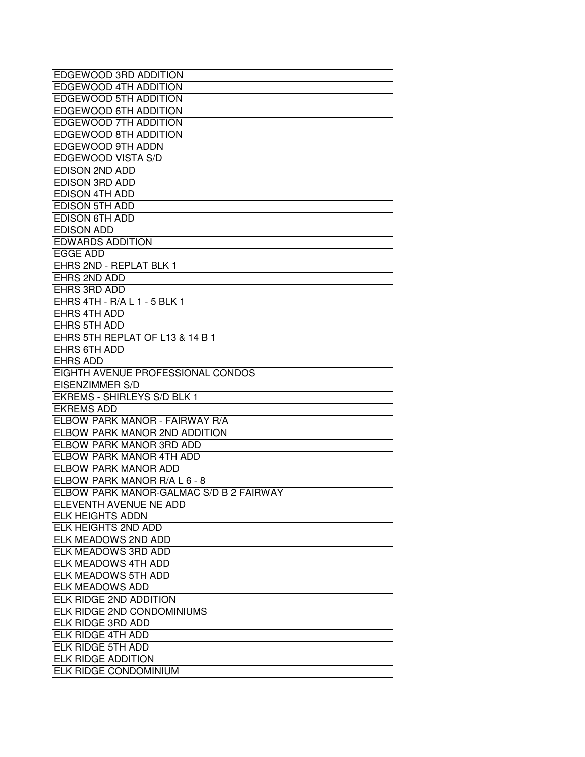| EDGEWOOD 3RD ADDITION |
|---|
| EDGEWOOD 4TH ADDITION |
| EDGEWOOD 5TH ADDITION |
| EDGEWOOD 6TH ADDITION |
| EDGEWOOD 7TH ADDITION |
| EDGEWOOD 8TH ADDITION |
| EDGEWOOD 9TH ADDN |
| EDGEWOOD VISTA S/D |
| EDISON 2ND ADD |
| EDISON 3RD ADD |
| EDISON 4TH ADD |
| EDISON 5TH ADD |
| EDISON 6TH ADD |
| EDISON ADD |
| EDWARDS ADDITION |
| EGGE ADD |
| EHRS 2ND - REPLAT BLK 1 |
| EHRS 2ND ADD |
| EHRS 3RD ADD |
| EHRS 4TH - R/A L 1 - 5 BLK 1 |
| EHRS 4TH ADD |
| EHRS 5TH ADD |
| EHRS 5TH REPLAT OF L13 & 14 B 1 |
| EHRS 6TH ADD |
| EHRS ADD |
| EIGHTH AVENUE PROFESSIONAL CONDOS |
| EISENZIMMER S/D |
| EKREMS - SHIRLEYS S/D BLK 1 |
| EKREMS ADD |
| ELBOW PARK MANOR - FAIRWAY R/A |
| ELBOW PARK MANOR 2ND ADDITION |
| ELBOW PARK MANOR 3RD ADD |
| ELBOW PARK MANOR 4TH ADD |
| ELBOW PARK MANOR ADD |
| ELBOW PARK MANOR R/A L 6 - 8 |
| ELBOW PARK MANOR-GALMAC S/D B 2 FAIRWAY |
| ELEVENTH AVENUE NE ADD |
| ELK HEIGHTS ADDN |
| ELK HEIGHTS 2ND ADD |
| ELK MEADOWS 2ND ADD |
| ELK MEADOWS 3RD ADD |
| ELK MEADOWS 4TH ADD |
| ELK MEADOWS 5TH ADD |
| ELK MEADOWS ADD |
| ELK RIDGE 2ND ADDITION |
| ELK RIDGE 2ND CONDOMINIUMS |
| ELK RIDGE 3RD ADD |
| ELK RIDGE 4TH ADD |
| ELK RIDGE 5TH ADD |
| ELK RIDGE ADDITION |
| ELK RIDGE CONDOMINIUM |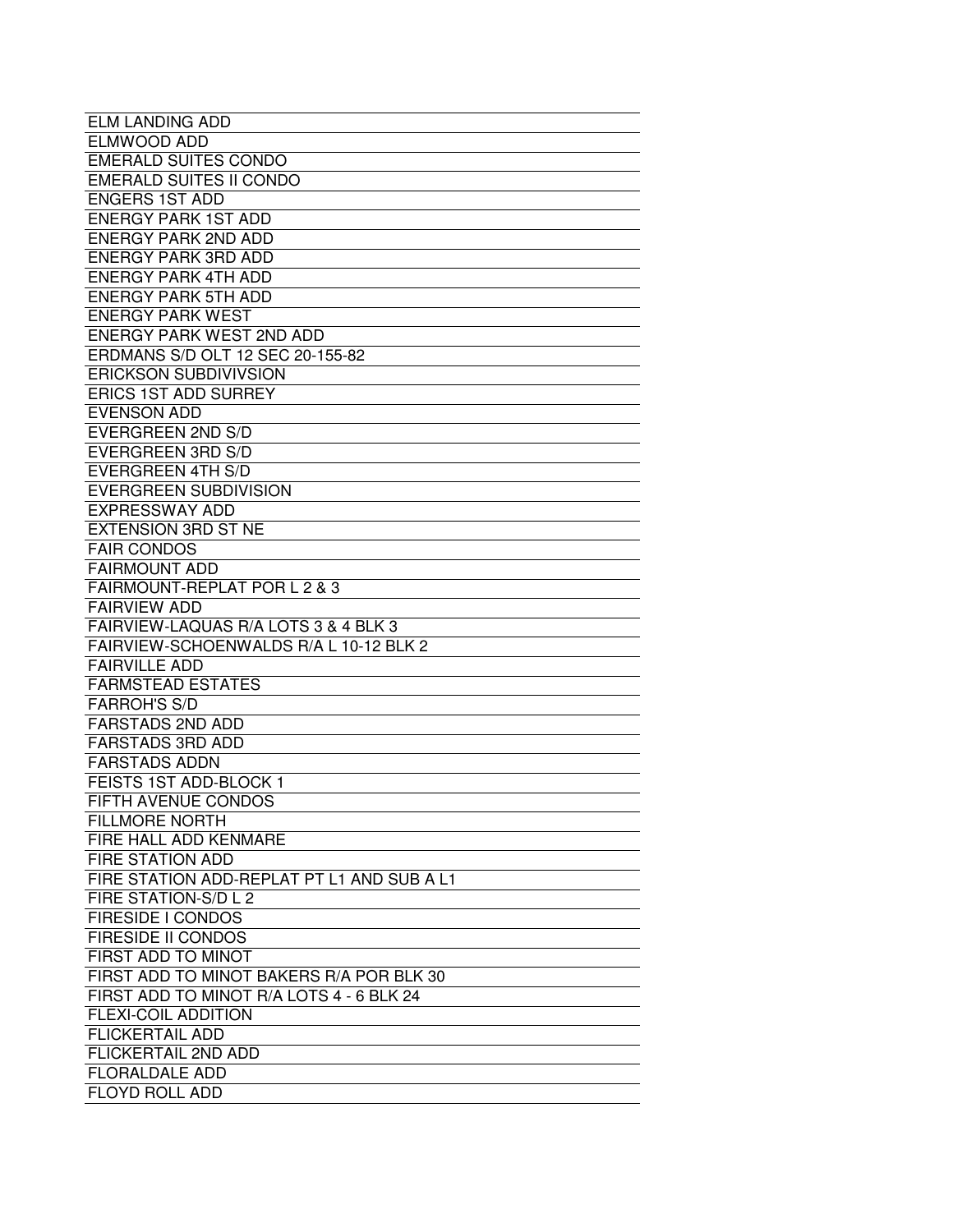| ELM LANDING ADD |
| --- |
| ELMWOOD ADD |
| EMERALD SUITES CONDO |
| EMERALD SUITES II CONDO |
| ENGERS 1ST ADD |
| ENERGY PARK 1ST ADD |
| ENERGY PARK 2ND ADD |
| ENERGY PARK 3RD ADD |
| ENERGY PARK 4TH ADD |
| ENERGY PARK 5TH ADD |
| ENERGY PARK WEST |
| ENERGY PARK WEST 2ND ADD |
| ERDMANS S/D OLT 12 SEC 20-155-82 |
| ERICKSON SUBDIVIVSION |
| ERICS 1ST ADD SURREY |
| EVENSON ADD |
| EVERGREEN 2ND S/D |
| EVERGREEN 3RD S/D |
| EVERGREEN 4TH S/D |
| EVERGREEN SUBDIVISION |
| EXPRESSWAY ADD |
| EXTENSION 3RD ST NE |
| FAIR CONDOS |
| FAIRMOUNT ADD |
| FAIRMOUNT-REPLAT POR L 2 & 3 |
| FAIRVIEW ADD |
| FAIRVIEW-LAQUAS R/A LOTS 3 & 4 BLK 3 |
| FAIRVIEW-SCHOENWALDS R/A L 10-12 BLK 2 |
| FAIRVILLE ADD |
| FARMSTEAD ESTATES |
| FARROH'S S/D |
| FARSTADS 2ND ADD |
| FARSTADS 3RD ADD |
| FARSTADS ADDN |
| FEISTS 1ST ADD-BLOCK 1 |
| FIFTH AVENUE CONDOS |
| FILLMORE NORTH |
| FIRE HALL ADD KENMARE |
| FIRE STATION ADD |
| FIRE STATION ADD-REPLAT PT L1 AND SUB A L1 |
| FIRE STATION-S/D L 2 |
| FIRESIDE I CONDOS |
| FIRESIDE II CONDOS |
| FIRST ADD TO MINOT |
| FIRST ADD TO MINOT BAKERS R/A POR BLK 30 |
| FIRST ADD TO MINOT R/A LOTS 4 - 6 BLK 24 |
| FLEXI-COIL ADDITION |
| FLICKERTAIL ADD |
| FLICKERTAIL 2ND ADD |
| FLORALDALE ADD |
| FLOYD ROLL ADD |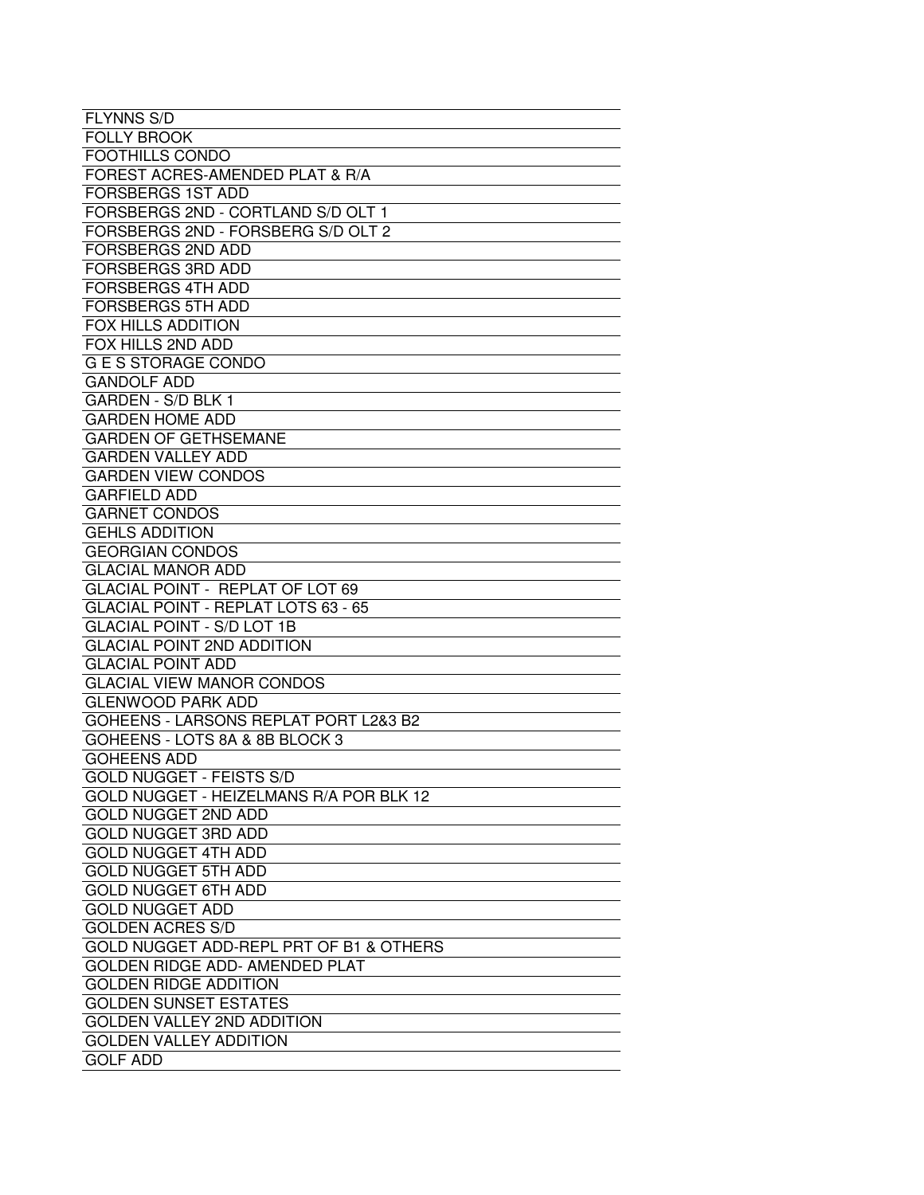| FLYNNS S/D |
|---|
| FOLLY BROOK |
| FOOTHILLS CONDO |
| FOREST ACRES-AMENDED PLAT & R/A |
| FORSBERGS 1ST ADD |
| FORSBERGS 2ND - CORTLAND S/D OLT 1 |
| FORSBERGS 2ND - FORSBERG S/D OLT 2 |
| FORSBERGS 2ND ADD |
| FORSBERGS 3RD ADD |
| FORSBERGS 4TH ADD |
| FORSBERGS 5TH ADD |
| FOX HILLS ADDITION |
| FOX HILLS 2ND ADD |
| G E S STORAGE CONDO |
| GANDOLF ADD |
| GARDEN - S/D BLK 1 |
| GARDEN HOME ADD |
| GARDEN OF GETHSEMANE |
| GARDEN VALLEY ADD |
| GARDEN VIEW CONDOS |
| GARFIELD ADD |
| GARNET CONDOS |
| GEHLS ADDITION |
| GEORGIAN CONDOS |
| GLACIAL MANOR ADD |
| GLACIAL POINT - REPLAT OF LOT 69 |
| GLACIAL POINT - REPLAT LOTS 63 - 65 |
| GLACIAL POINT - S/D LOT 1B |
| GLACIAL POINT 2ND ADDITION |
| GLACIAL POINT ADD |
| GLACIAL VIEW MANOR CONDOS |
| GLENWOOD PARK ADD |
| GOHEENS - LARSONS REPLAT PORT L2&3 B2 |
| GOHEENS - LOTS 8A & 8B BLOCK 3 |
| GOHEENS ADD |
| GOLD NUGGET - FEISTS S/D |
| GOLD NUGGET - HEIZELMANS R/A POR BLK 12 |
| GOLD NUGGET 2ND ADD |
| GOLD NUGGET 3RD ADD |
| GOLD NUGGET 4TH ADD |
| GOLD NUGGET 5TH ADD |
| GOLD NUGGET 6TH ADD |
| GOLD NUGGET ADD |
| GOLDEN ACRES S/D |
| GOLD NUGGET ADD-REPL PRT OF B1 & OTHERS |
| GOLDEN RIDGE ADD- AMENDED PLAT |
| GOLDEN RIDGE ADDITION |
| GOLDEN SUNSET ESTATES |
| GOLDEN VALLEY 2ND ADDITION |
| GOLDEN VALLEY ADDITION |
| GOLF ADD |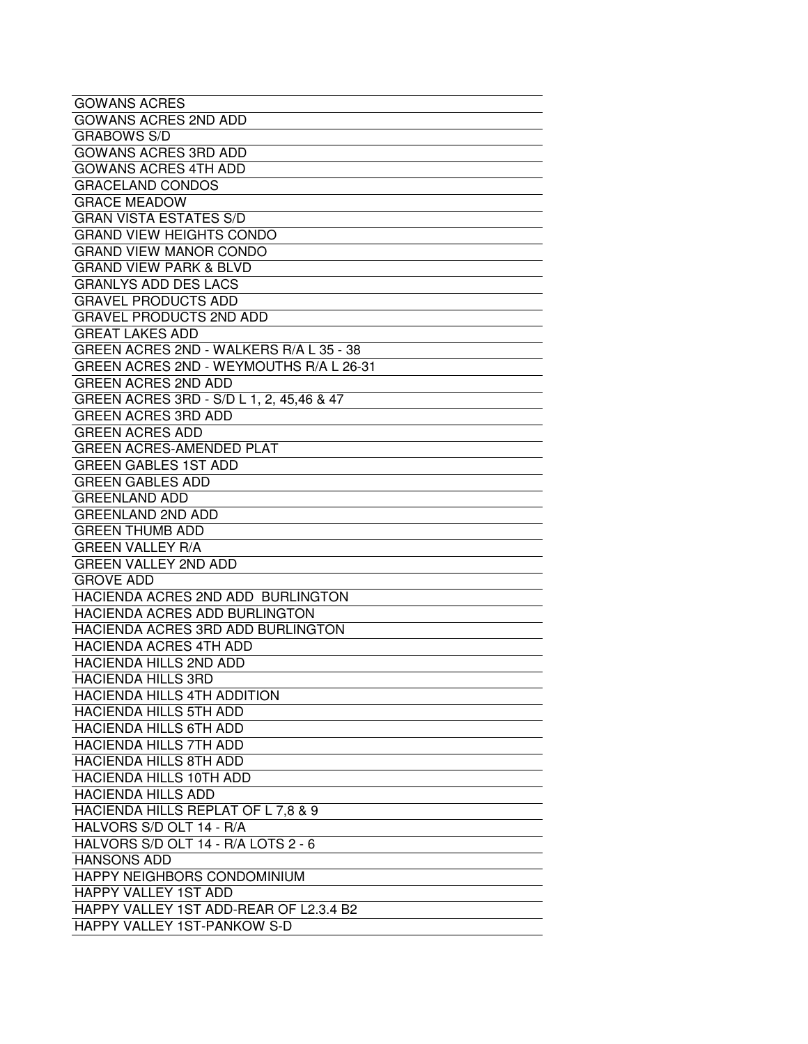| GOWANS ACRES |
|---|
| GOWANS ACRES 2ND ADD |
| GRABOWS S/D |
| GOWANS ACRES 3RD ADD |
| GOWANS ACRES 4TH ADD |
| GRACELAND CONDOS |
| GRACE MEADOW |
| GRAN VISTA ESTATES S/D |
| GRAND VIEW HEIGHTS CONDO |
| GRAND VIEW MANOR CONDO |
| GRAND VIEW PARK & BLVD |
| GRANLYS ADD DES LACS |
| GRAVEL PRODUCTS ADD |
| GRAVEL PRODUCTS 2ND ADD |
| GREAT LAKES ADD |
| GREEN ACRES 2ND - WALKERS R/A L 35 - 38 |
| GREEN ACRES 2ND - WEYMOUTHS R/A L 26-31 |
| GREEN ACRES 2ND ADD |
| GREEN ACRES 3RD - S/D L 1, 2, 45,46 & 47 |
| GREEN ACRES 3RD ADD |
| GREEN ACRES ADD |
| GREEN ACRES-AMENDED PLAT |
| GREEN GABLES 1ST ADD |
| GREEN GABLES ADD |
| GREENLAND ADD |
| GREENLAND 2ND ADD |
| GREEN THUMB ADD |
| GREEN VALLEY R/A |
| GREEN VALLEY 2ND ADD |
| GROVE ADD |
| HACIENDA ACRES 2ND ADD BURLINGTON |
| HACIENDA ACRES ADD BURLINGTON |
| HACIENDA ACRES 3RD ADD BURLINGTON |
| HACIENDA ACRES 4TH ADD |
| HACIENDA HILLS 2ND ADD |
| HACIENDA HILLS 3RD |
| HACIENDA HILLS 4TH ADDITION |
| HACIENDA HILLS 5TH ADD |
| HACIENDA HILLS 6TH ADD |
| HACIENDA HILLS 7TH ADD |
| HACIENDA HILLS 8TH ADD |
| HACIENDA HILLS 10TH ADD |
| HACIENDA HILLS ADD |
| HACIENDA HILLS REPLAT OF L 7,8 & 9 |
| HALVORS S/D OLT 14 - R/A |
| HALVORS S/D OLT 14 - R/A LOTS 2 - 6 |
| HANSONS ADD |
| HAPPY NEIGHBORS CONDOMINIUM |
| HAPPY VALLEY 1ST ADD |
| HAPPY VALLEY 1ST ADD-REAR OF L2.3.4 B2 |
| HAPPY VALLEY 1ST-PANKOW S-D |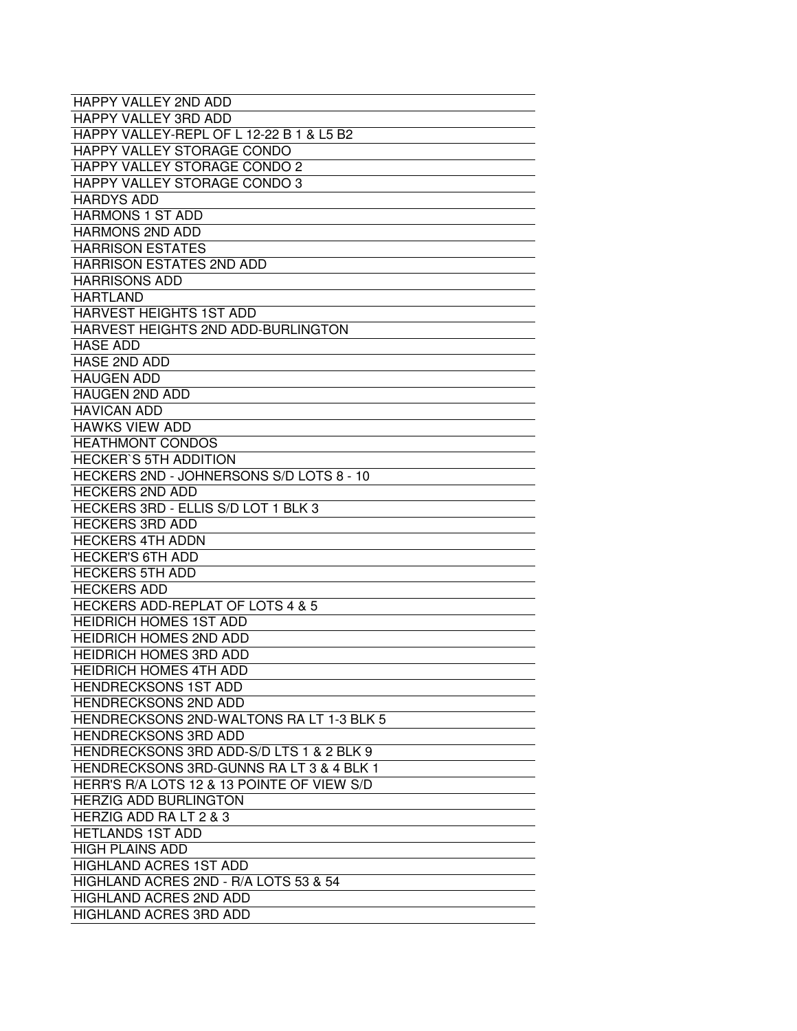| |
|---|
| HAPPY VALLEY 2ND ADD |
| HAPPY VALLEY 3RD ADD |
| HAPPY VALLEY-REPL OF L 12-22 B 1 & L5 B2 |
| HAPPY VALLEY STORAGE CONDO |
| HAPPY VALLEY STORAGE CONDO 2 |
| HAPPY VALLEY STORAGE CONDO 3 |
| HARDYS ADD |
| HARMONS 1 ST ADD |
| HARMONS 2ND ADD |
| HARRISON ESTATES |
| HARRISON ESTATES 2ND ADD |
| HARRISONS ADD |
| HARTLAND |
| HARVEST HEIGHTS 1ST ADD |
| HARVEST HEIGHTS 2ND ADD-BURLINGTON |
| HASE ADD |
| HASE 2ND ADD |
| HAUGEN ADD |
| HAUGEN 2ND ADD |
| HAVICAN ADD |
| HAWKS VIEW ADD |
| HEATHMONT CONDOS |
| HECKER`S 5TH ADDITION |
| HECKERS 2ND - JOHNERSONS S/D LOTS 8 - 10 |
| HECKERS 2ND ADD |
| HECKERS 3RD - ELLIS S/D LOT 1 BLK 3 |
| HECKERS 3RD ADD |
| HECKERS 4TH ADDN |
| HECKER'S 6TH ADD |
| HECKERS 5TH ADD |
| HECKERS ADD |
| HECKERS ADD-REPLAT OF LOTS 4 & 5 |
| HEIDRICH HOMES 1ST ADD |
| HEIDRICH HOMES 2ND ADD |
| HEIDRICH HOMES 3RD ADD |
| HEIDRICH HOMES 4TH ADD |
| HENDRECKSONS 1ST ADD |
| HENDRECKSONS 2ND ADD |
| HENDRECKSONS 2ND-WALTONS RA LT 1-3 BLK 5 |
| HENDRECKSONS 3RD ADD |
| HENDRECKSONS 3RD ADD-S/D LTS 1 & 2 BLK 9 |
| HENDRECKSONS 3RD-GUNNS RA LT 3 & 4 BLK 1 |
| HERR'S R/A LOTS 12 & 13 POINTE OF VIEW S/D |
| HERZIG ADD BURLINGTON |
| HERZIG ADD RA LT 2 & 3 |
| HETLANDS 1ST ADD |
| HIGH PLAINS ADD |
| HIGHLAND ACRES 1ST ADD |
| HIGHLAND ACRES 2ND - R/A LOTS 53 & 54 |
| HIGHLAND ACRES 2ND ADD |
| HIGHLAND ACRES 3RD ADD |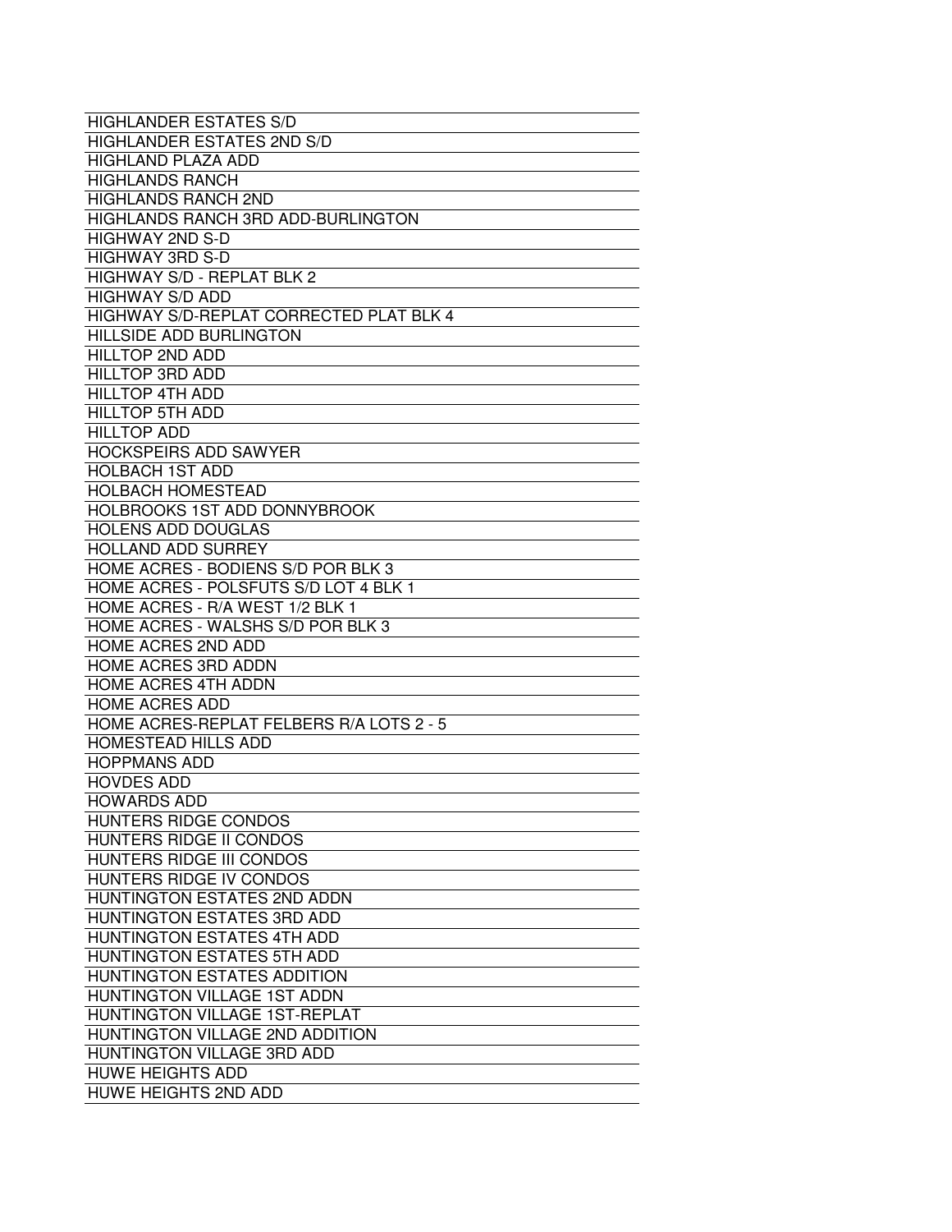| HIGHLANDER ESTATES S/D |
|---|
| HIGHLANDER ESTATES 2ND S/D |
| HIGHLAND PLAZA ADD |
| HIGHLANDS RANCH |
| HIGHLANDS RANCH 2ND |
| HIGHLANDS RANCH 3RD ADD-BURLINGTON |
| HIGHWAY 2ND S-D |
| HIGHWAY 3RD S-D |
| HIGHWAY S/D - REPLAT BLK 2 |
| HIGHWAY S/D ADD |
| HIGHWAY S/D-REPLAT CORRECTED PLAT BLK 4 |
| HILLSIDE ADD BURLINGTON |
| HILLTOP 2ND ADD |
| HILLTOP 3RD ADD |
| HILLTOP 4TH ADD |
| HILLTOP 5TH ADD |
| HILLTOP ADD |
| HOCKSPEIRS ADD SAWYER |
| HOLBACH 1ST ADD |
| HOLBACH HOMESTEAD |
| HOLBROOKS 1ST ADD DONNYBROOK |
| HOLENS ADD DOUGLAS |
| HOLLAND ADD SURREY |
| HOME ACRES - BODIENS S/D POR BLK 3 |
| HOME ACRES - POLSFUTS S/D LOT 4 BLK 1 |
| HOME ACRES - R/A WEST 1/2 BLK 1 |
| HOME ACRES - WALSHS S/D POR BLK 3 |
| HOME ACRES 2ND ADD |
| HOME ACRES 3RD ADDN |
| HOME ACRES 4TH ADDN |
| HOME ACRES ADD |
| HOME ACRES-REPLAT FELBERS R/A LOTS 2 - 5 |
| HOMESTEAD HILLS ADD |
| HOPPMANS ADD |
| HOVDES ADD |
| HOWARDS ADD |
| HUNTERS RIDGE CONDOS |
| HUNTERS RIDGE II CONDOS |
| HUNTERS RIDGE III CONDOS |
| HUNTERS RIDGE IV CONDOS |
| HUNTINGTON ESTATES 2ND ADDN |
| HUNTINGTON ESTATES 3RD ADD |
| HUNTINGTON ESTATES 4TH ADD |
| HUNTINGTON ESTATES 5TH ADD |
| HUNTINGTON ESTATES ADDITION |
| HUNTINGTON VILLAGE 1ST ADDN |
| HUNTINGTON VILLAGE 1ST-REPLAT |
| HUNTINGTON VILLAGE 2ND ADDITION |
| HUNTINGTON VILLAGE 3RD ADD |
| HUWE HEIGHTS ADD |
| HUWE HEIGHTS 2ND ADD |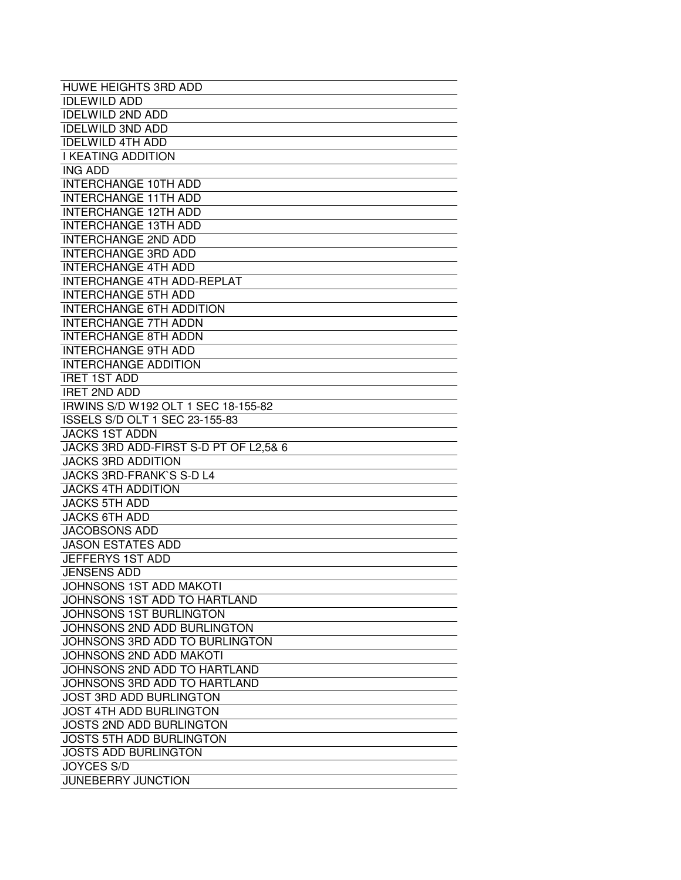| HUWE HEIGHTS 3RD ADD |
| --- |
| IDLEWILD ADD |
| IDELWILD 2ND ADD |
| IDELWILD 3ND ADD |
| IDELWILD 4TH ADD |
| I KEATING ADDITION |
| ING ADD |
| INTERCHANGE 10TH ADD |
| INTERCHANGE 11TH ADD |
| INTERCHANGE 12TH ADD |
| INTERCHANGE 13TH ADD |
| INTERCHANGE 2ND ADD |
| INTERCHANGE 3RD ADD |
| INTERCHANGE 4TH ADD |
| INTERCHANGE 4TH ADD-REPLAT |
| INTERCHANGE 5TH ADD |
| INTERCHANGE 6TH ADDITION |
| INTERCHANGE 7TH ADDN |
| INTERCHANGE 8TH ADDN |
| INTERCHANGE 9TH ADD |
| INTERCHANGE ADDITION |
| IRET 1ST ADD |
| IRET 2ND ADD |
| IRWINS S/D W192 OLT 1 SEC 18-155-82 |
| ISSELS S/D OLT 1 SEC 23-155-83 |
| JACKS 1ST ADDN |
| JACKS 3RD ADD-FIRST S-D PT OF L2,5& 6 |
| JACKS 3RD ADDITION |
| JACKS 3RD-FRANK`S S-D L4 |
| JACKS 4TH ADDITION |
| JACKS 5TH ADD |
| JACKS 6TH ADD |
| JACOBSONS ADD |
| JASON ESTATES ADD |
| JEFFERYS 1ST ADD |
| JENSENS ADD |
| JOHNSONS 1ST ADD MAKOTI |
| JOHNSONS 1ST ADD TO HARTLAND |
| JOHNSONS 1ST BURLINGTON |
| JOHNSONS 2ND ADD BURLINGTON |
| JOHNSONS 3RD ADD TO BURLINGTON |
| JOHNSONS 2ND ADD MAKOTI |
| JOHNSONS 2ND ADD TO HARTLAND |
| JOHNSONS 3RD ADD TO HARTLAND |
| JOST 3RD ADD BURLINGTON |
| JOST 4TH ADD BURLINGTON |
| JOSTS 2ND ADD BURLINGTON |
| JOSTS 5TH ADD BURLINGTON |
| JOSTS ADD BURLINGTON |
| JOYCES S/D |
| JUNEBERRY JUNCTION |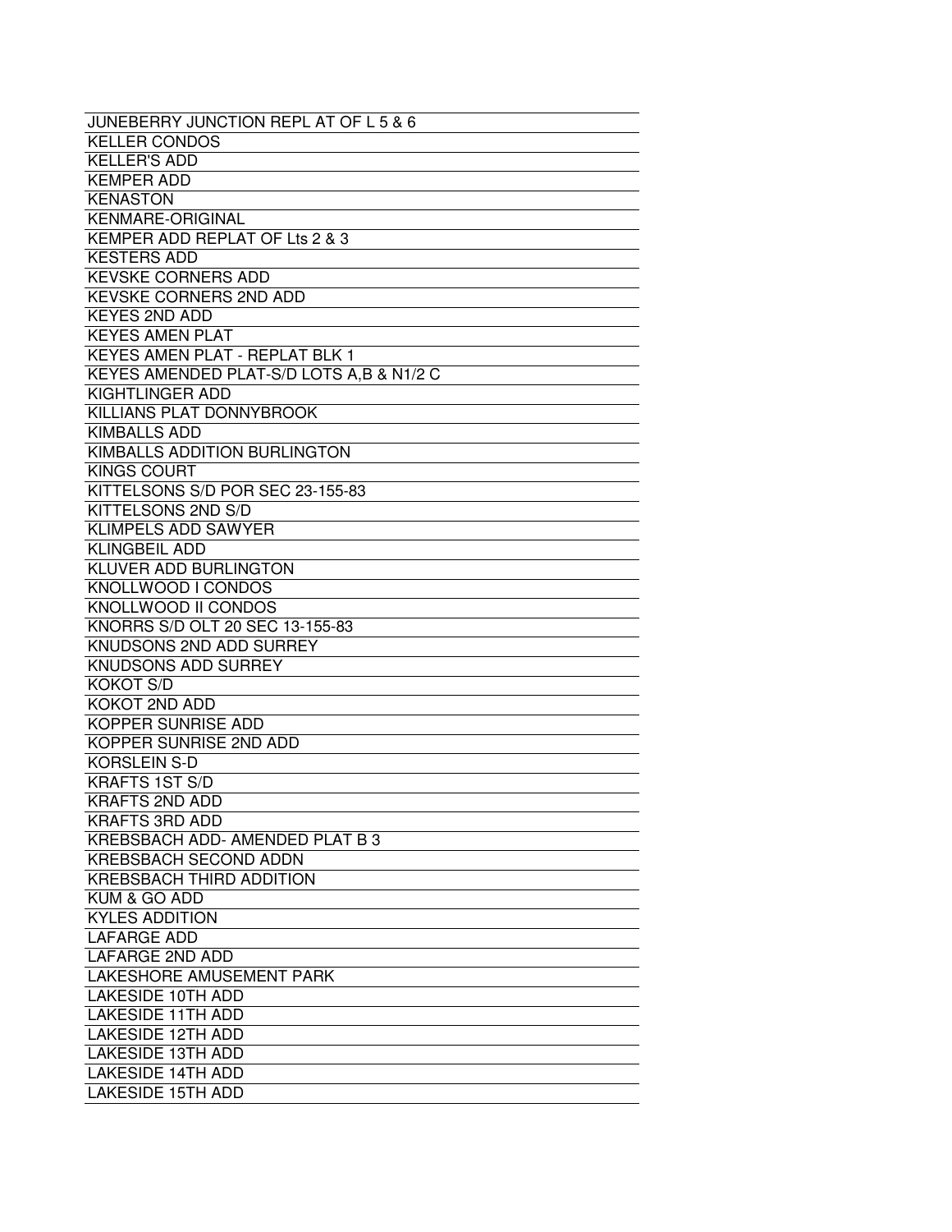| JUNEBERRY JUNCTION REPL AT OF L 5 & 6 |
|---|
| KELLER CONDOS |
| KELLER'S ADD |
| KEMPER ADD |
| KENASTON |
| KENMARE-ORIGINAL |
| KEMPER ADD REPLAT OF Lts 2 & 3 |
| KESTERS ADD |
| KEVSKE CORNERS ADD |
| KEVSKE CORNERS 2ND ADD |
| KEYES 2ND ADD |
| KEYES AMEN PLAT |
| KEYES AMEN PLAT - REPLAT BLK 1 |
| KEYES AMENDED PLAT-S/D LOTS A,B & N1/2 C |
| KIGHTLINGER ADD |
| KILLIANS PLAT DONNYBROOK |
| KIMBALLS ADD |
| KIMBALLS ADDITION BURLINGTON |
| KINGS COURT |
| KITTELSONS S/D POR SEC 23-155-83 |
| KITTELSONS 2ND S/D |
| KLIMPELS ADD SAWYER |
| KLINGBEIL ADD |
| KLUVER ADD BURLINGTON |
| KNOLLWOOD I CONDOS |
| KNOLLWOOD II CONDOS |
| KNORRS S/D OLT 20 SEC 13-155-83 |
| KNUDSONS 2ND ADD SURREY |
| KNUDSONS ADD SURREY |
| KOKOT S/D |
| KOKOT 2ND ADD |
| KOPPER SUNRISE ADD |
| KOPPER SUNRISE 2ND ADD |
| KORSLEIN S-D |
| KRAFTS 1ST S/D |
| KRAFTS 2ND ADD |
| KRAFTS 3RD ADD |
| KREBSBACH ADD- AMENDED PLAT B 3 |
| KREBSBACH SECOND ADDN |
| KREBSBACH THIRD ADDITION |
| KUM & GO ADD |
| KYLES ADDITION |
| LAFARGE ADD |
| LAFARGE 2ND ADD |
| LAKESHORE AMUSEMENT PARK |
| LAKESIDE 10TH ADD |
| LAKESIDE 11TH ADD |
| LAKESIDE 12TH ADD |
| LAKESIDE 13TH ADD |
| LAKESIDE 14TH ADD |
| LAKESIDE 15TH ADD |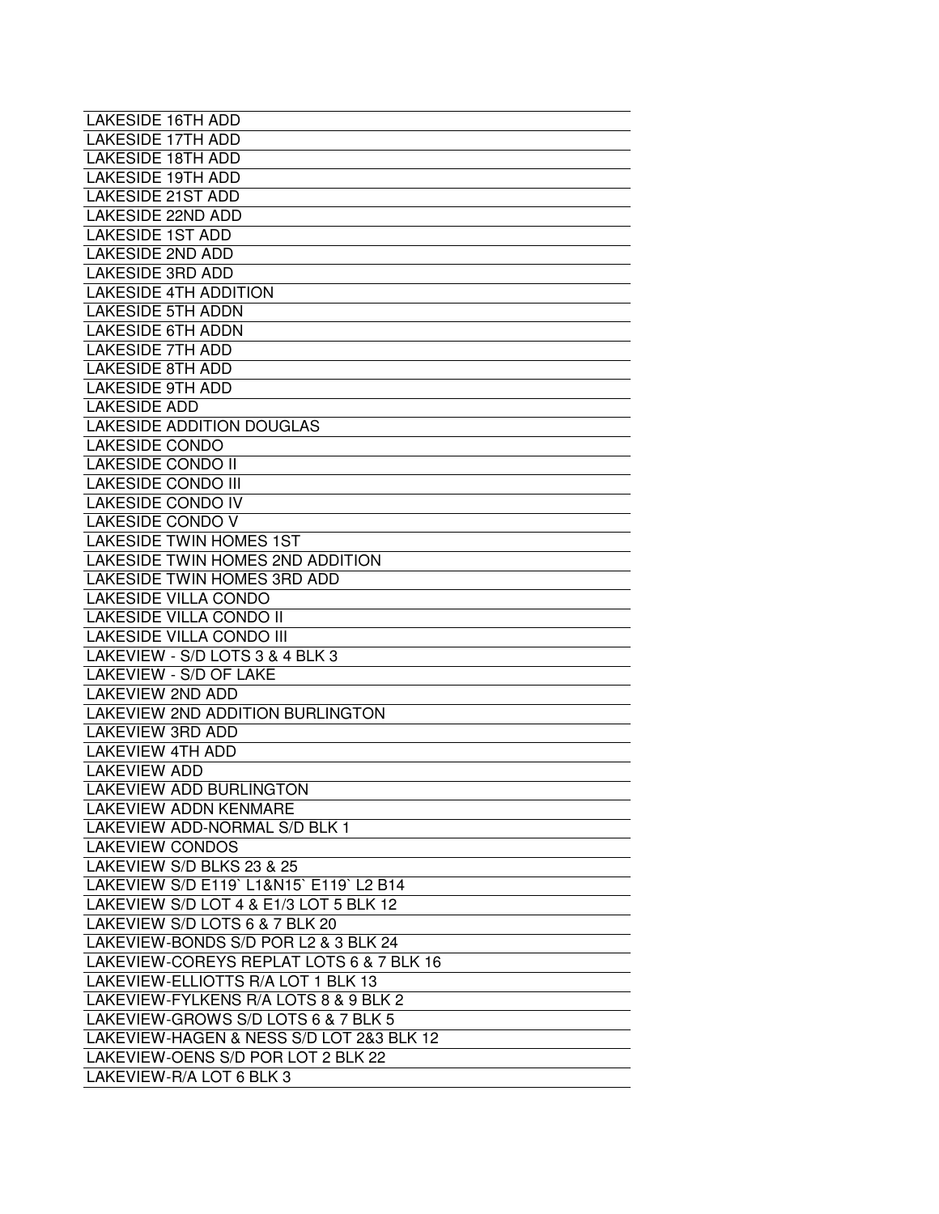| LAKESIDE 16TH ADD |
|---|
| LAKESIDE 17TH ADD |
| LAKESIDE 18TH ADD |
| LAKESIDE 19TH ADD |
| LAKESIDE 21ST ADD |
| LAKESIDE 22ND ADD |
| LAKESIDE 1ST ADD |
| LAKESIDE 2ND ADD |
| LAKESIDE 3RD ADD |
| LAKESIDE 4TH ADDITION |
| LAKESIDE 5TH ADDN |
| LAKESIDE 6TH ADDN |
| LAKESIDE 7TH ADD |
| LAKESIDE 8TH ADD |
| LAKESIDE 9TH ADD |
| LAKESIDE ADD |
| LAKESIDE ADDITION DOUGLAS |
| LAKESIDE CONDO |
| LAKESIDE CONDO II |
| LAKESIDE CONDO III |
| LAKESIDE CONDO IV |
| LAKESIDE CONDO V |
| LAKESIDE TWIN HOMES 1ST |
| LAKESIDE TWIN HOMES 2ND ADDITION |
| LAKESIDE TWIN HOMES 3RD ADD |
| LAKESIDE VILLA CONDO |
| LAKESIDE VILLA CONDO II |
| LAKESIDE VILLA CONDO III |
| LAKEVIEW - S/D LOTS 3 & 4 BLK 3 |
| LAKEVIEW - S/D OF LAKE |
| LAKEVIEW 2ND ADD |
| LAKEVIEW 2ND ADDITION BURLINGTON |
| LAKEVIEW 3RD ADD |
| LAKEVIEW 4TH ADD |
| LAKEVIEW ADD |
| LAKEVIEW ADD BURLINGTON |
| LAKEVIEW ADDN KENMARE |
| LAKEVIEW ADD-NORMAL S/D BLK 1 |
| LAKEVIEW CONDOS |
| LAKEVIEW S/D BLKS 23 & 25 |
| LAKEVIEW S/D E119` L1&N15` E119` L2 B14 |
| LAKEVIEW S/D LOT 4 & E1/3 LOT 5 BLK 12 |
| LAKEVIEW S/D LOTS 6 & 7 BLK 20 |
| LAKEVIEW-BONDS S/D POR L2 & 3 BLK 24 |
| LAKEVIEW-COREYS REPLAT LOTS 6 & 7 BLK 16 |
| LAKEVIEW-ELLIOTTS R/A LOT 1 BLK 13 |
| LAKEVIEW-FYLKENS R/A LOTS 8 & 9 BLK 2 |
| LAKEVIEW-GROWS S/D LOTS 6 & 7 BLK 5 |
| LAKEVIEW-HAGEN & NESS S/D LOT 2&3 BLK 12 |
| LAKEVIEW-OENS S/D POR LOT 2 BLK 22 |
| LAKEVIEW-R/A LOT 6 BLK 3 |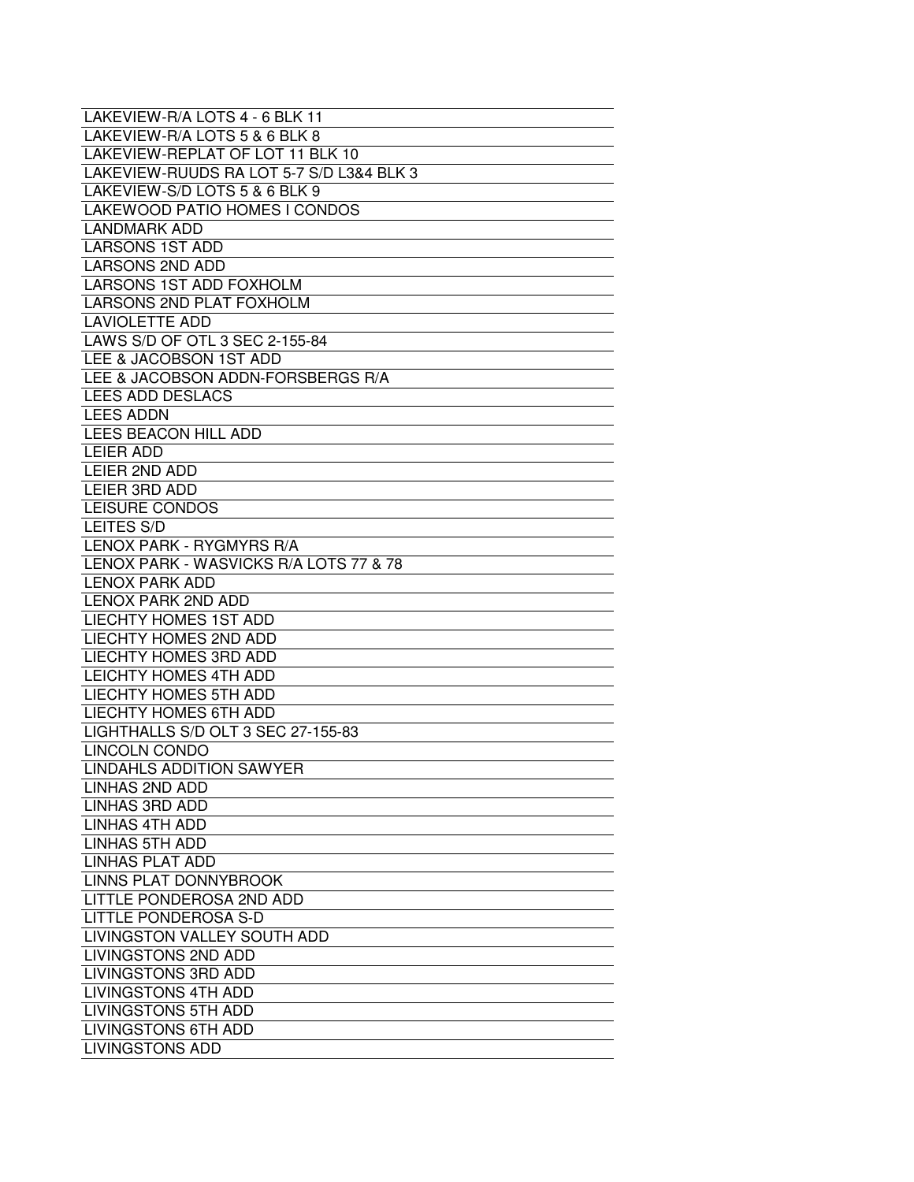| |
|---|
| LAKEVIEW-R/A LOTS 4 - 6 BLK 11 |
| LAKEVIEW-R/A LOTS 5 & 6 BLK 8 |
| LAKEVIEW-REPLAT OF LOT 11 BLK 10 |
| LAKEVIEW-RUUDS RA LOT 5-7 S/D L3&4 BLK 3 |
| LAKEVIEW-S/D LOTS 5 & 6 BLK 9 |
| LAKEWOOD PATIO HOMES I CONDOS |
| LANDMARK ADD |
| LARSONS 1ST ADD |
| LARSONS 2ND ADD |
| LARSONS 1ST ADD FOXHOLM |
| LARSONS 2ND PLAT FOXHOLM |
| LAVIOLETTE ADD |
| LAWS S/D OF OTL 3 SEC 2-155-84 |
| LEE & JACOBSON 1ST ADD |
| LEE & JACOBSON ADDN-FORSBERGS R/A |
| LEES ADD DESLACS |
| LEES ADDN |
| LEES BEACON HILL ADD |
| LEIER ADD |
| LEIER 2ND ADD |
| LEIER 3RD ADD |
| LEISURE CONDOS |
| LEITES S/D |
| LENOX PARK - RYGMYRS R/A |
| LENOX PARK - WASVICKS R/A LOTS 77 & 78 |
| LENOX PARK ADD |
| LENOX PARK 2ND ADD |
| LIECHTY HOMES 1ST ADD |
| LIECHTY HOMES 2ND ADD |
| LIECHTY HOMES 3RD ADD |
| LEICHTY HOMES 4TH ADD |
| LIECHTY HOMES 5TH ADD |
| LIECHTY HOMES 6TH ADD |
| LIGHTHALLS S/D OLT 3 SEC 27-155-83 |
| LINCOLN CONDO |
| LINDAHLS ADDITION SAWYER |
| LINHAS 2ND ADD |
| LINHAS 3RD ADD |
| LINHAS 4TH ADD |
| LINHAS 5TH ADD |
| LINHAS PLAT ADD |
| LINNS PLAT DONNYBROOK |
| LITTLE PONDEROSA 2ND ADD |
| LITTLE PONDEROSA S-D |
| LIVINGSTON VALLEY SOUTH ADD |
| LIVINGSTONS 2ND ADD |
| LIVINGSTONS 3RD ADD |
| LIVINGSTONS 4TH ADD |
| LIVINGSTONS 5TH ADD |
| LIVINGSTONS 6TH ADD |
| LIVINGSTONS ADD |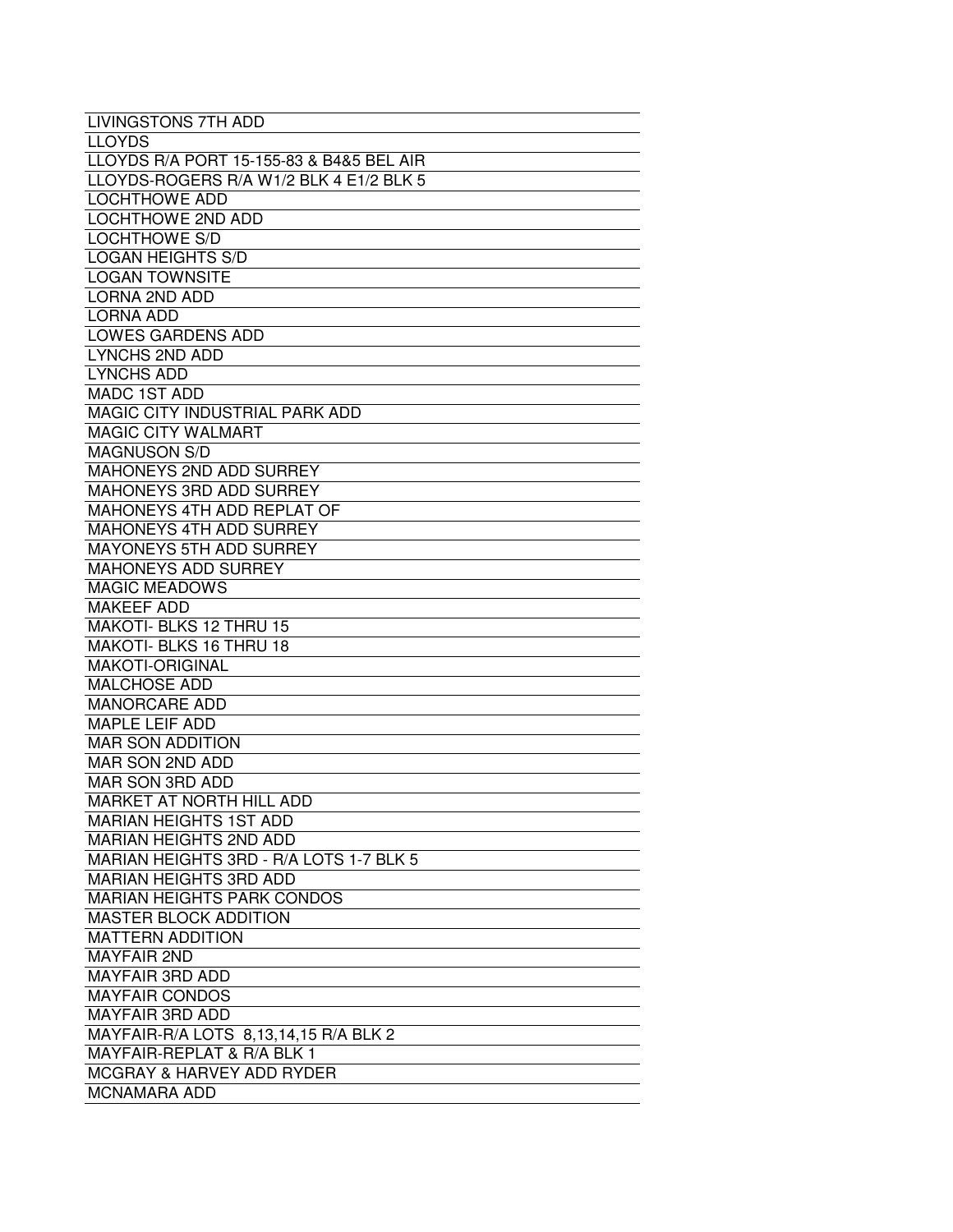| LIVINGSTONS 7TH ADD |
| --- |
| LLOYDS |
| LLOYDS R/A PORT 15-155-83 & B4&5 BEL AIR |
| LLOYDS-ROGERS R/A W1/2 BLK 4 E1/2 BLK 5 |
| LOCHTHOWE ADD |
| LOCHTHOWE 2ND ADD |
| LOCHTHOWE S/D |
| LOGAN HEIGHTS S/D |
| LOGAN TOWNSITE |
| LORNA 2ND ADD |
| LORNA ADD |
| LOWES GARDENS ADD |
| LYNCHS 2ND ADD |
| LYNCHS ADD |
| MADC 1ST ADD |
| MAGIC CITY INDUSTRIAL PARK ADD |
| MAGIC CITY WALMART |
| MAGNUSON S/D |
| MAHONEYS 2ND ADD SURREY |
| MAHONEYS 3RD ADD SURREY |
| MAHONEYS 4TH ADD REPLAT OF |
| MAHONEYS 4TH ADD SURREY |
| MAYONEYS 5TH ADD SURREY |
| MAHONEYS ADD SURREY |
| MAGIC MEADOWS |
| MAKEEF ADD |
| MAKOTI- BLKS 12 THRU 15 |
| MAKOTI- BLKS 16 THRU 18 |
| MAKOTI-ORIGINAL |
| MALCHOSE ADD |
| MANORCARE ADD |
| MAPLE LEIF ADD |
| MAR SON ADDITION |
| MAR SON 2ND ADD |
| MAR SON 3RD ADD |
| MARKET AT NORTH HILL ADD |
| MARIAN HEIGHTS 1ST ADD |
| MARIAN HEIGHTS 2ND ADD |
| MARIAN HEIGHTS 3RD - R/A LOTS 1-7 BLK 5 |
| MARIAN HEIGHTS 3RD ADD |
| MARIAN HEIGHTS PARK CONDOS |
| MASTER BLOCK ADDITION |
| MATTERN ADDITION |
| MAYFAIR 2ND |
| MAYFAIR 3RD ADD |
| MAYFAIR CONDOS |
| MAYFAIR 3RD ADD |
| MAYFAIR-R/A LOTS 8,13,14,15 R/A BLK 2 |
| MAYFAIR-REPLAT & R/A BLK 1 |
| MCGRAY & HARVEY ADD RYDER |
| MCNAMARA ADD |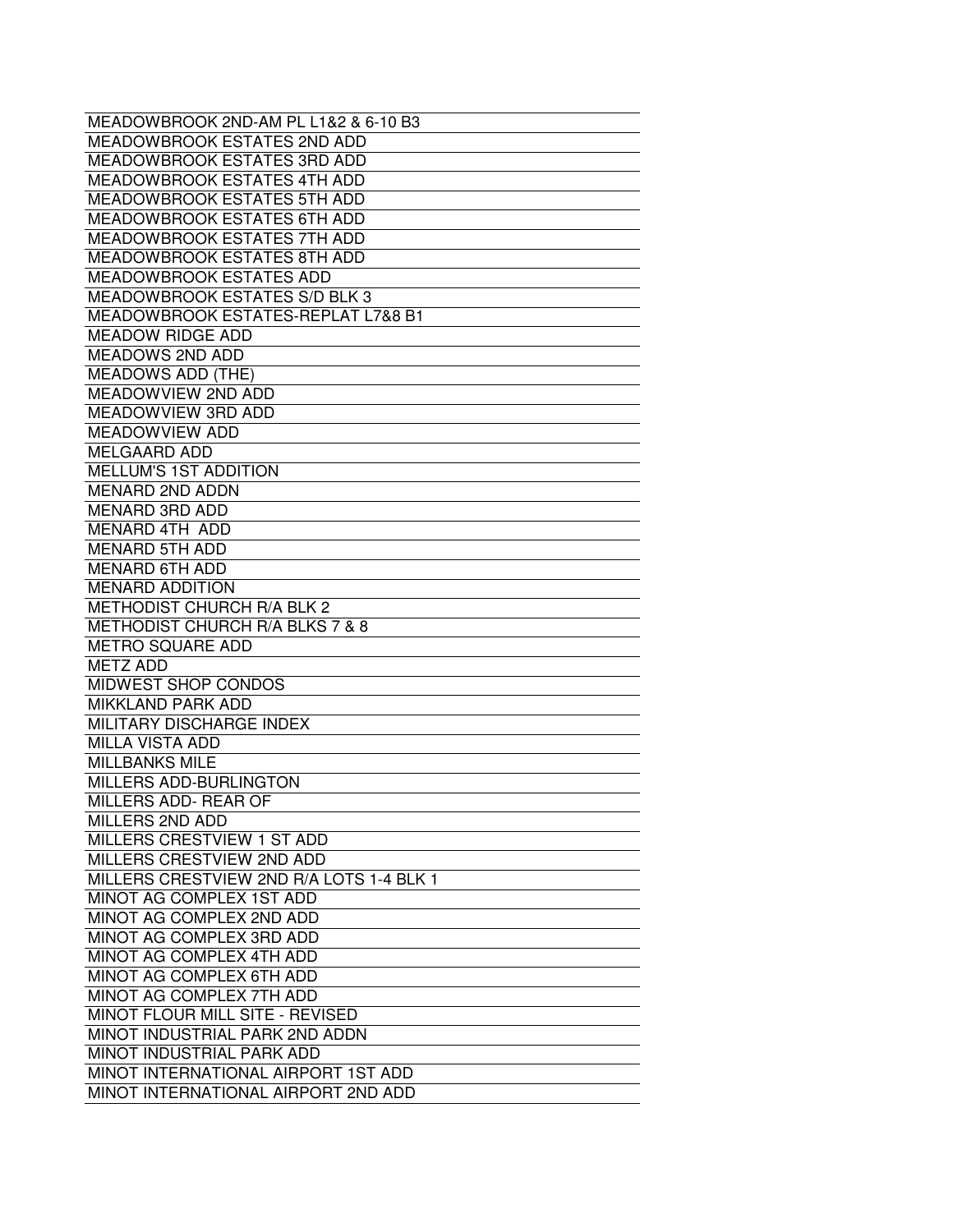| MEADOWBROOK 2ND-AM PL L1&2 & 6-10 B3 |
|---|
| MEADOWBROOK ESTATES 2ND ADD |
| MEADOWBROOK ESTATES 3RD ADD |
| MEADOWBROOK ESTATES 4TH ADD |
| MEADOWBROOK ESTATES 5TH ADD |
| MEADOWBROOK ESTATES 6TH ADD |
| MEADOWBROOK ESTATES 7TH ADD |
| MEADOWBROOK ESTATES 8TH ADD |
| MEADOWBROOK ESTATES ADD |
| MEADOWBROOK ESTATES S/D BLK 3 |
| MEADOWBROOK ESTATES-REPLAT L7&8 B1 |
| MEADOW RIDGE ADD |
| MEADOWS 2ND ADD |
| MEADOWS ADD (THE) |
| MEADOWVIEW 2ND ADD |
| MEADOWVIEW 3RD ADD |
| MEADOWVIEW ADD |
| MELGAARD ADD |
| MELLUM'S 1ST ADDITION |
| MENARD 2ND ADDN |
| MENARD 3RD ADD |
| MENARD 4TH ADD |
| MENARD 5TH ADD |
| MENARD 6TH ADD |
| MENARD ADDITION |
| METHODIST CHURCH R/A BLK 2 |
| METHODIST CHURCH R/A BLKS 7 & 8 |
| METRO SQUARE ADD |
| METZ ADD |
| MIDWEST SHOP CONDOS |
| MIKKLAND PARK ADD |
| MILITARY DISCHARGE INDEX |
| MILLA VISTA ADD |
| MILLBANKS MILE |
| MILLERS ADD-BURLINGTON |
| MILLERS ADD- REAR OF |
| MILLERS 2ND ADD |
| MILLERS CRESTVIEW 1 ST ADD |
| MILLERS CRESTVIEW 2ND ADD |
| MILLERS CRESTVIEW 2ND R/A LOTS 1-4 BLK 1 |
| MINOT AG COMPLEX 1ST ADD |
| MINOT AG COMPLEX 2ND ADD |
| MINOT AG COMPLEX 3RD ADD |
| MINOT AG COMPLEX 4TH ADD |
| MINOT AG COMPLEX 6TH ADD |
| MINOT AG COMPLEX 7TH ADD |
| MINOT FLOUR MILL SITE - REVISED |
| MINOT INDUSTRIAL PARK 2ND ADDN |
| MINOT INDUSTRIAL PARK ADD |
| MINOT INTERNATIONAL AIRPORT 1ST ADD |
| MINOT INTERNATIONAL AIRPORT 2ND ADD |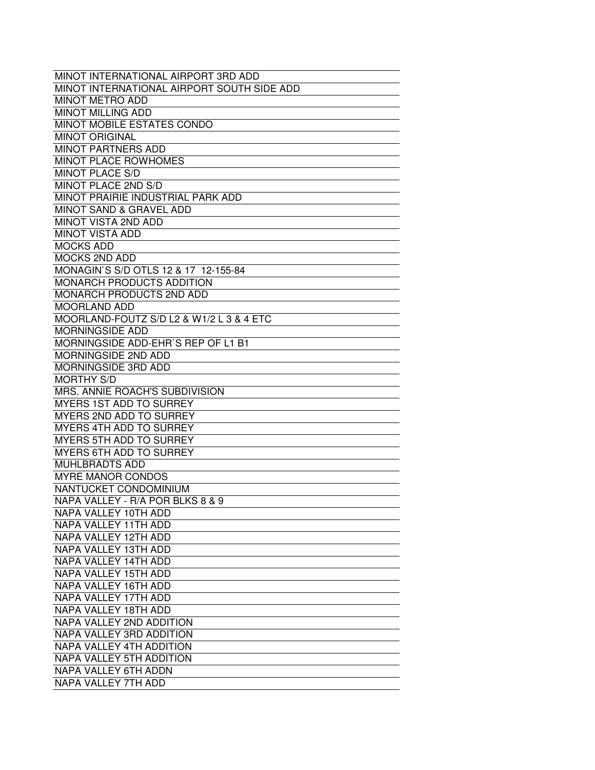| MINOT INTERNATIONAL AIRPORT 3RD ADD |
|---|
| MINOT INTERNATIONAL AIRPORT SOUTH SIDE ADD |
| MINOT METRO ADD |
| MINOT MILLING ADD |
| MINOT MOBILE ESTATES CONDO |
| MINOT ORIGINAL |
| MINOT PARTNERS ADD |
| MINOT PLACE ROWHOMES |
| MINOT PLACE S/D |
| MINOT PLACE 2ND S/D |
| MINOT PRAIRIE INDUSTRIAL PARK ADD |
| MINOT SAND & GRAVEL ADD |
| MINOT VISTA 2ND ADD |
| MINOT VISTA ADD |
| MOCKS ADD |
| MOCKS 2ND ADD |
| MONAGIN`S S/D OTLS 12 & 17 12-155-84 |
| MONARCH PRODUCTS ADDITION |
| MONARCH PRODUCTS 2ND ADD |
| MOORLAND ADD |
| MOORLAND-FOUTZ S/D L2 & W1/2 L 3 & 4 ETC |
| MORNINGSIDE ADD |
| MORNINGSIDE ADD-EHR`S REP OF L1 B1 |
| MORNINGSIDE 2ND ADD |
| MORNINGSIDE 3RD ADD |
| MORTHY S/D |
| MRS. ANNIE ROACH'S SUBDIVISION |
| MYERS 1ST ADD TO SURREY |
| MYERS 2ND ADD TO SURREY |
| MYERS 4TH ADD TO SURREY |
| MYERS 5TH ADD TO SURREY |
| MYERS 6TH ADD TO SURREY |
| MUHLBRADTS ADD |
| MYRE MANOR CONDOS |
| NANTUCKET CONDOMINIUM |
| NAPA VALLEY - R/A POR BLKS 8 & 9 |
| NAPA VALLEY 10TH ADD |
| NAPA VALLEY 11TH ADD |
| NAPA VALLEY 12TH ADD |
| NAPA VALLEY 13TH ADD |
| NAPA VALLEY 14TH ADD |
| NAPA VALLEY 15TH ADD |
| NAPA VALLEY 16TH ADD |
| NAPA VALLEY 17TH ADD |
| NAPA VALLEY 18TH ADD |
| NAPA VALLEY 2ND ADDITION |
| NAPA VALLEY 3RD ADDITION |
| NAPA VALLEY 4TH ADDITION |
| NAPA VALLEY 5TH ADDITION |
| NAPA VALLEY 6TH ADDN |
| NAPA VALLEY 7TH ADD |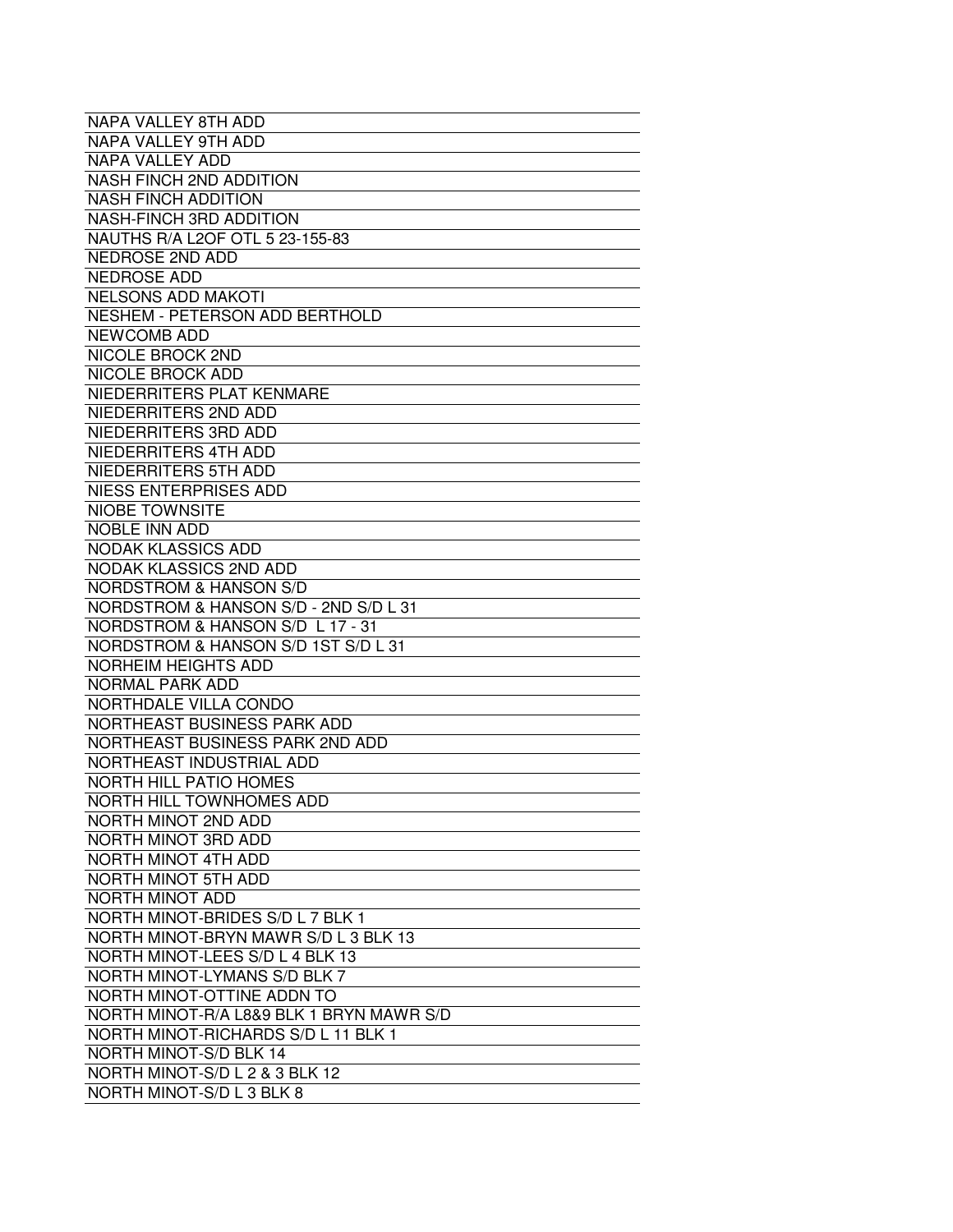| NAPA VALLEY 8TH ADD |
|---|
| NAPA VALLEY 9TH ADD |
| NAPA VALLEY ADD |
| NASH FINCH 2ND ADDITION |
| NASH FINCH ADDITION |
| NASH-FINCH 3RD ADDITION |
| NAUTHS R/A L2OF OTL 5 23-155-83 |
| NEDROSE 2ND ADD |
| NEDROSE ADD |
| NELSONS ADD MAKOTI |
| NESHEM - PETERSON ADD BERTHOLD |
| NEWCOMB ADD |
| NICOLE BROCK 2ND |
| NICOLE BROCK ADD |
| NIEDERRITERS PLAT KENMARE |
| NIEDERRITERS 2ND ADD |
| NIEDERRITERS 3RD ADD |
| NIEDERRITERS 4TH ADD |
| NIEDERRITERS 5TH ADD |
| NIESS ENTERPRISES ADD |
| NIOBE TOWNSITE |
| NOBLE INN ADD |
| NODAK KLASSICS ADD |
| NODAK KLASSICS 2ND ADD |
| NORDSTROM & HANSON S/D |
| NORDSTROM & HANSON S/D - 2ND S/D L 31 |
| NORDSTROM & HANSON S/D L 17 - 31 |
| NORDSTROM & HANSON S/D 1ST S/D L 31 |
| NORHEIM HEIGHTS ADD |
| NORMAL PARK ADD |
| NORTHDALE VILLA CONDO |
| NORTHEAST BUSINESS PARK ADD |
| NORTHEAST BUSINESS PARK 2ND ADD |
| NORTHEAST INDUSTRIAL ADD |
| NORTH HILL PATIO HOMES |
| NORTH HILL TOWNHOMES ADD |
| NORTH MINOT 2ND ADD |
| NORTH MINOT 3RD ADD |
| NORTH MINOT 4TH ADD |
| NORTH MINOT 5TH ADD |
| NORTH MINOT ADD |
| NORTH MINOT-BRIDES S/D L 7 BLK 1 |
| NORTH MINOT-BRYN MAWR S/D L 3 BLK 13 |
| NORTH MINOT-LEES S/D L 4 BLK 13 |
| NORTH MINOT-LYMANS S/D BLK 7 |
| NORTH MINOT-OTTINE ADDN TO |
| NORTH MINOT-R/A L8&9 BLK 1 BRYN MAWR S/D |
| NORTH MINOT-RICHARDS S/D L 11 BLK 1 |
| NORTH MINOT-S/D BLK 14 |
| NORTH MINOT-S/D L 2 & 3 BLK 12 |
| NORTH MINOT-S/D L 3 BLK 8 |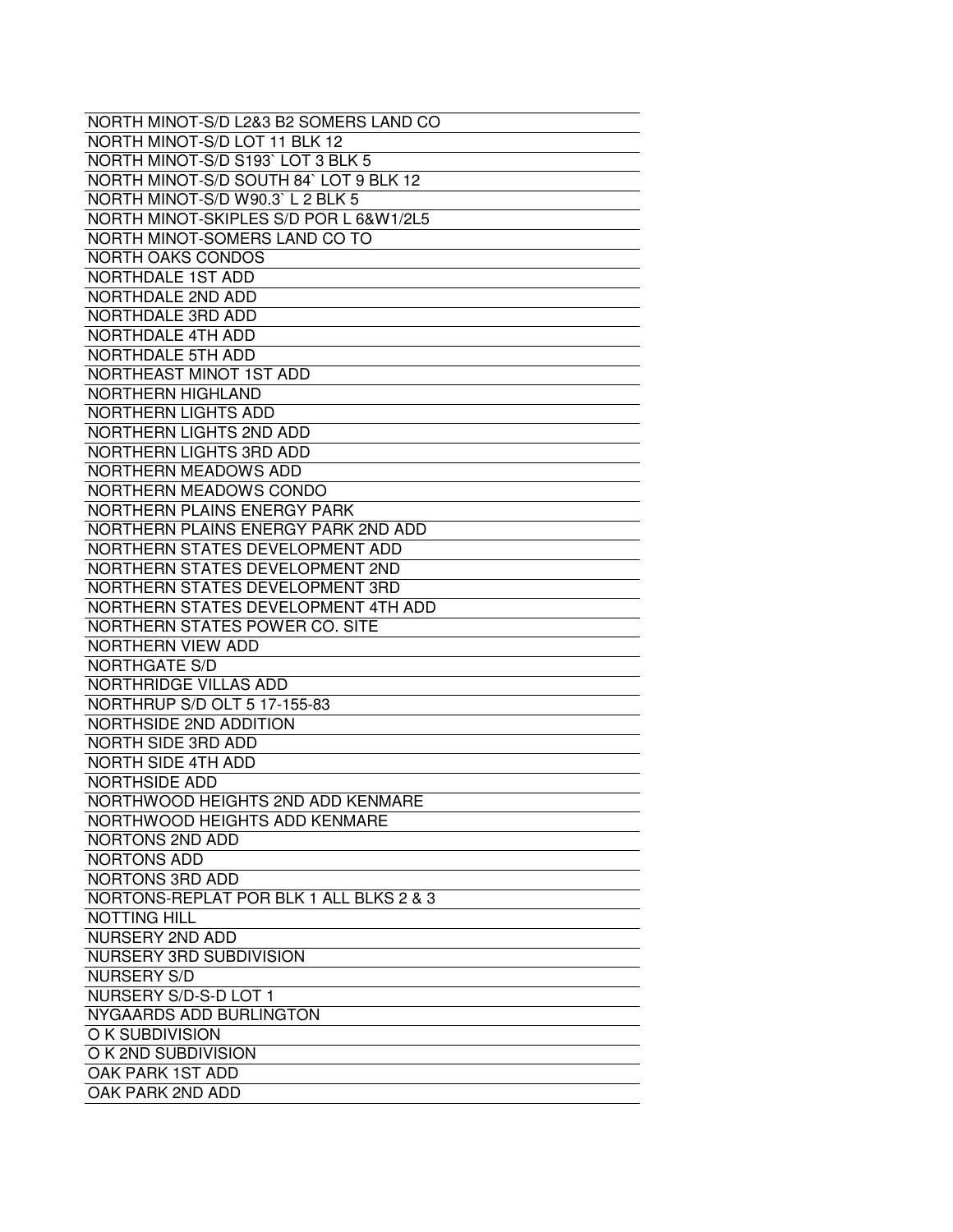| NORTH MINOT-S/D L2&3 B2 SOMERS LAND CO |
| --- |
| NORTH MINOT-S/D LOT 11 BLK 12 |
| NORTH MINOT-S/D S193` LOT 3 BLK 5 |
| NORTH MINOT-S/D SOUTH 84` LOT 9 BLK 12 |
| NORTH MINOT-S/D W90.3` L 2 BLK 5 |
| NORTH MINOT-SKIPLES S/D POR L 6&W1/2L5 |
| NORTH MINOT-SOMERS LAND CO TO |
| NORTH OAKS CONDOS |
| NORTHDALE 1ST ADD |
| NORTHDALE 2ND ADD |
| NORTHDALE 3RD ADD |
| NORTHDALE 4TH ADD |
| NORTHDALE 5TH ADD |
| NORTHEAST MINOT 1ST ADD |
| NORTHERN HIGHLAND |
| NORTHERN LIGHTS ADD |
| NORTHERN LIGHTS 2ND ADD |
| NORTHERN LIGHTS 3RD ADD |
| NORTHERN MEADOWS ADD |
| NORTHERN MEADOWS CONDO |
| NORTHERN PLAINS ENERGY PARK |
| NORTHERN PLAINS ENERGY PARK 2ND ADD |
| NORTHERN STATES DEVELOPMENT ADD |
| NORTHERN STATES DEVELOPMENT 2ND |
| NORTHERN STATES DEVELOPMENT 3RD |
| NORTHERN STATES DEVELOPMENT 4TH ADD |
| NORTHERN STATES POWER CO. SITE |
| NORTHERN VIEW ADD |
| NORTHGATE S/D |
| NORTHRIDGE VILLAS ADD |
| NORTHRUP S/D OLT 5 17-155-83 |
| NORTHSIDE 2ND ADDITION |
| NORTH SIDE 3RD ADD |
| NORTH SIDE 4TH ADD |
| NORTHSIDE ADD |
| NORTHWOOD HEIGHTS 2ND ADD KENMARE |
| NORTHWOOD HEIGHTS ADD KENMARE |
| NORTONS 2ND ADD |
| NORTONS ADD |
| NORTONS 3RD ADD |
| NORTONS-REPLAT POR BLK 1 ALL BLKS 2 & 3 |
| NOTTING HILL |
| NURSERY 2ND ADD |
| NURSERY 3RD SUBDIVISION |
| NURSERY S/D |
| NURSERY S/D-S-D LOT 1 |
| NYGAARDS ADD BURLINGTON |
| O K SUBDIVISION |
| O K 2ND SUBDIVISION |
| OAK PARK 1ST ADD |
| OAK PARK 2ND ADD |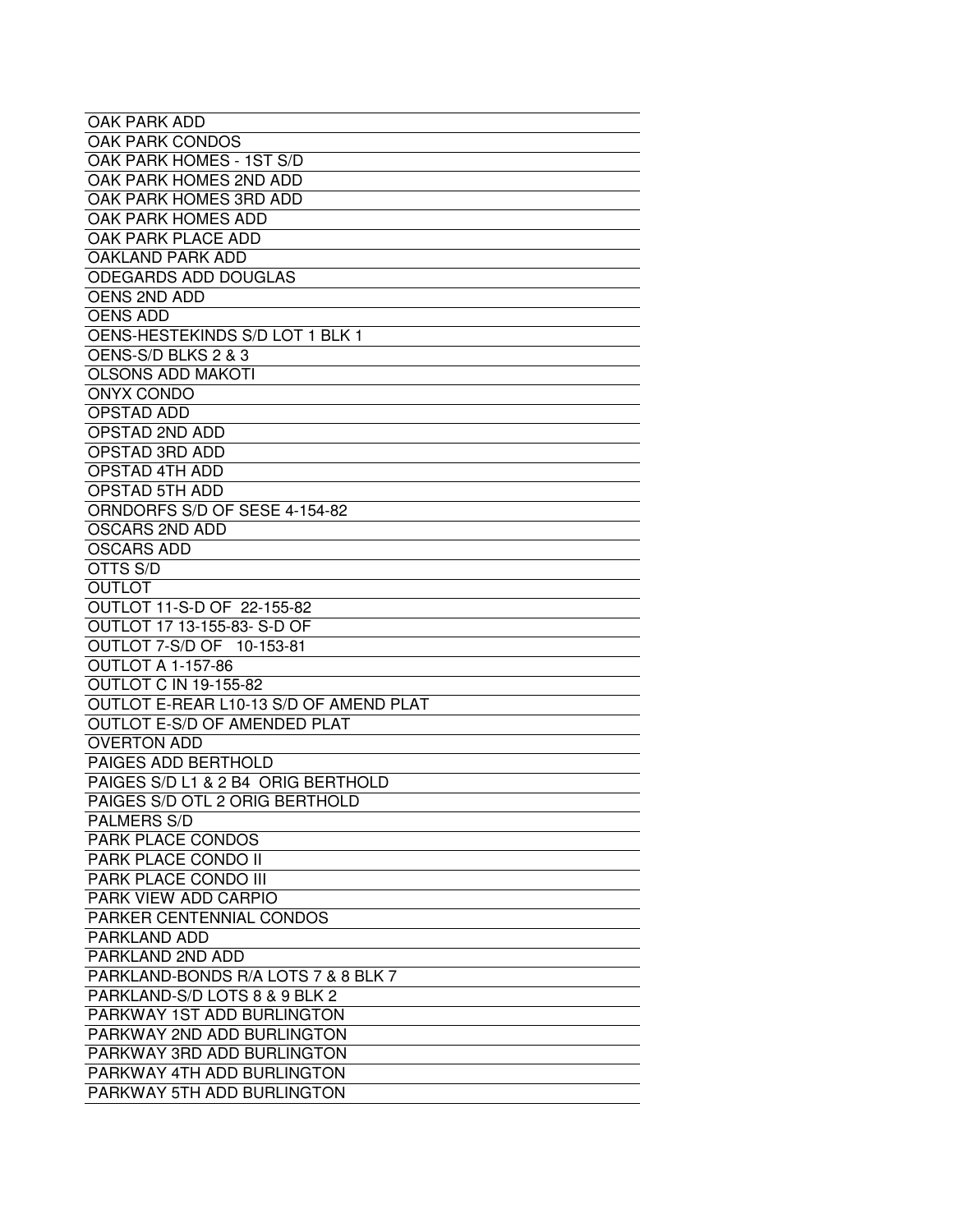| |
|---|
| OAK PARK ADD |
| OAK PARK CONDOS |
| OAK PARK HOMES - 1ST S/D |
| OAK PARK HOMES 2ND ADD |
| OAK PARK HOMES 3RD ADD |
| OAK PARK HOMES ADD |
| OAK PARK PLACE ADD |
| OAKLAND PARK ADD |
| ODEGARDS ADD DOUGLAS |
| OENS 2ND ADD |
| OENS ADD |
| OENS-HESTEKINDS S/D LOT 1 BLK 1 |
| OENS-S/D BLKS 2 & 3 |
| OLSONS ADD MAKOTI |
| ONYX CONDO |
| OPSTAD ADD |
| OPSTAD 2ND ADD |
| OPSTAD 3RD ADD |
| OPSTAD 4TH ADD |
| OPSTAD 5TH ADD |
| ORNDORFS S/D OF SESE 4-154-82 |
| OSCARS 2ND ADD |
| OSCARS ADD |
| OTTS S/D |
| OUTLOT |
| OUTLOT 11-S-D OF 22-155-82 |
| OUTLOT 17 13-155-83- S-D OF |
| OUTLOT 7-S/D OF 10-153-81 |
| OUTLOT A 1-157-86 |
| OUTLOT C IN 19-155-82 |
| OUTLOT E-REAR L10-13 S/D OF AMEND PLAT |
| OUTLOT E-S/D OF AMENDED PLAT |
| OVERTON ADD |
| PAIGES ADD BERTHOLD |
| PAIGES S/D L1 & 2 B4 ORIG BERTHOLD |
| PAIGES S/D OTL 2 ORIG BERTHOLD |
| PALMERS S/D |
| PARK PLACE CONDOS |
| PARK PLACE CONDO II |
| PARK PLACE CONDO III |
| PARK VIEW ADD CARPIO |
| PARKER CENTENNIAL CONDOS |
| PARKLAND ADD |
| PARKLAND 2ND ADD |
| PARKLAND-BONDS R/A LOTS 7 & 8 BLK 7 |
| PARKLAND-S/D LOTS 8 & 9 BLK 2 |
| PARKWAY 1ST ADD BURLINGTON |
| PARKWAY 2ND ADD BURLINGTON |
| PARKWAY 3RD ADD BURLINGTON |
| PARKWAY 4TH ADD BURLINGTON |
| PARKWAY 5TH ADD BURLINGTON |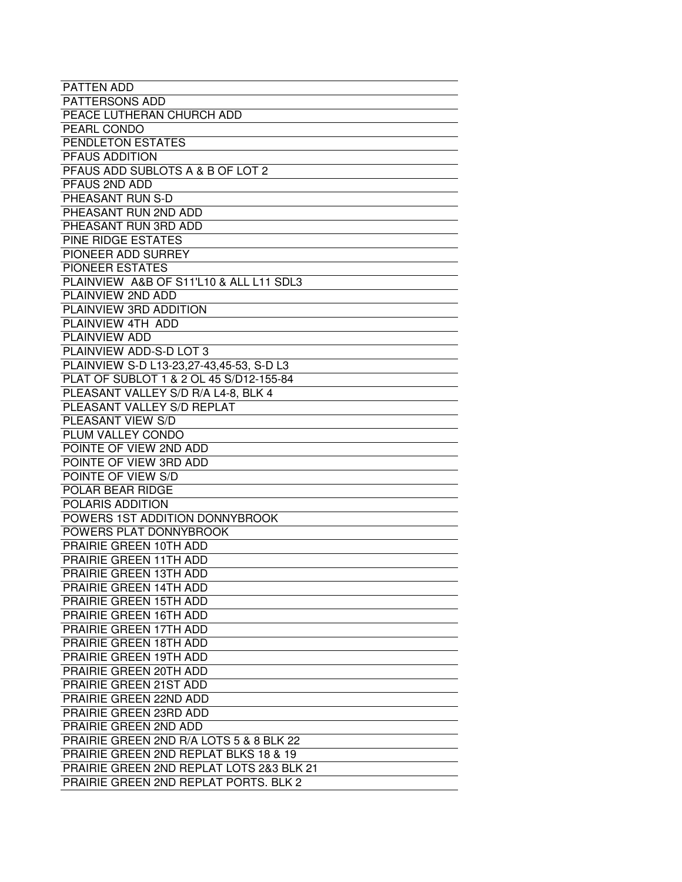| PATTEN ADD |
|---|
| PATTERSONS ADD |
| PEACE LUTHERAN CHURCH ADD |
| PEARL CONDO |
| PENDLETON ESTATES |
| PFAUS ADDITION |
| PFAUS ADD SUBLOTS A & B OF LOT 2 |
| PFAUS 2ND ADD |
| PHEASANT RUN S-D |
| PHEASANT RUN 2ND ADD |
| PHEASANT RUN 3RD ADD |
| PINE RIDGE ESTATES |
| PIONEER ADD SURREY |
| PIONEER ESTATES |
| PLAINVIEW A&B OF S11'L10 & ALL L11 SDL3 |
| PLAINVIEW 2ND ADD |
| PLAINVIEW 3RD ADDITION |
| PLAINVIEW 4TH ADD |
| PLAINVIEW ADD |
| PLAINVIEW ADD-S-D LOT 3 |
| PLAINVIEW S-D L13-23,27-43,45-53, S-D L3 |
| PLAT OF SUBLOT 1 & 2 OL 45 S/D12-155-84 |
| PLEASANT VALLEY S/D R/A L4-8, BLK 4 |
| PLEASANT VALLEY S/D REPLAT |
| PLEASANT VIEW S/D |
| PLUM VALLEY CONDO |
| POINTE OF VIEW 2ND ADD |
| POINTE OF VIEW 3RD ADD |
| POINTE OF VIEW S/D |
| POLAR BEAR RIDGE |
| POLARIS ADDITION |
| POWERS 1ST ADDITION DONNYBROOK |
| POWERS PLAT DONNYBROOK |
| PRAIRIE GREEN 10TH ADD |
| PRAIRIE GREEN 11TH ADD |
| PRAIRIE GREEN 13TH ADD |
| PRAIRIE GREEN 14TH ADD |
| PRAIRIE GREEN 15TH ADD |
| PRAIRIE GREEN 16TH ADD |
| PRAIRIE GREEN 17TH ADD |
| PRAIRIE GREEN 18TH ADD |
| PRAIRIE GREEN 19TH ADD |
| PRAIRIE GREEN 20TH ADD |
| PRAIRIE GREEN 21ST ADD |
| PRAIRIE GREEN 22ND ADD |
| PRAIRIE GREEN 23RD ADD |
| PRAIRIE GREEN 2ND ADD |
| PRAIRIE GREEN 2ND R/A LOTS 5 & 8 BLK 22 |
| PRAIRIE GREEN 2ND REPLAT BLKS 18 & 19 |
| PRAIRIE GREEN 2ND REPLAT LOTS 2&3 BLK 21 |
| PRAIRIE GREEN 2ND REPLAT PORTS. BLK 2 |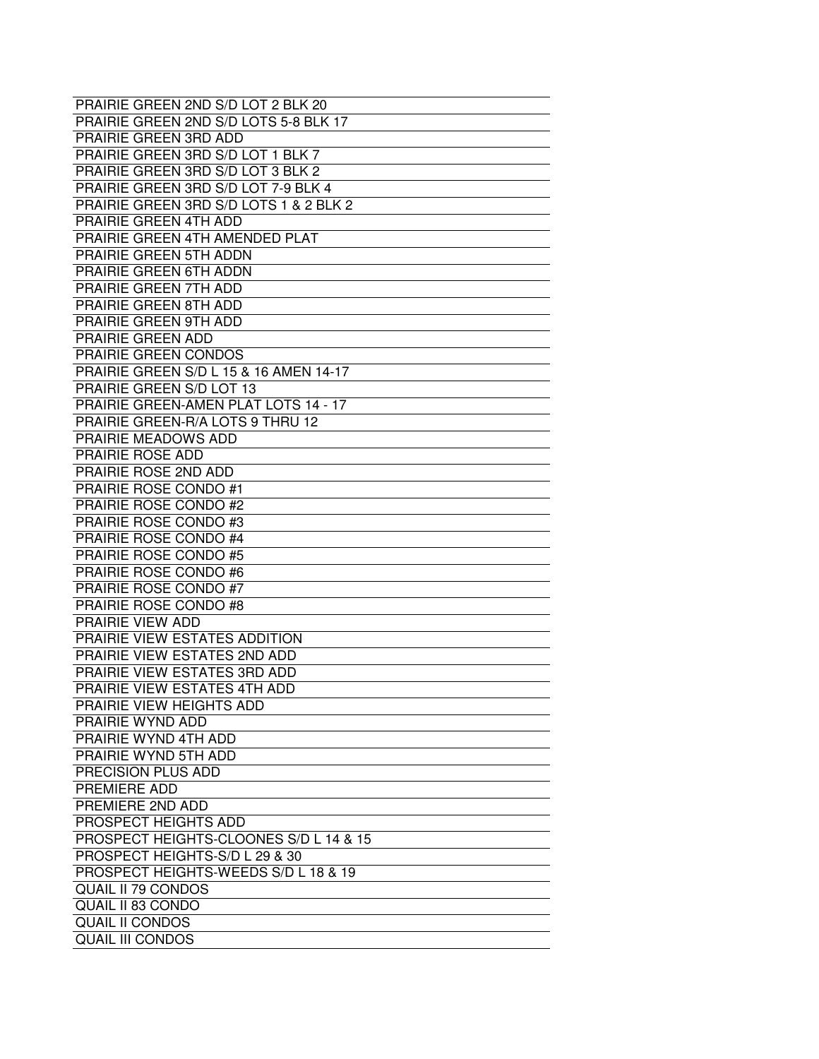| |
|---|
| PRAIRIE GREEN 2ND S/D LOT 2 BLK 20 |
| PRAIRIE GREEN 2ND S/D LOTS 5-8 BLK 17 |
| PRAIRIE GREEN 3RD ADD |
| PRAIRIE GREEN 3RD S/D LOT 1 BLK 7 |
| PRAIRIE GREEN 3RD S/D LOT 3 BLK 2 |
| PRAIRIE GREEN 3RD S/D LOT 7-9 BLK 4 |
| PRAIRIE GREEN 3RD S/D LOTS 1 & 2 BLK 2 |
| PRAIRIE GREEN 4TH ADD |
| PRAIRIE GREEN 4TH AMENDED PLAT |
| PRAIRIE GREEN 5TH ADDN |
| PRAIRIE GREEN 6TH ADDN |
| PRAIRIE GREEN 7TH ADD |
| PRAIRIE GREEN 8TH ADD |
| PRAIRIE GREEN 9TH ADD |
| PRAIRIE GREEN ADD |
| PRAIRIE GREEN CONDOS |
| PRAIRIE GREEN S/D L 15 & 16 AMEN 14-17 |
| PRAIRIE GREEN S/D LOT 13 |
| PRAIRIE GREEN-AMEN PLAT LOTS 14 - 17 |
| PRAIRIE GREEN-R/A LOTS 9 THRU 12 |
| PRAIRIE MEADOWS ADD |
| PRAIRIE ROSE ADD |
| PRAIRIE ROSE 2ND ADD |
| PRAIRIE ROSE CONDO #1 |
| PRAIRIE ROSE CONDO #2 |
| PRAIRIE ROSE CONDO #3 |
| PRAIRIE ROSE CONDO #4 |
| PRAIRIE ROSE CONDO #5 |
| PRAIRIE ROSE CONDO #6 |
| PRAIRIE ROSE CONDO #7 |
| PRAIRIE ROSE CONDO #8 |
| PRAIRIE VIEW ADD |
| PRAIRIE VIEW ESTATES ADDITION |
| PRAIRIE VIEW ESTATES 2ND ADD |
| PRAIRIE VIEW ESTATES 3RD ADD |
| PRAIRIE VIEW ESTATES 4TH ADD |
| PRAIRIE VIEW HEIGHTS ADD |
| PRAIRIE WYND ADD |
| PRAIRIE WYND 4TH ADD |
| PRAIRIE WYND 5TH ADD |
| PRECISION PLUS ADD |
| PREMIERE ADD |
| PREMIERE 2ND ADD |
| PROSPECT HEIGHTS ADD |
| PROSPECT HEIGHTS-CLOONES S/D L 14 & 15 |
| PROSPECT HEIGHTS-S/D L 29 & 30 |
| PROSPECT HEIGHTS-WEEDS S/D L 18 & 19 |
| QUAIL II 79 CONDOS |
| QUAIL II 83 CONDO |
| QUAIL II CONDOS |
| QUAIL III CONDOS |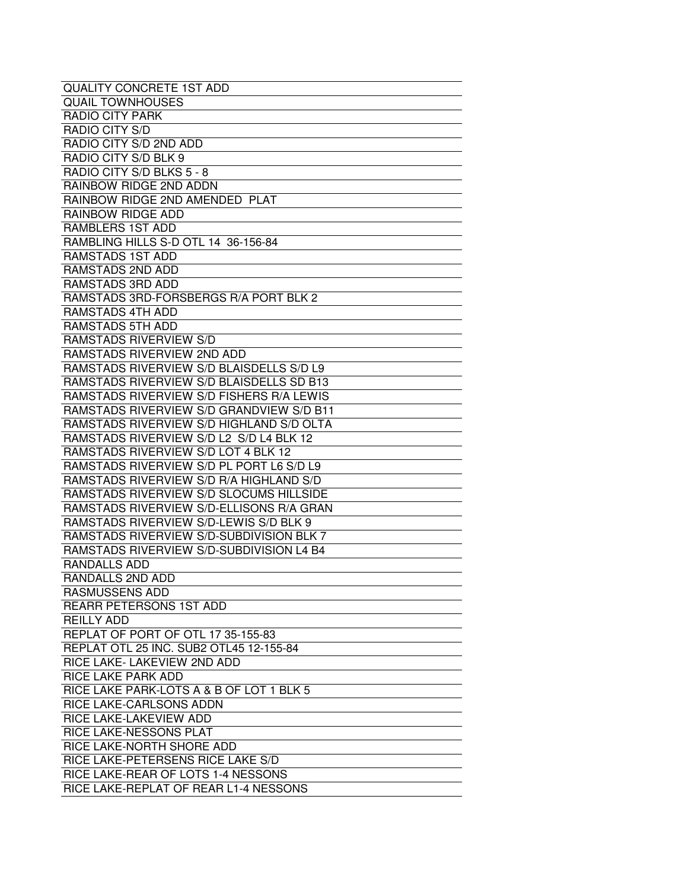| QUALITY CONCRETE 1ST ADD |
|---|
| QUAIL TOWNHOUSES |
| RADIO CITY PARK |
| RADIO CITY S/D |
| RADIO CITY S/D 2ND ADD |
| RADIO CITY S/D BLK 9 |
| RADIO CITY S/D BLKS 5 - 8 |
| RAINBOW RIDGE 2ND ADDN |
| RAINBOW RIDGE 2ND AMENDED PLAT |
| RAINBOW RIDGE ADD |
| RAMBLERS 1ST ADD |
| RAMBLING HILLS S-D OTL 14 36-156-84 |
| RAMSTADS 1ST ADD |
| RAMSTADS 2ND ADD |
| RAMSTADS 3RD ADD |
| RAMSTADS 3RD-FORSBERGS R/A PORT BLK 2 |
| RAMSTADS 4TH ADD |
| RAMSTADS 5TH ADD |
| RAMSTADS RIVERVIEW S/D |
| RAMSTADS RIVERVIEW 2ND ADD |
| RAMSTADS RIVERVIEW S/D BLAISDELLS S/D L9 |
| RAMSTADS RIVERVIEW S/D BLAISDELLS SD B13 |
| RAMSTADS RIVERVIEW S/D FISHERS R/A LEWIS |
| RAMSTADS RIVERVIEW S/D GRANDVIEW S/D B11 |
| RAMSTADS RIVERVIEW S/D HIGHLAND S/D OLTA |
| RAMSTADS RIVERVIEW S/D L2 S/D L4 BLK 12 |
| RAMSTADS RIVERVIEW S/D LOT 4 BLK 12 |
| RAMSTADS RIVERVIEW S/D PL PORT L6 S/D L9 |
| RAMSTADS RIVERVIEW S/D R/A HIGHLAND S/D |
| RAMSTADS RIVERVIEW S/D SLOCUMS HILLSIDE |
| RAMSTADS RIVERVIEW S/D-ELLISONS R/A GRAN |
| RAMSTADS RIVERVIEW S/D-LEWIS S/D BLK 9 |
| RAMSTADS RIVERVIEW S/D-SUBDIVISION BLK 7 |
| RAMSTADS RIVERVIEW S/D-SUBDIVISION L4 B4 |
| RANDALLS ADD |
| RANDALLS 2ND ADD |
| RASMUSSENS ADD |
| REARR PETERSONS 1ST ADD |
| REILLY ADD |
| REPLAT OF PORT OF OTL 17 35-155-83 |
| REPLAT OTL 25 INC. SUB2 OTL45 12-155-84 |
| RICE LAKE- LAKEVIEW 2ND ADD |
| RICE LAKE PARK ADD |
| RICE LAKE PARK-LOTS A & B OF LOT 1 BLK 5 |
| RICE LAKE-CARLSONS ADDN |
| RICE LAKE-LAKEVIEW ADD |
| RICE LAKE-NESSONS PLAT |
| RICE LAKE-NORTH SHORE ADD |
| RICE LAKE-PETERSENS RICE LAKE S/D |
| RICE LAKE-REAR OF LOTS 1-4 NESSONS |
| RICE LAKE-REPLAT OF REAR L1-4 NESSONS |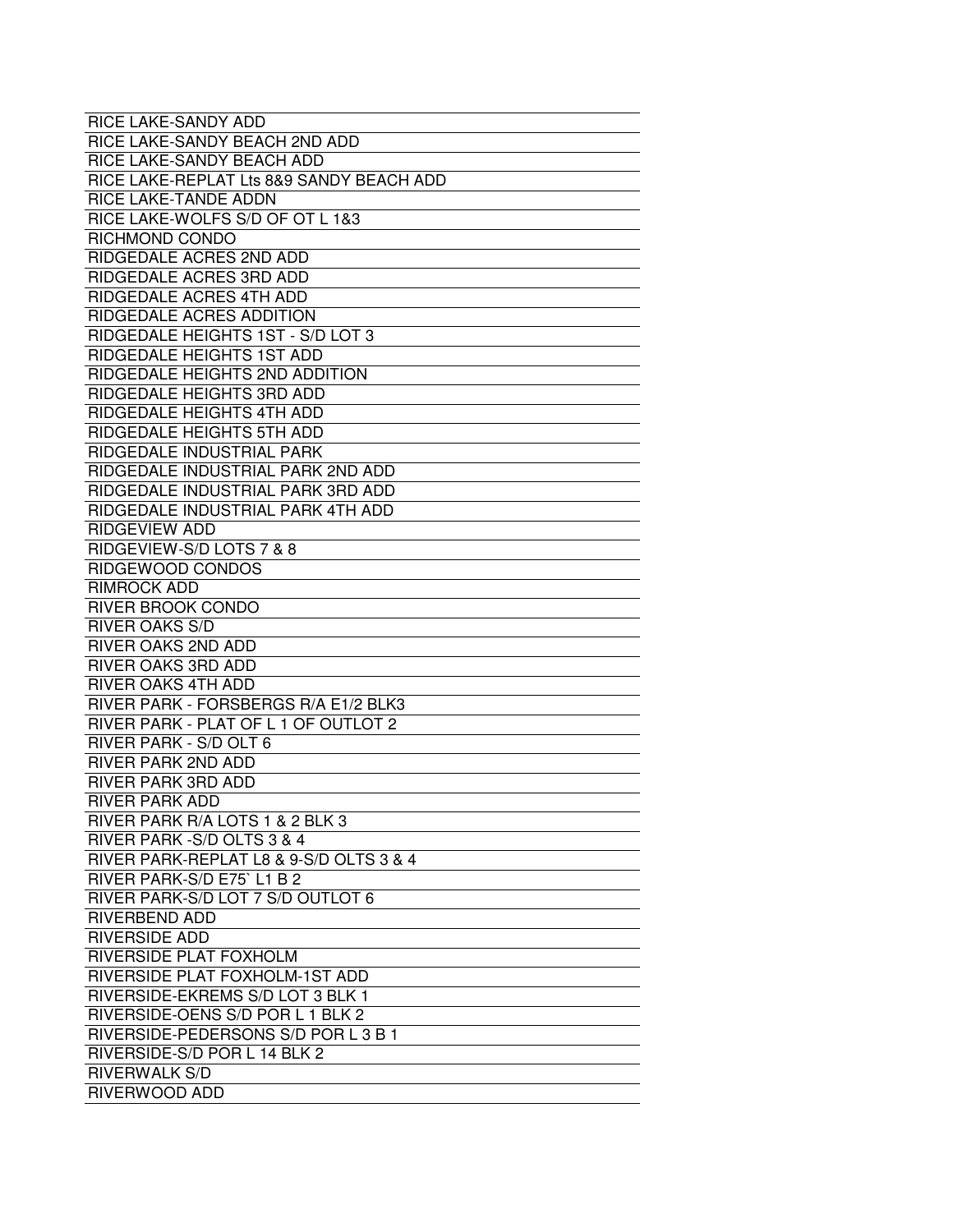| RICE LAKE-SANDY ADD |
|---|
| RICE LAKE-SANDY BEACH 2ND ADD |
| RICE LAKE-SANDY BEACH ADD |
| RICE LAKE-REPLAT Lts 8&9 SANDY BEACH ADD |
| RICE LAKE-TANDE ADDN |
| RICE LAKE-WOLFS S/D OF OT L 1&3 |
| RICHMOND CONDO |
| RIDGEDALE ACRES 2ND ADD |
| RIDGEDALE ACRES 3RD ADD |
| RIDGEDALE ACRES 4TH ADD |
| RIDGEDALE ACRES ADDITION |
| RIDGEDALE HEIGHTS 1ST - S/D LOT 3 |
| RIDGEDALE HEIGHTS 1ST ADD |
| RIDGEDALE HEIGHTS 2ND ADDITION |
| RIDGEDALE HEIGHTS 3RD ADD |
| RIDGEDALE HEIGHTS 4TH ADD |
| RIDGEDALE HEIGHTS 5TH ADD |
| RIDGEDALE INDUSTRIAL PARK |
| RIDGEDALE INDUSTRIAL PARK 2ND ADD |
| RIDGEDALE INDUSTRIAL PARK 3RD ADD |
| RIDGEDALE INDUSTRIAL PARK 4TH ADD |
| RIDGEVIEW ADD |
| RIDGEVIEW-S/D LOTS 7 & 8 |
| RIDGEWOOD CONDOS |
| RIMROCK ADD |
| RIVER BROOK CONDO |
| RIVER OAKS S/D |
| RIVER OAKS 2ND ADD |
| RIVER OAKS 3RD ADD |
| RIVER OAKS 4TH ADD |
| RIVER PARK - FORSBERGS R/A E1/2 BLK3 |
| RIVER PARK - PLAT OF L 1 OF OUTLOT 2 |
| RIVER PARK - S/D OLT 6 |
| RIVER PARK 2ND ADD |
| RIVER PARK 3RD ADD |
| RIVER PARK ADD |
| RIVER PARK R/A LOTS 1 & 2 BLK 3 |
| RIVER PARK -S/D OLTS 3 & 4 |
| RIVER PARK-REPLAT L8 & 9-S/D OLTS 3 & 4 |
| RIVER PARK-S/D E75` L1 B 2 |
| RIVER PARK-S/D LOT 7 S/D OUTLOT 6 |
| RIVERBEND ADD |
| RIVERSIDE ADD |
| RIVERSIDE PLAT FOXHOLM |
| RIVERSIDE PLAT FOXHOLM-1ST ADD |
| RIVERSIDE-EKREMS S/D LOT 3 BLK 1 |
| RIVERSIDE-OENS S/D POR L 1 BLK 2 |
| RIVERSIDE-PEDERSONS S/D POR L 3 B 1 |
| RIVERSIDE-S/D POR L 14 BLK 2 |
| RIVERWALK S/D |
| RIVERWOOD ADD |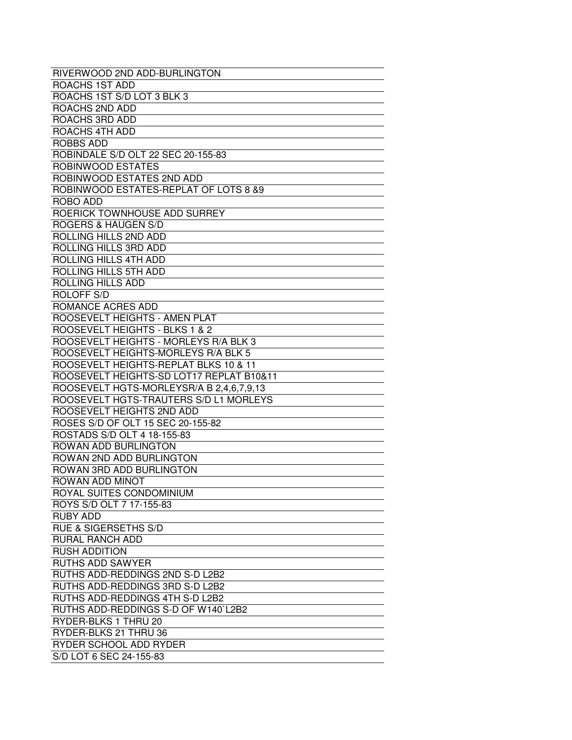| |
|---|
| RIVERWOOD 2ND ADD-BURLINGTON |
| ROACHS 1ST ADD |
| ROACHS 1ST S/D LOT 3 BLK 3 |
| ROACHS 2ND ADD |
| ROACHS 3RD ADD |
| ROACHS 4TH ADD |
| ROBBS ADD |
| ROBINDALE S/D OLT 22 SEC 20-155-83 |
| ROBINWOOD ESTATES |
| ROBINWOOD ESTATES 2ND ADD |
| ROBINWOOD ESTATES-REPLAT OF LOTS 8 &9 |
| ROBO ADD |
| ROERICK TOWNHOUSE ADD SURREY |
| ROGERS & HAUGEN S/D |
| ROLLING HILLS 2ND ADD |
| ROLLING HILLS 3RD ADD |
| ROLLING HILLS 4TH ADD |
| ROLLING HILLS 5TH ADD |
| ROLLING HILLS ADD |
| ROLOFF S/D |
| ROMANCE ACRES ADD |
| ROOSEVELT HEIGHTS - AMEN PLAT |
| ROOSEVELT HEIGHTS - BLKS 1 & 2 |
| ROOSEVELT HEIGHTS - MORLEYS R/A BLK 3 |
| ROOSEVELT HEIGHTS-MORLEYS R/A BLK 5 |
| ROOSEVELT HEIGHTS-REPLAT BLKS 10 & 11 |
| ROOSEVELT HEIGHTS-SD LOT17 REPLAT B10&11 |
| ROOSEVELT HGTS-MORLEYSR/A B 2,4,6,7,9,13 |
| ROOSEVELT HGTS-TRAUTERS S/D L1 MORLEYS |
| ROOSEVELT HEIGHTS 2ND ADD |
| ROSES S/D OF OLT 15 SEC 20-155-82 |
| ROSTADS S/D OLT 4 18-155-83 |
| ROWAN ADD BURLINGTON |
| ROWAN 2ND ADD BURLINGTON |
| ROWAN 3RD ADD BURLINGTON |
| ROWAN ADD MINOT |
| ROYAL SUITES CONDOMINIUM |
| ROYS S/D OLT 7 17-155-83 |
| RUBY ADD |
| RUE & SIGERSETHS S/D |
| RURAL RANCH ADD |
| RUSH ADDITION |
| RUTHS ADD SAWYER |
| RUTHS ADD-REDDINGS 2ND S-D L2B2 |
| RUTHS ADD-REDDINGS 3RD S-D L2B2 |
| RUTHS ADD-REDDINGS 4TH S-D L2B2 |
| RUTHS ADD-REDDINGS S-D OF W140`L2B2 |
| RYDER-BLKS 1 THRU 20 |
| RYDER-BLKS 21 THRU 36 |
| RYDER SCHOOL ADD RYDER |
| S/D LOT 6 SEC 24-155-83 |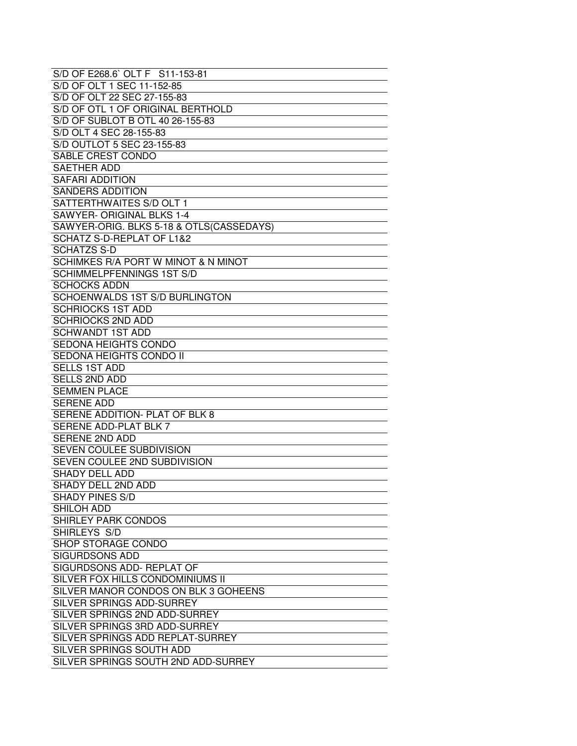| S/D OF E268.6` OLT F S11-153-81 |
|---|
| S/D OF OLT 1 SEC 11-152-85 |
| S/D OF OLT 22 SEC 27-155-83 |
| S/D OF OTL 1 OF ORIGINAL BERTHOLD |
| S/D OF SUBLOT B OTL 40 26-155-83 |
| S/D OLT 4 SEC 28-155-83 |
| S/D OUTLOT 5 SEC 23-155-83 |
| SABLE CREST CONDO |
| SAETHER ADD |
| SAFARI ADDITION |
| SANDERS ADDITION |
| SATTERTHWAITES S/D OLT 1 |
| SAWYER- ORIGINAL BLKS 1-4 |
| SAWYER-ORIG. BLKS 5-18 & OTLS(CASSEDAYS) |
| SCHATZ S-D-REPLAT OF L1&2 |
| SCHATZS S-D |
| SCHIMKES R/A PORT W MINOT & N MINOT |
| SCHIMMELPFENNINGS 1ST S/D |
| SCHOCKS ADDN |
| SCHOENWALDS 1ST S/D BURLINGTON |
| SCHRIOCKS 1ST ADD |
| SCHRIOCKS 2ND ADD |
| SCHWANDT 1ST ADD |
| SEDONA HEIGHTS CONDO |
| SEDONA HEIGHTS CONDO II |
| SELLS 1ST ADD |
| SELLS 2ND ADD |
| SEMMEN PLACE |
| SERENE ADD |
| SERENE ADDITION- PLAT OF BLK 8 |
| SERENE ADD-PLAT BLK 7 |
| SERENE 2ND ADD |
| SEVEN COULEE SUBDIVISION |
| SEVEN COULEE 2ND SUBDIVISION |
| SHADY DELL ADD |
| SHADY DELL 2ND ADD |
| SHADY PINES S/D |
| SHILOH ADD |
| SHIRLEY PARK CONDOS |
| SHIRLEYS S/D |
| SHOP STORAGE CONDO |
| SIGURDSONS ADD |
| SIGURDSONS ADD- REPLAT OF |
| SILVER FOX HILLS CONDOMINIUMS II |
| SILVER MANOR CONDOS ON BLK 3 GOHEENS |
| SILVER SPRINGS ADD-SURREY |
| SILVER SPRINGS 2ND ADD-SURREY |
| SILVER SPRINGS 3RD ADD-SURREY |
| SILVER SPRINGS ADD REPLAT-SURREY |
| SILVER SPRINGS SOUTH ADD |
| SILVER SPRINGS SOUTH 2ND ADD-SURREY |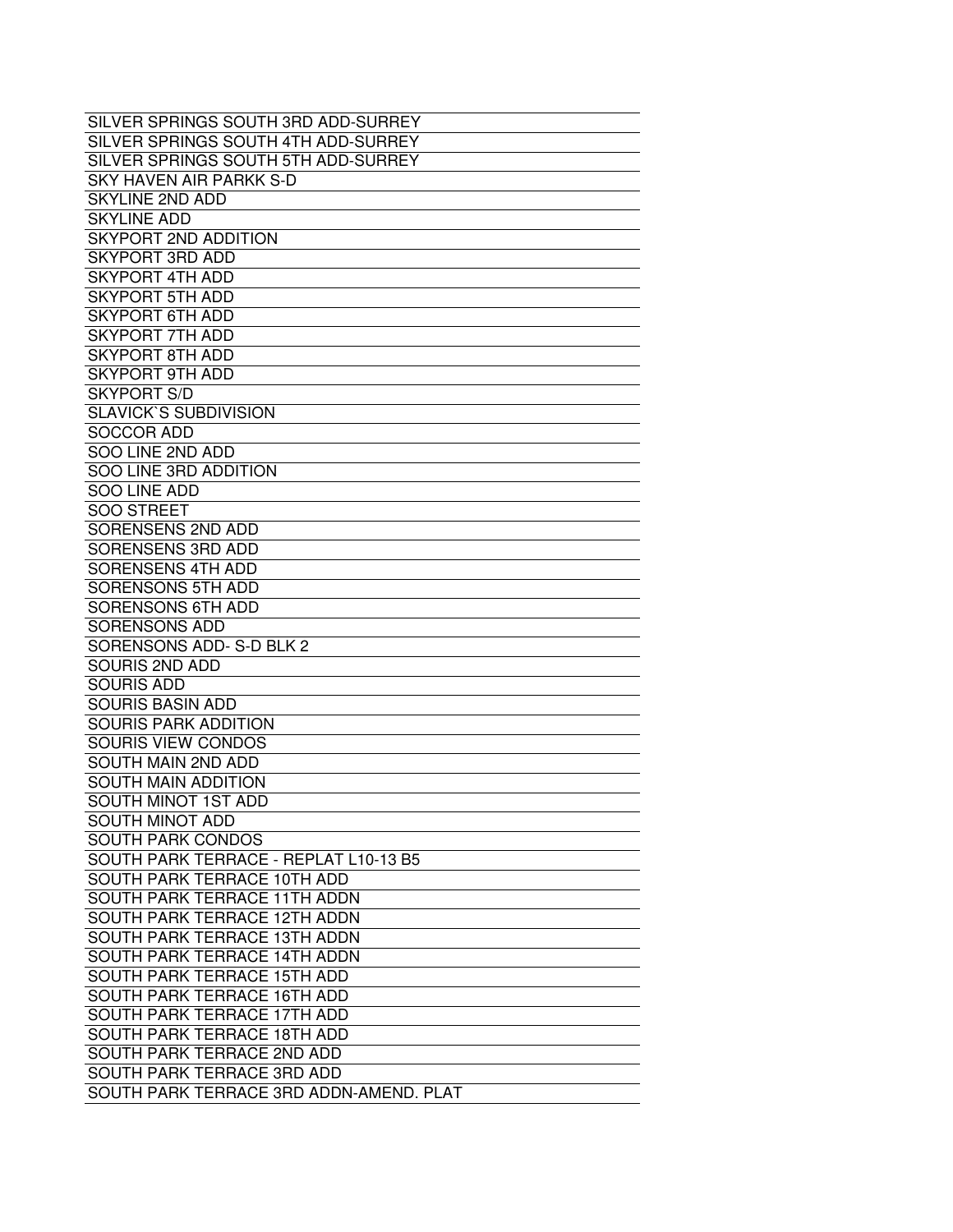| SILVER SPRINGS SOUTH 3RD ADD-SURREY |
|---|
| SILVER SPRINGS SOUTH 4TH ADD-SURREY |
| SILVER SPRINGS SOUTH 5TH ADD-SURREY |
| SKY HAVEN AIR PARKK S-D |
| SKYLINE 2ND ADD |
| SKYLINE ADD |
| SKYPORT 2ND ADDITION |
| SKYPORT 3RD ADD |
| SKYPORT 4TH ADD |
| SKYPORT 5TH ADD |
| SKYPORT 6TH ADD |
| SKYPORT 7TH ADD |
| SKYPORT 8TH ADD |
| SKYPORT 9TH ADD |
| SKYPORT S/D |
| SLAVICK`S SUBDIVISION |
| SOCCOR ADD |
| SOO LINE 2ND ADD |
| SOO LINE 3RD ADDITION |
| SOO LINE ADD |
| SOO STREET |
| SORENSENS 2ND ADD |
| SORENSENS 3RD ADD |
| SORENSENS 4TH ADD |
| SORENSONS 5TH ADD |
| SORENSONS 6TH ADD |
| SORENSONS ADD |
| SORENSONS ADD- S-D BLK 2 |
| SOURIS 2ND ADD |
| SOURIS ADD |
| SOURIS BASIN ADD |
| SOURIS PARK ADDITION |
| SOURIS VIEW CONDOS |
| SOUTH MAIN 2ND ADD |
| SOUTH MAIN ADDITION |
| SOUTH MINOT 1ST ADD |
| SOUTH MINOT ADD |
| SOUTH PARK CONDOS |
| SOUTH PARK TERRACE - REPLAT L10-13 B5 |
| SOUTH PARK TERRACE 10TH ADD |
| SOUTH PARK TERRACE 11TH ADDN |
| SOUTH PARK TERRACE 12TH ADDN |
| SOUTH PARK TERRACE 13TH ADDN |
| SOUTH PARK TERRACE 14TH ADDN |
| SOUTH PARK TERRACE 15TH ADD |
| SOUTH PARK TERRACE 16TH ADD |
| SOUTH PARK TERRACE 17TH ADD |
| SOUTH PARK TERRACE 18TH ADD |
| SOUTH PARK TERRACE 2ND ADD |
| SOUTH PARK TERRACE 3RD ADD |
| SOUTH PARK TERRACE 3RD ADDN-AMEND. PLAT |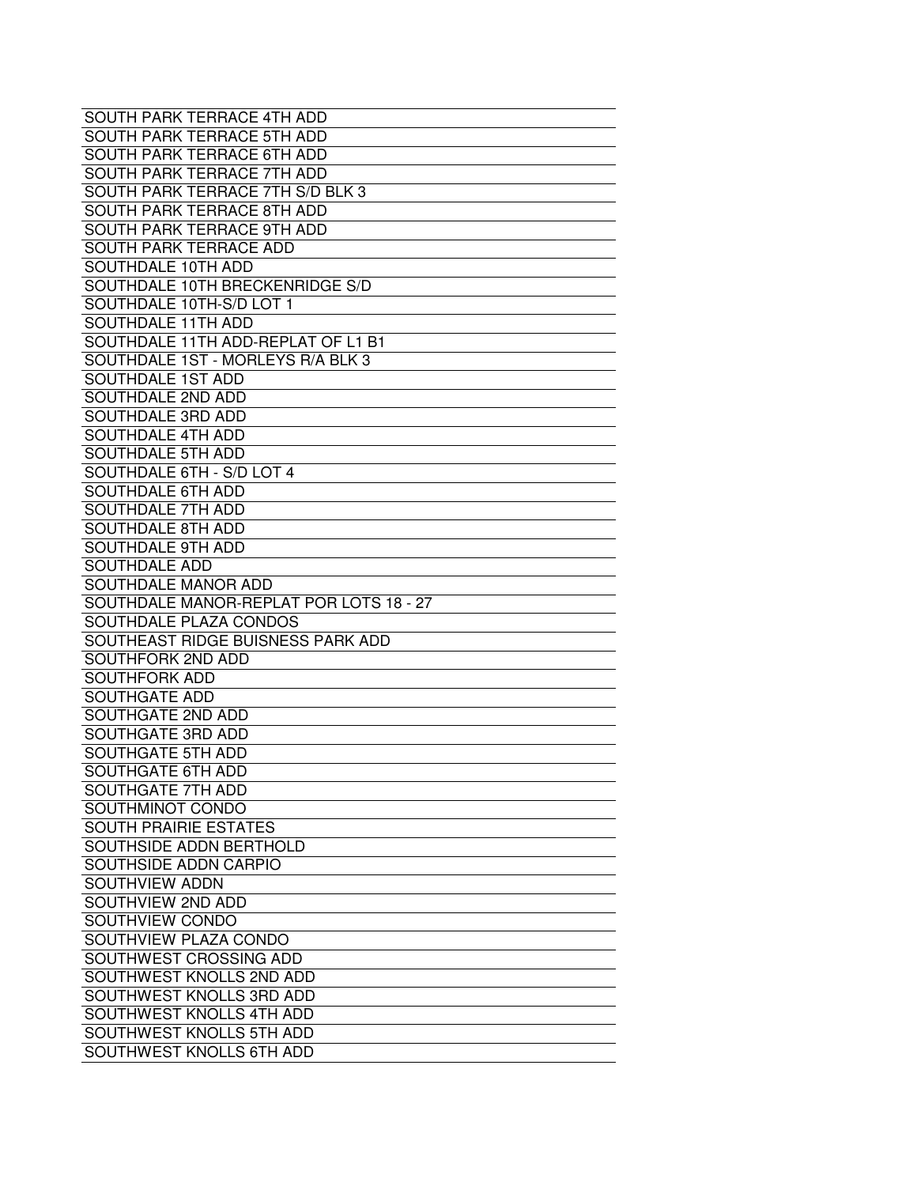| SOUTH PARK TERRACE 4TH ADD |
|---|
| SOUTH PARK TERRACE 5TH ADD |
| SOUTH PARK TERRACE 6TH ADD |
| SOUTH PARK TERRACE 7TH ADD |
| SOUTH PARK TERRACE 7TH S/D BLK 3 |
| SOUTH PARK TERRACE 8TH ADD |
| SOUTH PARK TERRACE 9TH ADD |
| SOUTH PARK TERRACE ADD |
| SOUTHDALE 10TH ADD |
| SOUTHDALE 10TH BRECKENRIDGE S/D |
| SOUTHDALE 10TH-S/D LOT 1 |
| SOUTHDALE 11TH ADD |
| SOUTHDALE 11TH ADD-REPLAT OF L1 B1 |
| SOUTHDALE 1ST - MORLEYS R/A BLK 3 |
| SOUTHDALE 1ST ADD |
| SOUTHDALE 2ND ADD |
| SOUTHDALE 3RD ADD |
| SOUTHDALE 4TH ADD |
| SOUTHDALE 5TH ADD |
| SOUTHDALE 6TH - S/D LOT 4 |
| SOUTHDALE 6TH ADD |
| SOUTHDALE 7TH ADD |
| SOUTHDALE 8TH ADD |
| SOUTHDALE 9TH ADD |
| SOUTHDALE ADD |
| SOUTHDALE MANOR ADD |
| SOUTHDALE MANOR-REPLAT POR LOTS 18 - 27 |
| SOUTHDALE PLAZA CONDOS |
| SOUTHEAST RIDGE BUISNESS PARK ADD |
| SOUTHFORK 2ND ADD |
| SOUTHFORK ADD |
| SOUTHGATE ADD |
| SOUTHGATE 2ND ADD |
| SOUTHGATE 3RD ADD |
| SOUTHGATE 5TH ADD |
| SOUTHGATE 6TH ADD |
| SOUTHGATE 7TH ADD |
| SOUTHMINOT CONDO |
| SOUTH PRAIRIE ESTATES |
| SOUTHSIDE ADDN BERTHOLD |
| SOUTHSIDE ADDN CARPIO |
| SOUTHVIEW ADDN |
| SOUTHVIEW 2ND ADD |
| SOUTHVIEW CONDO |
| SOUTHVIEW PLAZA CONDO |
| SOUTHWEST CROSSING ADD |
| SOUTHWEST KNOLLS 2ND ADD |
| SOUTHWEST KNOLLS 3RD ADD |
| SOUTHWEST KNOLLS 4TH ADD |
| SOUTHWEST KNOLLS 5TH ADD |
| SOUTHWEST KNOLLS 6TH ADD |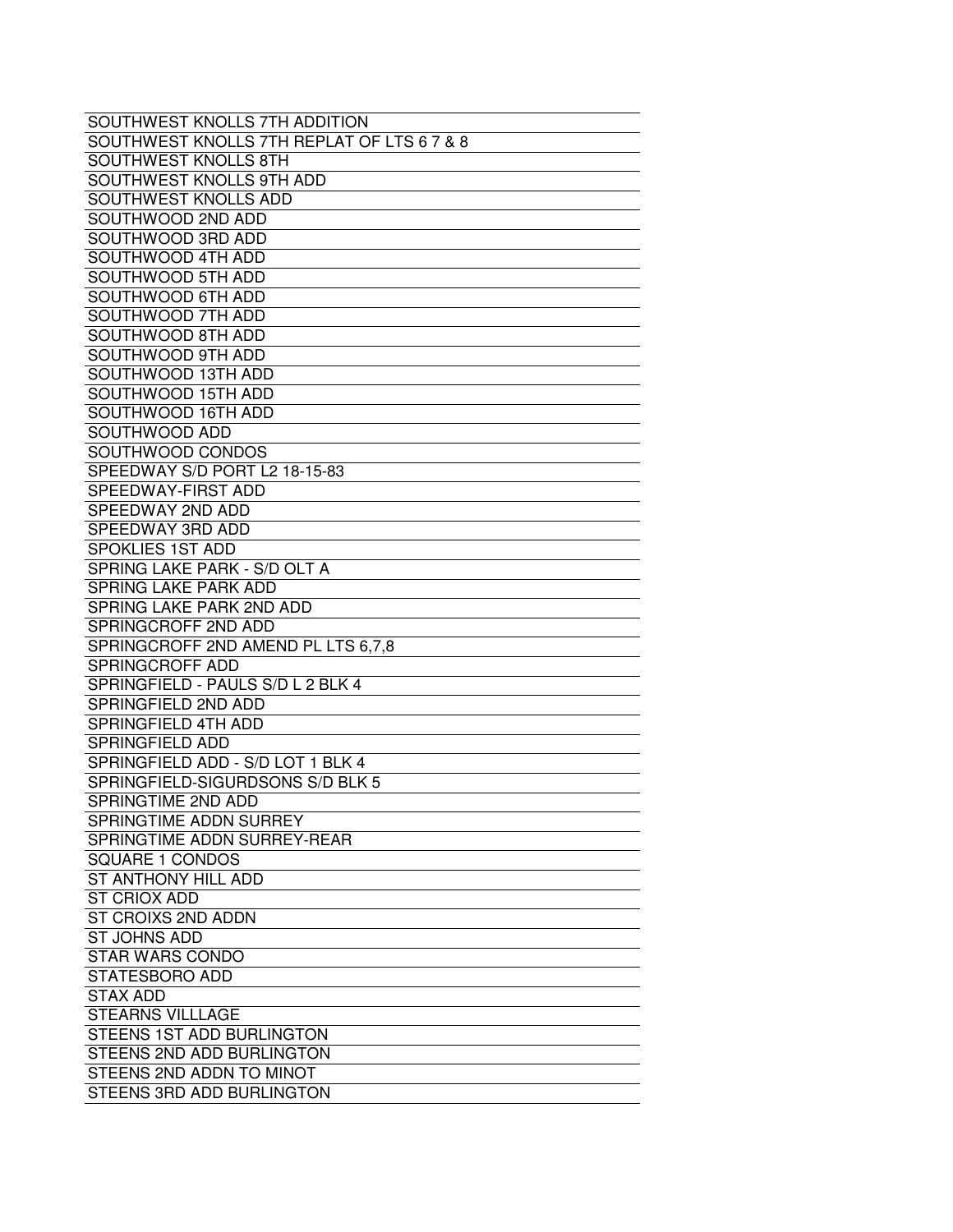| SOUTHWEST KNOLLS 7TH ADDITION |
|---|
| SOUTHWEST KNOLLS 7TH REPLAT OF LTS 6 7 & 8 |
| SOUTHWEST KNOLLS 8TH |
| SOUTHWEST KNOLLS 9TH ADD |
| SOUTHWEST KNOLLS ADD |
| SOUTHWOOD 2ND ADD |
| SOUTHWOOD 3RD ADD |
| SOUTHWOOD 4TH ADD |
| SOUTHWOOD 5TH ADD |
| SOUTHWOOD 6TH ADD |
| SOUTHWOOD 7TH ADD |
| SOUTHWOOD 8TH ADD |
| SOUTHWOOD 9TH ADD |
| SOUTHWOOD 13TH ADD |
| SOUTHWOOD 15TH ADD |
| SOUTHWOOD 16TH ADD |
| SOUTHWOOD ADD |
| SOUTHWOOD CONDOS |
| SPEEDWAY S/D PORT L2 18-15-83 |
| SPEEDWAY-FIRST ADD |
| SPEEDWAY 2ND ADD |
| SPEEDWAY 3RD ADD |
| SPOKLIES 1ST ADD |
| SPRING LAKE PARK - S/D OLT A |
| SPRING LAKE PARK ADD |
| SPRING LAKE PARK 2ND ADD |
| SPRINGCROFF 2ND ADD |
| SPRINGCROFF 2ND AMEND PL LTS 6,7,8 |
| SPRINGCROFF ADD |
| SPRINGFIELD - PAULS S/D L 2 BLK 4 |
| SPRINGFIELD 2ND ADD |
| SPRINGFIELD 4TH ADD |
| SPRINGFIELD ADD |
| SPRINGFIELD ADD - S/D LOT 1 BLK 4 |
| SPRINGFIELD-SIGURDSONS S/D BLK 5 |
| SPRINGTIME 2ND ADD |
| SPRINGTIME ADDN SURREY |
| SPRINGTIME ADDN SURREY-REAR |
| SQUARE 1 CONDOS |
| ST ANTHONY HILL ADD |
| ST CRIOX ADD |
| ST CROIXS 2ND ADDN |
| ST JOHNS ADD |
| STAR WARS CONDO |
| STATESBORO ADD |
| STAX ADD |
| STEARNS VILLLAGE |
| STEENS 1ST ADD BURLINGTON |
| STEENS 2ND ADD BURLINGTON |
| STEENS 2ND ADDN TO MINOT |
| STEENS 3RD ADD BURLINGTON |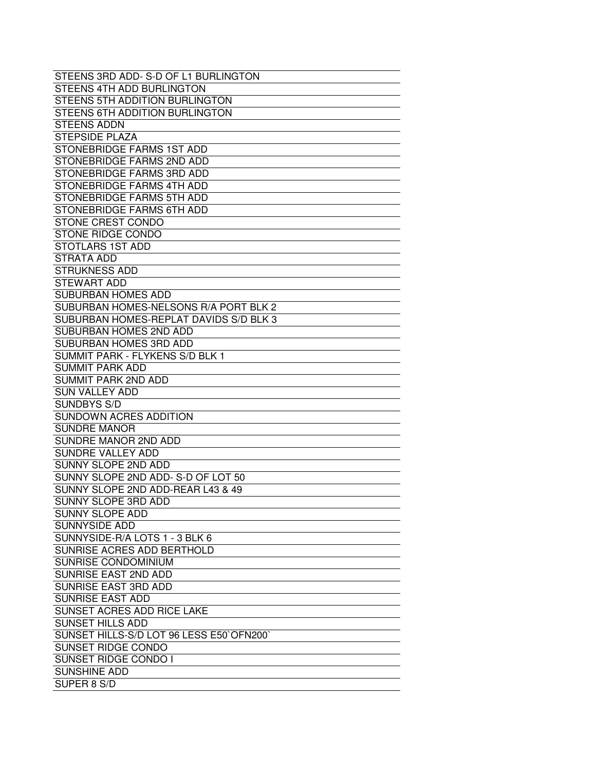| STEENS 3RD ADD- S-D OF L1 BURLINGTON |
|---|
| STEENS 4TH ADD BURLINGTON |
| STEENS 5TH ADDITION BURLINGTON |
| STEENS 6TH ADDITION BURLINGTON |
| STEENS ADDN |
| STEPSIDE PLAZA |
| STONEBRIDGE FARMS 1ST ADD |
| STONEBRIDGE FARMS 2ND ADD |
| STONEBRIDGE FARMS 3RD ADD |
| STONEBRIDGE FARMS 4TH ADD |
| STONEBRIDGE FARMS 5TH ADD |
| STONEBRIDGE FARMS 6TH ADD |
| STONE CREST CONDO |
| STONE RIDGE CONDO |
| STOTLARS 1ST ADD |
| STRATA ADD |
| STRUKNESS ADD |
| STEWART ADD |
| SUBURBAN HOMES ADD |
| SUBURBAN HOMES-NELSONS R/A PORT BLK 2 |
| SUBURBAN HOMES-REPLAT DAVIDS S/D BLK 3 |
| SUBURBAN HOMES 2ND ADD |
| SUBURBAN HOMES 3RD ADD |
| SUMMIT PARK - FLYKENS S/D BLK 1 |
| SUMMIT PARK ADD |
| SUMMIT PARK 2ND ADD |
| SUN VALLEY ADD |
| SUNDBYS S/D |
| SUNDOWN ACRES ADDITION |
| SUNDRE MANOR |
| SUNDRE MANOR 2ND ADD |
| SUNDRE VALLEY ADD |
| SUNNY SLOPE 2ND ADD |
| SUNNY SLOPE 2ND ADD- S-D OF LOT 50 |
| SUNNY SLOPE 2ND ADD-REAR L43 & 49 |
| SUNNY SLOPE 3RD ADD |
| SUNNY SLOPE ADD |
| SUNNYSIDE ADD |
| SUNNYSIDE-R/A LOTS 1 - 3 BLK 6 |
| SUNRISE ACRES ADD BERTHOLD |
| SUNRISE CONDOMINIUM |
| SUNRISE EAST 2ND ADD |
| SUNRISE EAST 3RD ADD |
| SUNRISE EAST ADD |
| SUNSET ACRES ADD RICE LAKE |
| SUNSET HILLS ADD |
| SUNSET HILLS-S/D LOT 96 LESS E50`OFN200` |
| SUNSET RIDGE CONDO |
| SUNSET RIDGE CONDO I |
| SUNSHINE ADD |
| SUPER 8 S/D |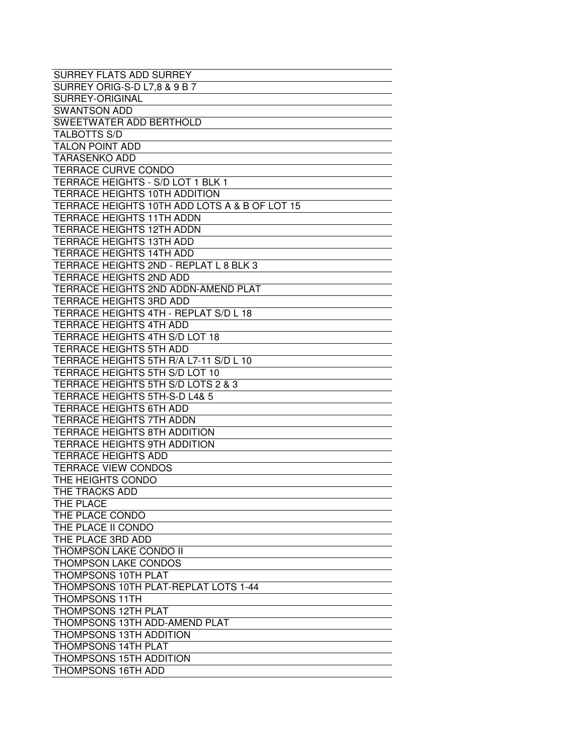| SURREY FLATS ADD SURREY |
|---|
| SURREY ORIG-S-D L7,8 & 9 B 7 |
| SURREY-ORIGINAL |
| SWANTSON ADD |
| SWEETWATER ADD BERTHOLD |
| TALBOTTS S/D |
| TALON POINT ADD |
| TARASENKO ADD |
| TERRACE CURVE CONDO |
| TERRACE HEIGHTS - S/D LOT 1 BLK 1 |
| TERRACE HEIGHTS 10TH ADDITION |
| TERRACE HEIGHTS 10TH ADD LOTS A & B OF LOT 15 |
| TERRACE HEIGHTS 11TH ADDN |
| TERRACE HEIGHTS 12TH ADDN |
| TERRACE HEIGHTS 13TH ADD |
| TERRACE HEIGHTS 14TH ADD |
| TERRACE HEIGHTS 2ND - REPLAT L 8 BLK 3 |
| TERRACE HEIGHTS 2ND ADD |
| TERRACE HEIGHTS 2ND ADDN-AMEND PLAT |
| TERRACE HEIGHTS 3RD ADD |
| TERRACE HEIGHTS 4TH - REPLAT S/D L 18 |
| TERRACE HEIGHTS 4TH ADD |
| TERRACE HEIGHTS 4TH S/D LOT 18 |
| TERRACE HEIGHTS 5TH ADD |
| TERRACE HEIGHTS 5TH R/A L7-11 S/D L 10 |
| TERRACE HEIGHTS 5TH S/D LOT 10 |
| TERRACE HEIGHTS 5TH S/D LOTS 2 & 3 |
| TERRACE HEIGHTS 5TH-S-D L4& 5 |
| TERRACE HEIGHTS 6TH ADD |
| TERRACE HEIGHTS 7TH ADDN |
| TERRACE HEIGHTS 8TH ADDITION |
| TERRACE HEIGHTS 9TH ADDITION |
| TERRACE HEIGHTS ADD |
| TERRACE VIEW CONDOS |
| THE HEIGHTS CONDO |
| THE TRACKS ADD |
| THE PLACE |
| THE PLACE CONDO |
| THE PLACE II CONDO |
| THE PLACE 3RD ADD |
| THOMPSON LAKE CONDO II |
| THOMPSON LAKE CONDOS |
| THOMPSONS 10TH PLAT |
| THOMPSONS 10TH PLAT-REPLAT LOTS 1-44 |
| THOMPSONS 11TH |
| THOMPSONS 12TH PLAT |
| THOMPSONS 13TH ADD-AMEND PLAT |
| THOMPSONS 13TH ADDITION |
| THOMPSONS 14TH PLAT |
| THOMPSONS 15TH ADDITION |
| THOMPSONS 16TH ADD |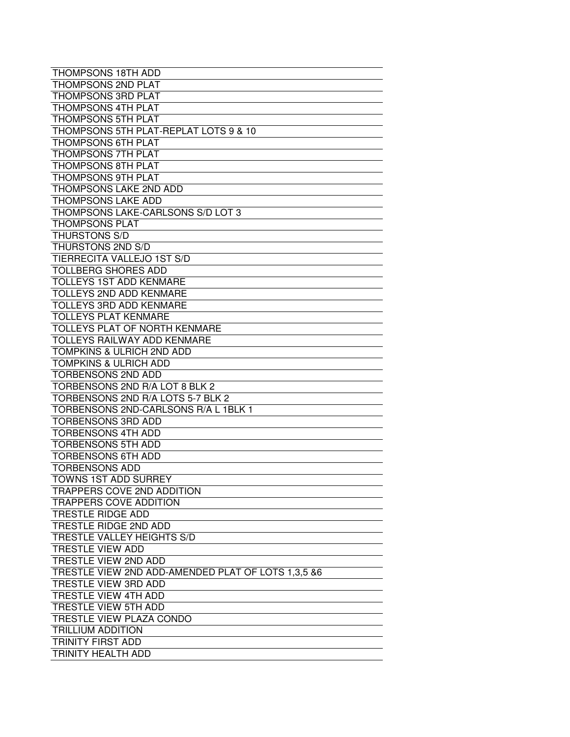| |
|---|
| THOMPSONS 18TH ADD |
| THOMPSONS 2ND PLAT |
| THOMPSONS 3RD PLAT |
| THOMPSONS 4TH PLAT |
| THOMPSONS 5TH PLAT |
| THOMPSONS 5TH PLAT-REPLAT LOTS 9 & 10 |
| THOMPSONS 6TH PLAT |
| THOMPSONS 7TH PLAT |
| THOMPSONS 8TH PLAT |
| THOMPSONS 9TH PLAT |
| THOMPSONS LAKE 2ND ADD |
| THOMPSONS LAKE ADD |
| THOMPSONS LAKE-CARLSONS S/D LOT 3 |
| THOMPSONS PLAT |
| THURSTONS S/D |
| THURSTONS 2ND S/D |
| TIERRECITA VALLEJO 1ST S/D |
| TOLLBERG SHORES ADD |
| TOLLEYS 1ST ADD KENMARE |
| TOLLEYS 2ND ADD KENMARE |
| TOLLEYS 3RD ADD KENMARE |
| TOLLEYS PLAT KENMARE |
| TOLLEYS PLAT OF NORTH KENMARE |
| TOLLEYS RAILWAY ADD KENMARE |
| TOMPKINS & ULRICH 2ND ADD |
| TOMPKINS & ULRICH ADD |
| TORBENSONS 2ND ADD |
| TORBENSONS 2ND R/A LOT 8 BLK 2 |
| TORBENSONS 2ND R/A LOTS 5-7 BLK 2 |
| TORBENSONS 2ND-CARLSONS R/A L 1BLK 1 |
| TORBENSONS 3RD ADD |
| TORBENSONS 4TH ADD |
| TORBENSONS 5TH ADD |
| TORBENSONS 6TH ADD |
| TORBENSONS ADD |
| TOWNS 1ST ADD SURREY |
| TRAPPERS COVE 2ND ADDITION |
| TRAPPERS COVE ADDITION |
| TRESTLE RIDGE ADD |
| TRESTLE RIDGE 2ND ADD |
| TRESTLE VALLEY HEIGHTS S/D |
| TRESTLE VIEW ADD |
| TRESTLE VIEW 2ND ADD |
| TRESTLE VIEW 2ND ADD-AMENDED PLAT OF LOTS 1,3,5 &6 |
| TRESTLE VIEW 3RD ADD |
| TRESTLE VIEW 4TH ADD |
| TRESTLE VIEW 5TH ADD |
| TRESTLE VIEW PLAZA CONDO |
| TRILLIUM ADDITION |
| TRINITY FIRST ADD |
| TRINITY HEALTH ADD |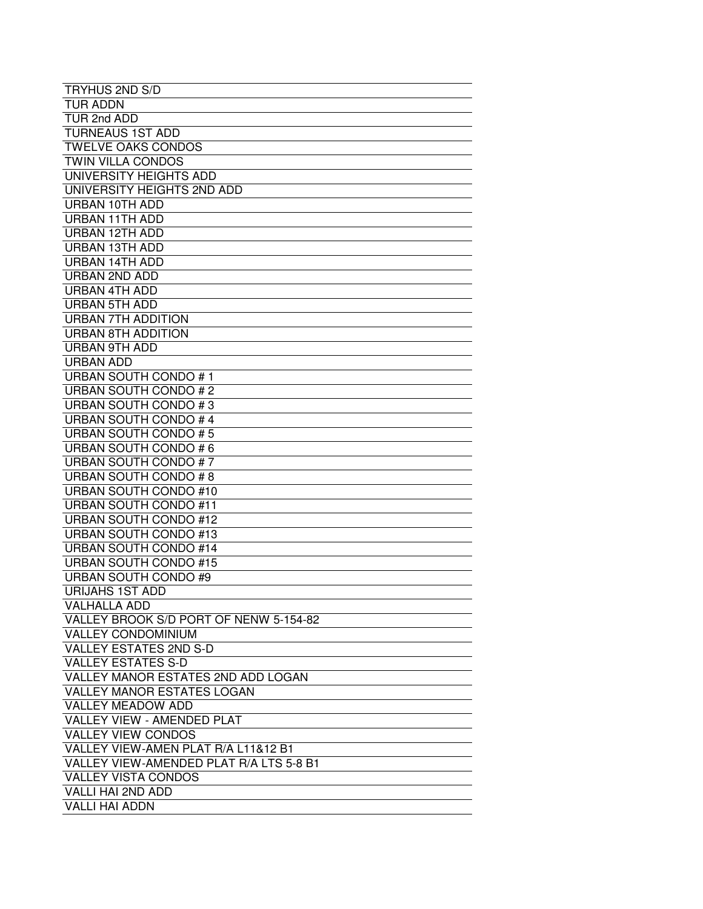| TRYHUS 2ND S/D |
|---|
| TUR ADDN |
| TUR 2nd ADD |
| TURNEAUS 1ST ADD |
| TWELVE OAKS CONDOS |
| TWIN VILLA CONDOS |
| UNIVERSITY HEIGHTS ADD |
| UNIVERSITY HEIGHTS 2ND ADD |
| URBAN 10TH ADD |
| URBAN 11TH ADD |
| URBAN 12TH ADD |
| URBAN 13TH ADD |
| URBAN 14TH ADD |
| URBAN 2ND ADD |
| URBAN 4TH ADD |
| URBAN 5TH ADD |
| URBAN 7TH ADDITION |
| URBAN 8TH ADDITION |
| URBAN 9TH ADD |
| URBAN ADD |
| URBAN SOUTH CONDO # 1 |
| URBAN SOUTH CONDO # 2 |
| URBAN SOUTH CONDO # 3 |
| URBAN SOUTH CONDO # 4 |
| URBAN SOUTH CONDO # 5 |
| URBAN SOUTH CONDO # 6 |
| URBAN SOUTH CONDO # 7 |
| URBAN SOUTH CONDO # 8 |
| URBAN SOUTH CONDO #10 |
| URBAN SOUTH CONDO #11 |
| URBAN SOUTH CONDO #12 |
| URBAN SOUTH CONDO #13 |
| URBAN SOUTH CONDO #14 |
| URBAN SOUTH CONDO #15 |
| URBAN SOUTH CONDO #9 |
| URIJAHS 1ST ADD |
| VALHALLA ADD |
| VALLEY BROOK S/D PORT OF NENW 5-154-82 |
| VALLEY CONDOMINIUM |
| VALLEY ESTATES 2ND S-D |
| VALLEY ESTATES S-D |
| VALLEY MANOR ESTATES 2ND ADD LOGAN |
| VALLEY MANOR ESTATES LOGAN |
| VALLEY MEADOW ADD |
| VALLEY VIEW - AMENDED PLAT |
| VALLEY VIEW CONDOS |
| VALLEY VIEW-AMEN PLAT R/A L11&12 B1 |
| VALLEY VIEW-AMENDED PLAT R/A LTS 5-8 B1 |
| VALLEY VISTA CONDOS |
| VALLI HAI 2ND ADD |
| VALLI HAI ADDN |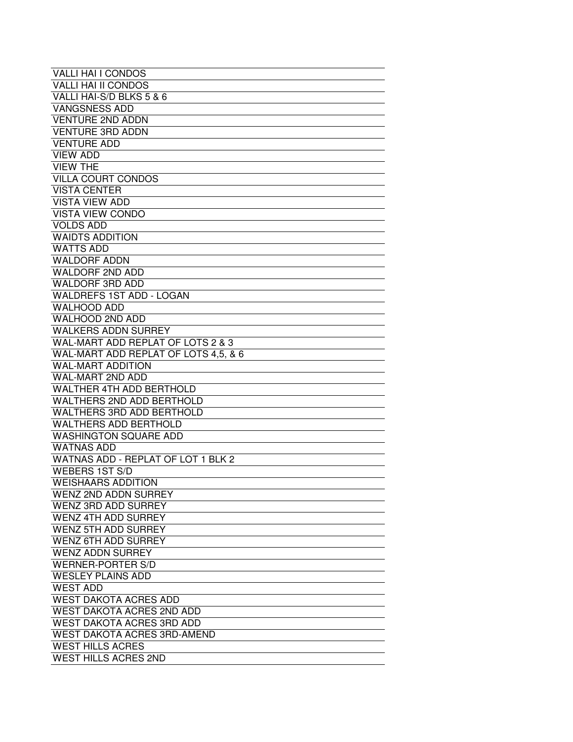| VALLI HAI I CONDOS |
|---|
| VALLI HAI II CONDOS |
| VALLI HAI-S/D BLKS 5 & 6 |
| VANGSNESS ADD |
| VENTURE 2ND ADDN |
| VENTURE 3RD ADDN |
| VENTURE ADD |
| VIEW ADD |
| VIEW THE |
| VILLA COURT CONDOS |
| VISTA CENTER |
| VISTA VIEW ADD |
| VISTA VIEW CONDO |
| VOLDS ADD |
| WAIDTS ADDITION |
| WATTS ADD |
| WALDORF ADDN |
| WALDORF 2ND ADD |
| WALDORF 3RD ADD |
| WALDREFS 1ST ADD - LOGAN |
| WALHOOD ADD |
| WALHOOD 2ND ADD |
| WALKERS ADDN SURREY |
| WAL-MART ADD REPLAT OF LOTS 2 & 3 |
| WAL-MART ADD REPLAT OF LOTS 4,5, & 6 |
| WAL-MART ADDITION |
| WAL-MART 2ND ADD |
| WALTHER 4TH ADD BERTHOLD |
| WALTHERS 2ND ADD BERTHOLD |
| WALTHERS 3RD ADD BERTHOLD |
| WALTHERS ADD BERTHOLD |
| WASHINGTON SQUARE ADD |
| WATNAS ADD |
| WATNAS ADD - REPLAT OF LOT 1 BLK 2 |
| WEBERS 1ST S/D |
| WEISHAARS ADDITION |
| WENZ 2ND ADDN SURREY |
| WENZ 3RD ADD SURREY |
| WENZ 4TH ADD SURREY |
| WENZ 5TH ADD SURREY |
| WENZ 6TH ADD SURREY |
| WENZ ADDN SURREY |
| WERNER-PORTER S/D |
| WESLEY PLAINS ADD |
| WEST ADD |
| WEST DAKOTA ACRES ADD |
| WEST DAKOTA ACRES 2ND ADD |
| WEST DAKOTA ACRES 3RD ADD |
| WEST DAKOTA ACRES 3RD-AMEND |
| WEST HILLS ACRES |
| WEST HILLS ACRES 2ND |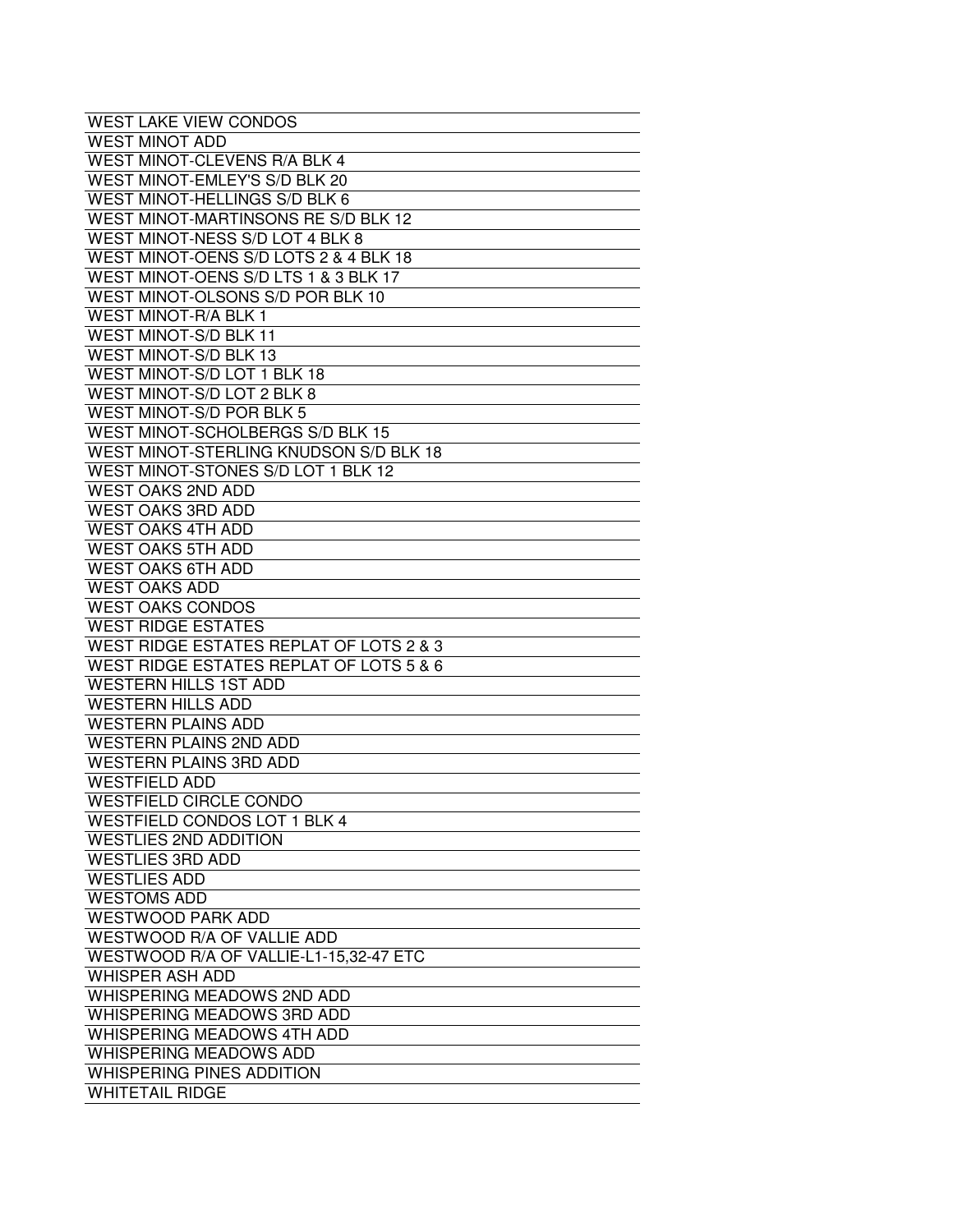| WEST LAKE VIEW CONDOS |
| --- |
| WEST MINOT ADD |
| WEST MINOT-CLEVENS R/A BLK 4 |
| WEST MINOT-EMLEY'S S/D BLK 20 |
| WEST MINOT-HELLINGS S/D BLK 6 |
| WEST MINOT-MARTINSONS RE S/D BLK 12 |
| WEST MINOT-NESS S/D LOT 4 BLK 8 |
| WEST MINOT-OENS S/D LOTS 2 & 4 BLK 18 |
| WEST MINOT-OENS S/D LTS 1 & 3 BLK 17 |
| WEST MINOT-OLSONS S/D POR BLK 10 |
| WEST MINOT-R/A BLK 1 |
| WEST MINOT-S/D BLK 11 |
| WEST MINOT-S/D BLK 13 |
| WEST MINOT-S/D LOT 1 BLK 18 |
| WEST MINOT-S/D LOT 2 BLK 8 |
| WEST MINOT-S/D POR BLK 5 |
| WEST MINOT-SCHOLBERGS S/D BLK 15 |
| WEST MINOT-STERLING KNUDSON S/D BLK 18 |
| WEST MINOT-STONES S/D LOT 1 BLK 12 |
| WEST OAKS 2ND ADD |
| WEST OAKS 3RD ADD |
| WEST OAKS 4TH ADD |
| WEST OAKS 5TH ADD |
| WEST OAKS 6TH ADD |
| WEST OAKS ADD |
| WEST OAKS CONDOS |
| WEST RIDGE ESTATES |
| WEST RIDGE ESTATES REPLAT OF LOTS 2 & 3 |
| WEST RIDGE ESTATES REPLAT OF LOTS 5 & 6 |
| WESTERN HILLS 1ST ADD |
| WESTERN HILLS ADD |
| WESTERN PLAINS ADD |
| WESTERN PLAINS 2ND ADD |
| WESTERN PLAINS 3RD ADD |
| WESTFIELD ADD |
| WESTFIELD CIRCLE CONDO |
| WESTFIELD CONDOS LOT 1 BLK 4 |
| WESTLIES 2ND ADDITION |
| WESTLIES 3RD ADD |
| WESTLIES ADD |
| WESTOMS ADD |
| WESTWOOD PARK ADD |
| WESTWOOD R/A OF VALLIE ADD |
| WESTWOOD R/A OF VALLIE-L1-15,32-47 ETC |
| WHISPER ASH ADD |
| WHISPERING MEADOWS 2ND ADD |
| WHISPERING MEADOWS 3RD ADD |
| WHISPERING MEADOWS 4TH ADD |
| WHISPERING MEADOWS ADD |
| WHISPERING PINES ADDITION |
| WHITETAIL RIDGE |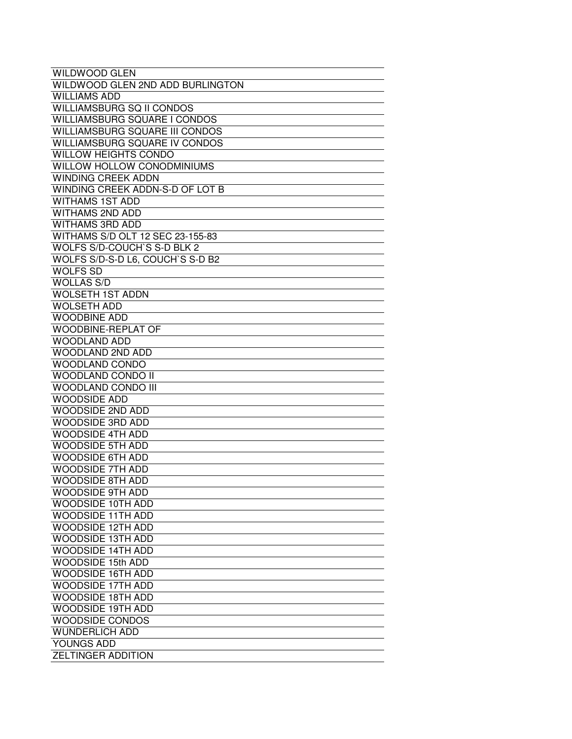| WILDWOOD GLEN |
| --- |
| WILDWOOD GLEN 2ND ADD BURLINGTON |
| WILLIAMS ADD |
| WILLIAMSBURG SQ II CONDOS |
| WILLIAMSBURG SQUARE I CONDOS |
| WILLIAMSBURG SQUARE III CONDOS |
| WILLIAMSBURG SQUARE IV CONDOS |
| WILLOW HEIGHTS CONDO |
| WILLOW HOLLOW CONODMINIUMS |
| WINDING CREEK ADDN |
| WINDING CREEK ADDN-S-D OF LOT B |
| WITHAMS 1ST ADD |
| WITHAMS 2ND ADD |
| WITHAMS 3RD ADD |
| WITHAMS S/D OLT 12 SEC 23-155-83 |
| WOLFS S/D-COUCH`S S-D BLK 2 |
| WOLFS S/D-S-D L6, COUCH`S S-D B2 |
| WOLFS SD |
| WOLLAS S/D |
| WOLSETH 1ST ADDN |
| WOLSETH ADD |
| WOODBINE ADD |
| WOODBINE-REPLAT OF |
| WOODLAND ADD |
| WOODLAND 2ND ADD |
| WOODLAND CONDO |
| WOODLAND CONDO II |
| WOODLAND CONDO III |
| WOODSIDE ADD |
| WOODSIDE 2ND ADD |
| WOODSIDE 3RD ADD |
| WOODSIDE 4TH ADD |
| WOODSIDE 5TH ADD |
| WOODSIDE 6TH ADD |
| WOODSIDE 7TH ADD |
| WOODSIDE 8TH ADD |
| WOODSIDE 9TH ADD |
| WOODSIDE 10TH ADD |
| WOODSIDE 11TH ADD |
| WOODSIDE 12TH ADD |
| WOODSIDE 13TH ADD |
| WOODSIDE 14TH ADD |
| WOODSIDE 15th ADD |
| WOODSIDE 16TH ADD |
| WOODSIDE 17TH ADD |
| WOODSIDE 18TH ADD |
| WOODSIDE 19TH ADD |
| WOODSIDE CONDOS |
| WUNDERLICH ADD |
| YOUNGS ADD |
| ZELTINGER ADDITION |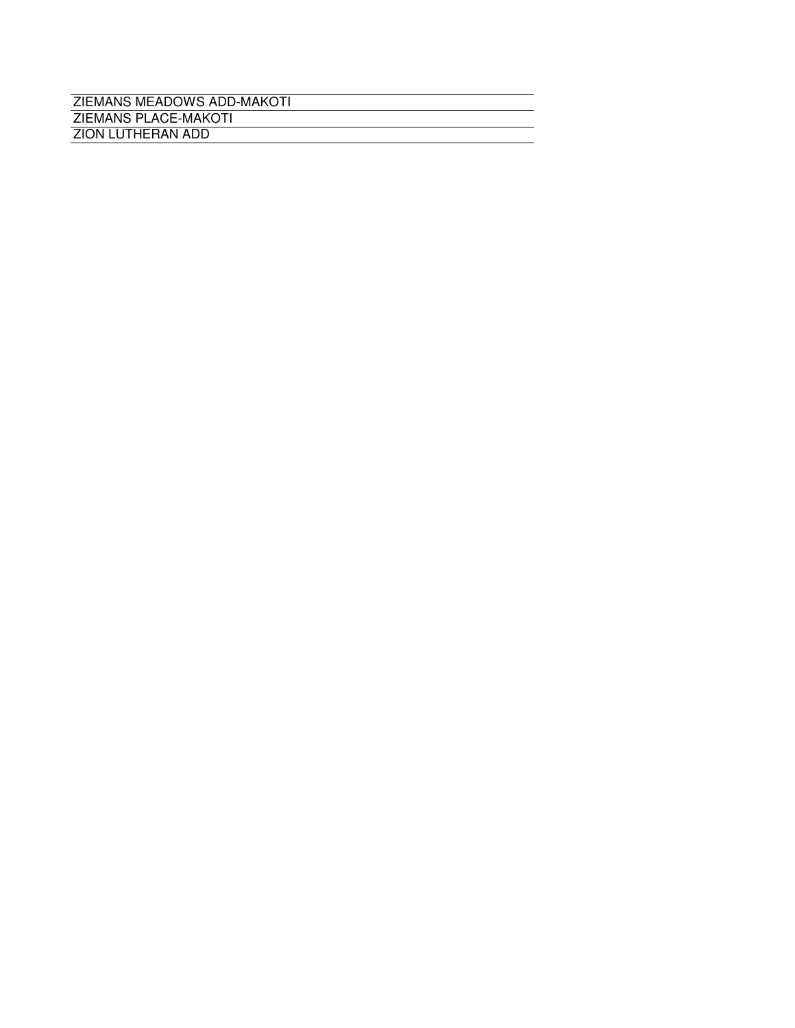| |
|---|
| ZIEMANS MEADOWS ADD-MAKOTI |
| ZIEMANS PLACE-MAKOTI |
| ZION LUTHERAN ADD |